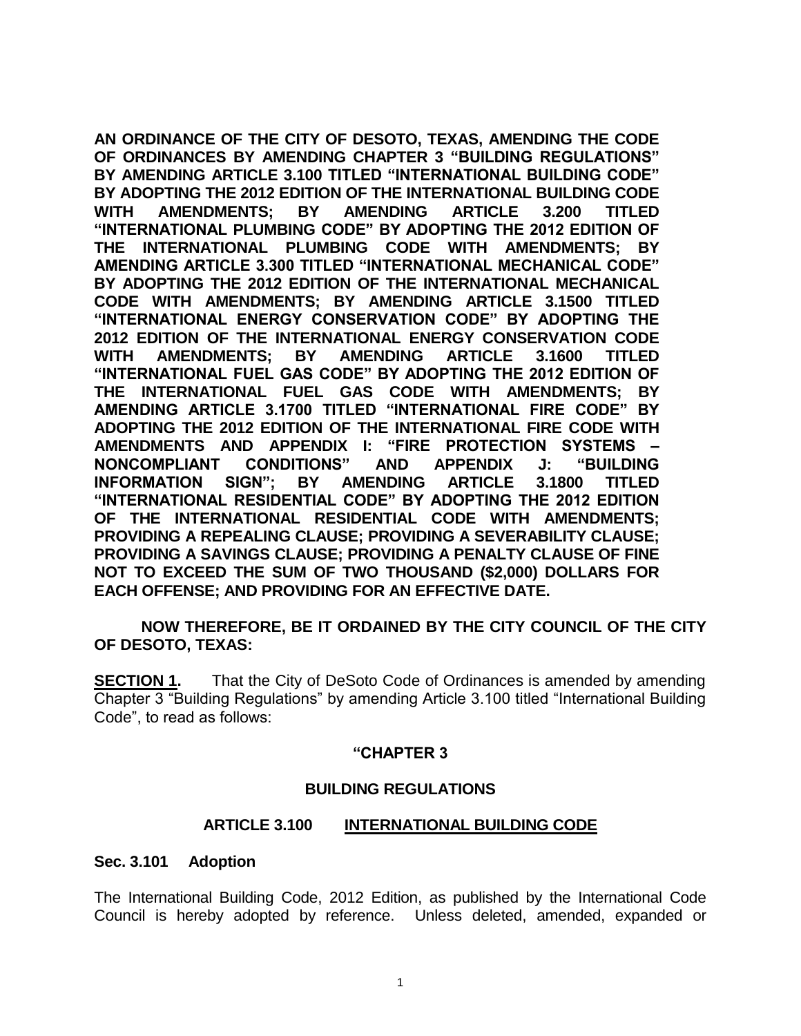**AN ORDINANCE OF THE CITY OF DESOTO, TEXAS, AMENDING THE CODE OF ORDINANCES BY AMENDING CHAPTER 3 "BUILDING REGULATIONS" BY AMENDING ARTICLE 3.100 TITLED "INTERNATIONAL BUILDING CODE" BY ADOPTING THE 2012 EDITION OF THE INTERNATIONAL BUILDING CODE WITH AMENDMENTS; BY AMENDING ARTICLE 3.200 TITLED "INTERNATIONAL PLUMBING CODE" BY ADOPTING THE 2012 EDITION OF THE INTERNATIONAL PLUMBING CODE WITH AMENDMENTS; BY AMENDING ARTICLE 3.300 TITLED "INTERNATIONAL MECHANICAL CODE" BY ADOPTING THE 2012 EDITION OF THE INTERNATIONAL MECHANICAL CODE WITH AMENDMENTS; BY AMENDING ARTICLE 3.1500 TITLED "INTERNATIONAL ENERGY CONSERVATION CODE" BY ADOPTING THE 2012 EDITION OF THE INTERNATIONAL ENERGY CONSERVATION CODE WITH AMENDMENTS; BY AMENDING ARTICLE 3.1600 TITLED "INTERNATIONAL FUEL GAS CODE" BY ADOPTING THE 2012 EDITION OF THE INTERNATIONAL FUEL GAS CODE WITH AMENDMENTS; BY AMENDING ARTICLE 3.1700 TITLED "INTERNATIONAL FIRE CODE" BY ADOPTING THE 2012 EDITION OF THE INTERNATIONAL FIRE CODE WITH AMENDMENTS AND APPENDIX I: "FIRE PROTECTION SYSTEMS – NONCOMPLIANT CONDITIONS" AND APPENDIX J: "BUILDING INFORMATION SIGN"; BY AMENDING ARTICLE 3.1800 TITLED "INTERNATIONAL RESIDENTIAL CODE" BY ADOPTING THE 2012 EDITION OF THE INTERNATIONAL RESIDENTIAL CODE WITH AMENDMENTS; PROVIDING A REPEALING CLAUSE; PROVIDING A SEVERABILITY CLAUSE; PROVIDING A SAVINGS CLAUSE; PROVIDING A PENALTY CLAUSE OF FINE NOT TO EXCEED THE SUM OF TWO THOUSAND ($2,000) DOLLARS FOR EACH OFFENSE; AND PROVIDING FOR AN EFFECTIVE DATE.**

**NOW THEREFORE, BE IT ORDAINED BY THE CITY COUNCIL OF THE CITY OF DESOTO, TEXAS:**

**SECTION 1.** That the City of DeSoto Code of Ordinances is amended by amending Chapter 3 "Building Regulations" by amending Article 3.100 titled "International Building Code", to read as follows:

**"CHAPTER 3**

**BUILDING REGULATIONS**

**ARTICLE 3.100 INTERNATIONAL BUILDING CODE**

**Sec. 3.101 Adoption**

The International Building Code, 2012 Edition, as published by the International Code Council is hereby adopted by reference. Unless deleted, amended, expanded or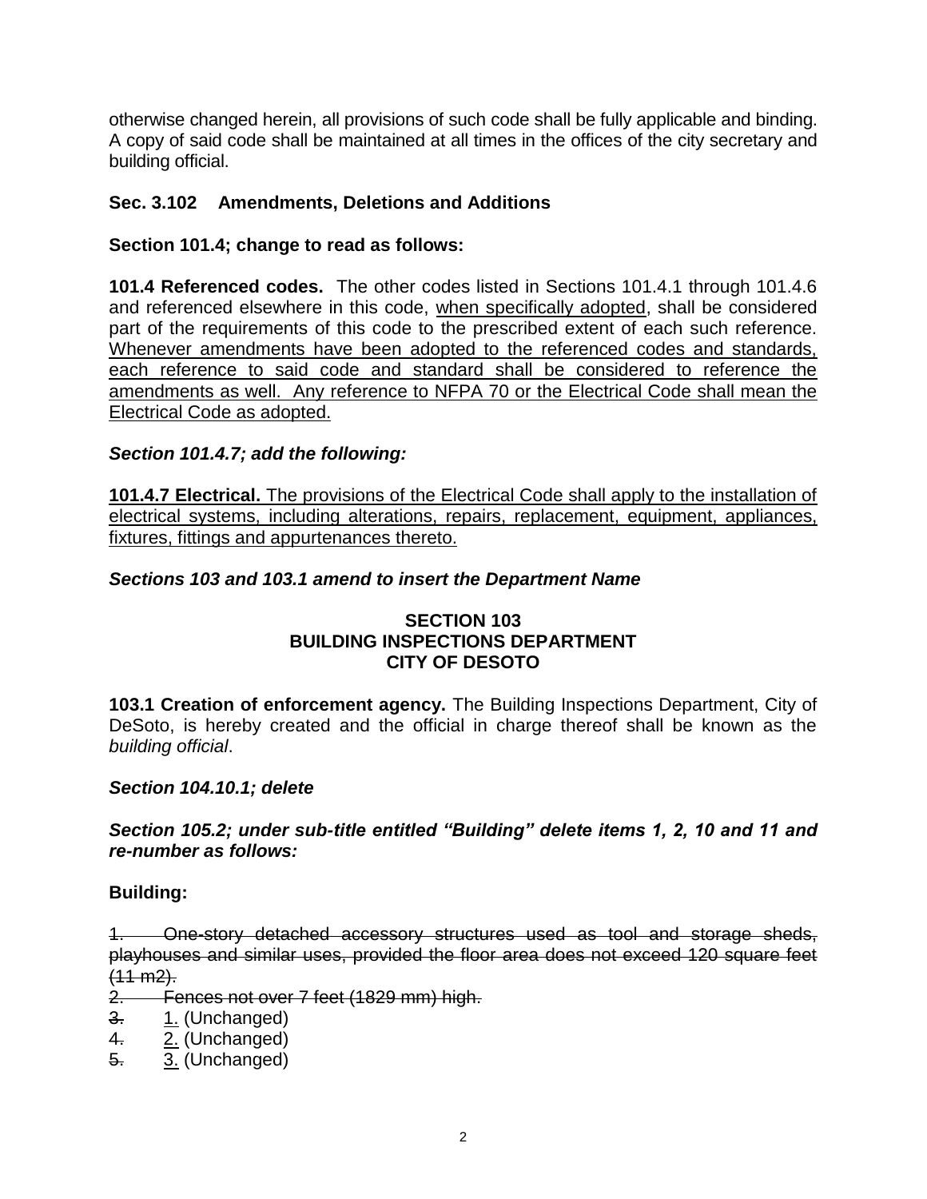otherwise changed herein, all provisions of such code shall be fully applicable and binding. A copy of said code shall be maintained at all times in the offices of the city secretary and building official.

**Sec. 3.102 Amendments, Deletions and Additions**

**Section 101.4; change to read as follows:**

**101.4 Referenced codes.** The other codes listed in Sections 101.4.1 through 101.4.6 and referenced elsewhere in this code, <u>when specifically adopted</u>, shall be considered part of the requirements of this code to the prescribed extent of each such reference. <u>Whenever amendments have been adopted to the referenced codes and standards, each reference to said code and standard shall be considered to reference the amendments as well. Any reference to NFPA 70 or the Electrical Code shall mean the Electrical Code as adopted.</u>

***Section 101.4.7; add the following:***

<u>**101.4.7 Electrical.** The provisions of the Electrical Code shall apply to the installation of electrical systems, including alterations, repairs, replacement, equipment, appliances, fixtures, fittings and appurtenances thereto.</u>

***Sections 103 and 103.1 amend to insert the Department Name***

**SECTION 103**
**BUILDING INSPECTIONS DEPARTMENT**
**CITY OF DESOTO**

**103.1 Creation of enforcement agency.** The Building Inspections Department, City of DeSoto, is hereby created and the official in charge thereof shall be known as the *building official*.

***Section 104.10.1; delete***

***Section 105.2; under sub-title entitled "Building" delete items 1, 2, 10 and 11 and re-number as follows:***

**Building:**

~~1. One-story detached accessory structures used as tool and storage sheds, playhouses and similar uses, provided the floor area does not exceed 120 square feet (11 m2).~~

~~2. Fences not over 7 feet (1829 mm) high.~~

~~3.~~ <u>1.</u> (Unchanged)

~~4.~~ <u>2.</u> (Unchanged)

~~5.~~ <u>3.</u> (Unchanged)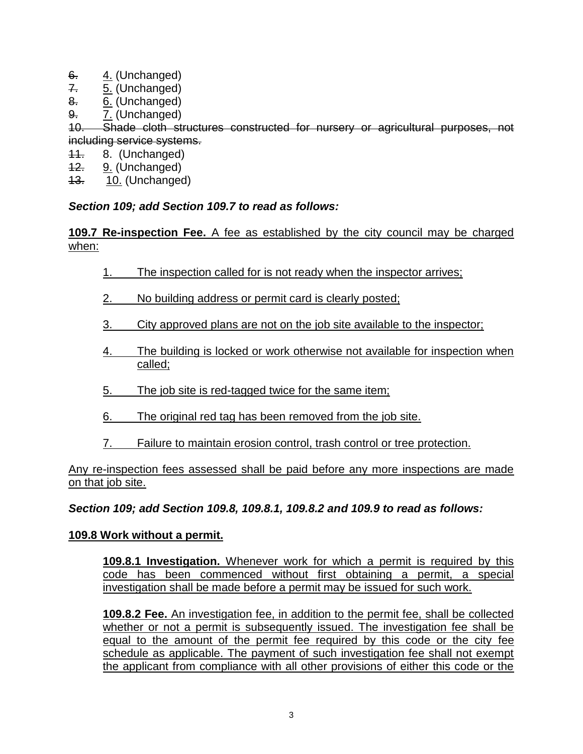~~6.~~ <u>4.</u> (Unchanged)
~~7.~~ <u>5.</u> (Unchanged)
~~8.~~ <u>6.</u> (Unchanged)
~~9.~~ <u>7.</u> (Unchanged)
~~10. Shade cloth structures constructed for nursery or agricultural purposes, not including service systems.~~
~~11.~~ 8. (Unchanged)
~~12.~~ <u>9.</u> (Unchanged)
~~13.~~ <u>10.</u> (Unchanged)

***Section 109; add Section 109.7 to read as follows:***

<u>**109.7 Re-inspection Fee.** A fee as established by the city council may be charged when:</u>

1. <u>The inspection called for is not ready when the inspector arrives;</u>

2. <u>No building address or permit card is clearly posted;</u>

3. <u>City approved plans are not on the job site available to the inspector;</u>

4. <u>The building is locked or work otherwise not available for inspection when called;</u>

5. <u>The job site is red-tagged twice for the same item;</u>

6. <u>The original red tag has been removed from the job site.</u>

7. <u>Failure to maintain erosion control, trash control or tree protection.</u>

<u>Any re-inspection fees assessed shall be paid before any more inspections are made on that job site.</u>

***Section 109; add Section 109.8, 109.8.1, 109.8.2 and 109.9 to read as follows:***

<u>**109.8 Work without a permit.**</u>

<u>**109.8.1 Investigation.** Whenever work for which a permit is required by this code has been commenced without first obtaining a permit, a special investigation shall be made before a permit may be issued for such work.</u>

<u>**109.8.2 Fee.** An investigation fee, in addition to the permit fee, shall be collected whether or not a permit is subsequently issued. The investigation fee shall be equal to the amount of the permit fee required by this code or the city fee schedule as applicable. The payment of such investigation fee shall not exempt the applicant from compliance with all other provisions of either this code or the</u>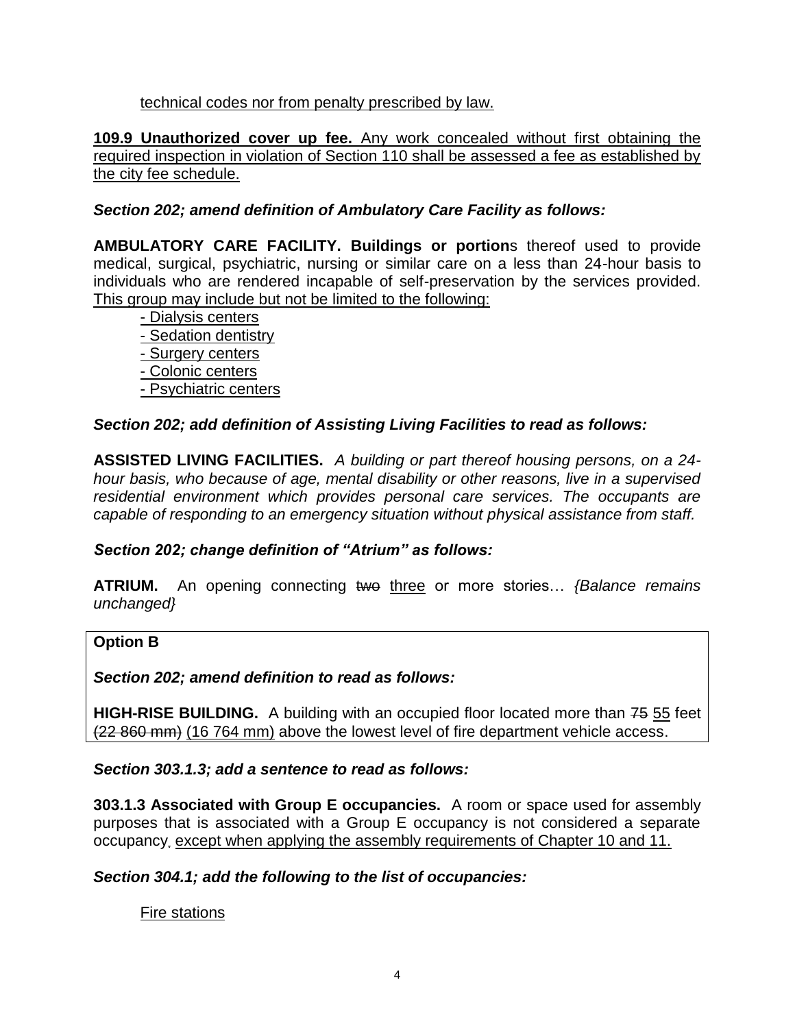technical codes nor from penalty prescribed by law.

**109.9 Unauthorized cover up fee.** Any work concealed without first obtaining the required inspection in violation of Section 110 shall be assessed a fee as established by the city fee schedule.

***Section 202; amend definition of Ambulatory Care Facility as follows:***

**AMBULATORY CARE FACILITY. Buildings or portion**s thereof used to provide medical, surgical, psychiatric, nursing or similar care on a less than 24-hour basis to individuals who are rendered incapable of self-preservation by the services provided. This group may include but not be limited to the following:

- Dialysis centers
- Sedation dentistry
- Surgery centers
- Colonic centers
- Psychiatric centers

***Section 202; add definition of Assisting Living Facilities to read as follows:***

**ASSISTED LIVING FACILITIES.** *A building or part thereof housing persons, on a 24-hour basis, who because of age, mental disability or other reasons, live in a supervised residential environment which provides personal care services. The occupants are capable of responding to an emergency situation without physical assistance from staff.*

***Section 202; change definition of "Atrium" as follows:***

**ATRIUM.** An opening connecting ~~two~~ three or more stories… *{Balance remains unchanged}*

**Option B**

***Section 202; amend definition to read as follows:***

**HIGH-RISE BUILDING.** A building with an occupied floor located more than ~~75~~ 55 feet ~~(22 860 mm)~~ (16 764 mm) above the lowest level of fire department vehicle access.

***Section 303.1.3; add a sentence to read as follows:***

**303.1.3 Associated with Group E occupancies.** A room or space used for assembly purposes that is associated with a Group E occupancy is not considered a separate occupancy, except when applying the assembly requirements of Chapter 10 and 11.

***Section 304.1; add the following to the list of occupancies:***

Fire stations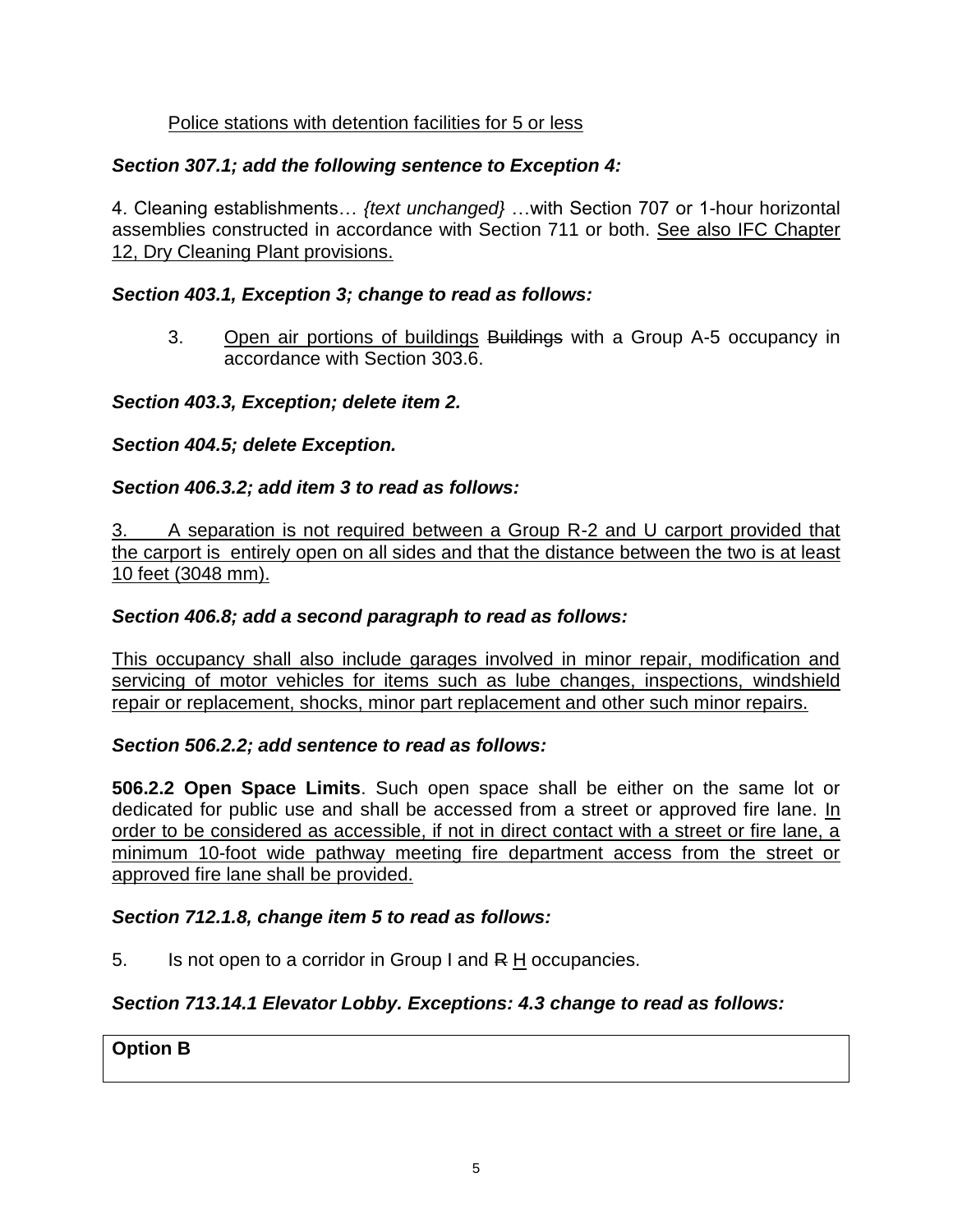<u>Police stations with detention facilities for 5 or less</u>

***Section 307.1; add the following sentence to Exception 4:***

4. Cleaning establishments… *{text unchanged}* …with Section 707 or 1-hour horizontal assemblies constructed in accordance with Section 711 or both. <u>See also IFC Chapter 12, Dry Cleaning Plant provisions.</u>

***Section 403.1, Exception 3; change to read as follows:***

3. <u>Open air portions of buildings</u> ~~Buildings~~ with a Group A-5 occupancy in accordance with Section 303.6.

***Section 403.3, Exception; delete item 2.***

***Section 404.5; delete Exception.***

***Section 406.3.2; add item 3 to read as follows:***

<u>3. A separation is not required between a Group R-2 and U carport provided that the carport is entirely open on all sides and that the distance between the two is at least 10 feet (3048 mm).</u>

***Section 406.8; add a second paragraph to read as follows:***

<u>This occupancy shall also include garages involved in minor repair, modification and servicing of motor vehicles for items such as lube changes, inspections, windshield repair or replacement, shocks, minor part replacement and other such minor repairs.</u>

***Section 506.2.2; add sentence to read as follows:***

**506.2.2 Open Space Limits**. Such open space shall be either on the same lot or dedicated for public use and shall be accessed from a street or approved fire lane. <u>In order to be considered as accessible, if not in direct contact with a street or fire lane, a minimum 10-foot wide pathway meeting fire department access from the street or approved fire lane shall be provided.</u>

***Section 712.1.8, change item 5 to read as follows:***

5. Is not open to a corridor in Group I and ~~R~~ <u>H</u> occupancies.

***Section 713.14.1 Elevator Lobby. Exceptions: 4.3 change to read as follows:***

| **Option B** |
|---|
| |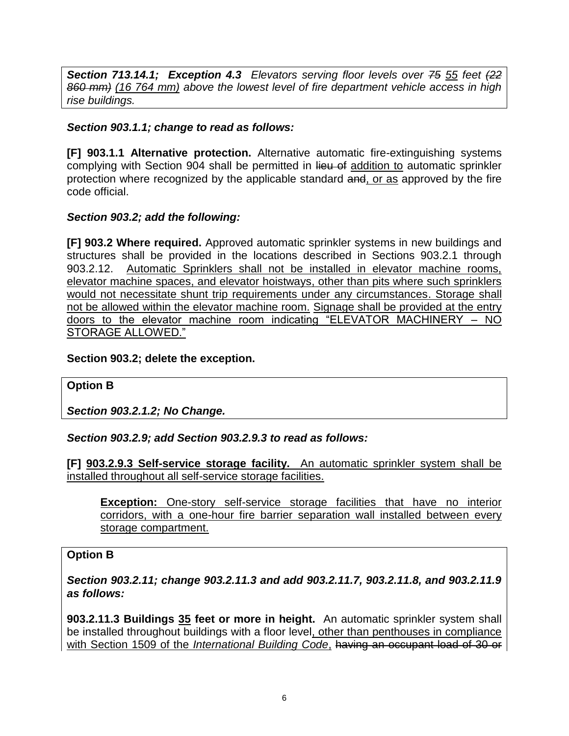***Section 713.14.1; Exception 4.3*** *Elevators serving floor levels over ~~75~~ <u>55</u> feet ~~(22 860 mm)~~ <u>(16 764 mm)</u> above the lowest level of fire department vehicle access in high rise buildings.*

***Section 903.1.1; change to read as follows:***

**[F] 903.1.1 Alternative protection.** Alternative automatic fire-extinguishing systems complying with Section 904 shall be permitted in ~~lieu of~~ <u>addition to</u> automatic sprinkler protection where recognized by the applicable standard ~~and~~<u>, or as</u> approved by the fire code official.

***Section 903.2; add the following:***

**[F] 903.2 Where required.** Approved automatic sprinkler systems in new buildings and structures shall be provided in the locations described in Sections 903.2.1 through 903.2.12. <u>Automatic Sprinklers shall not be installed in elevator machine rooms, elevator machine spaces, and elevator hoistways, other than pits where such sprinklers would not necessitate shunt trip requirements under any circumstances. Storage shall not be allowed within the elevator machine room.</u> <u>Signage shall be provided at the entry doors to the elevator machine room indicating "ELEVATOR MACHINERY – NO STORAGE ALLOWED."</u>

**Section 903.2; delete the exception.**

**Option B**

***Section 903.2.1.2; No Change.***

***Section 903.2.9; add Section 903.2.9.3 to read as follows:***

**[F]** <u>**903.2.9.3 Self-service storage facility.** An automatic sprinkler system shall be installed throughout all self-service storage facilities.</u>

> <u>**Exception:** One-story self-service storage facilities that have no interior corridors, with a one-hour fire barrier separation wall installed between every storage compartment.</u>

**Option B**

***Section 903.2.11; change 903.2.11.3 and add 903.2.11.7, 903.2.11.8, and 903.2.11.9 as follows:***

**903.2.11.3 Buildings <u>35</u> feet or more in height.** An automatic sprinkler system shall be installed throughout buildings with a floor level<u>, other than penthouses in compliance with Section 1509 of the *International Building Code*,</u> ~~having an occupant load of 30 or~~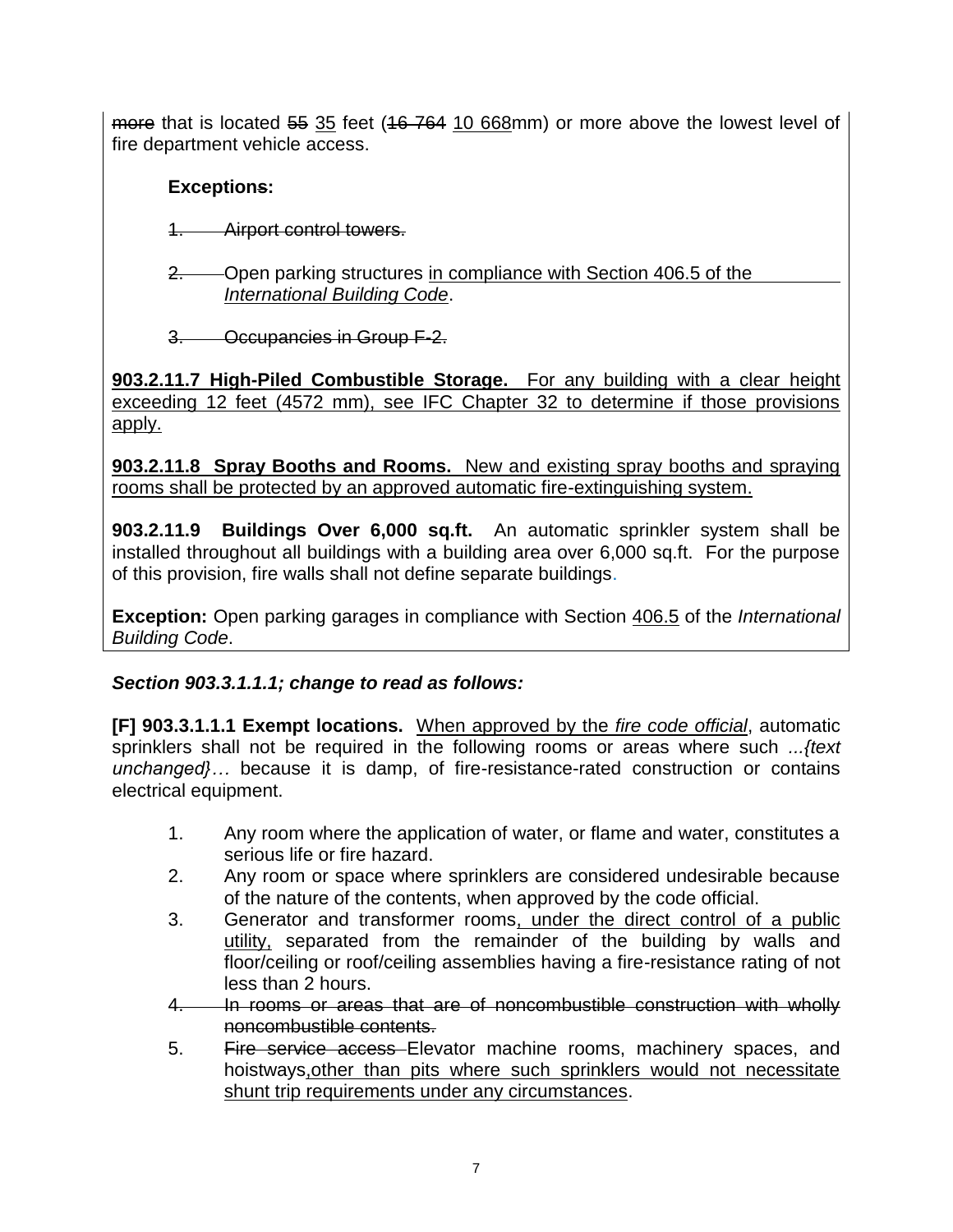~~more~~ that is located ~~55~~ <u>35</u> feet (~~16 764~~ <u>10 668</u>mm) or more above the lowest level of fire department vehicle access.

**Exception~~s~~:**

~~1. Airport control towers.~~

~~2.~~ Open parking structures <u>in compliance with Section 406.5 of the *International Building Code*</u>.

~~3. Occupancies in Group F-2.~~

<u>**903.2.11.7 High-Piled Combustible Storage.** For any building with a clear height exceeding 12 feet (4572 mm), see IFC Chapter 32 to determine if those provisions apply.</u>

<u>**903.2.11.8 Spray Booths and Rooms.** New and existing spray booths and spraying rooms shall be protected by an approved automatic fire-extinguishing system.</u>

**903.2.11.9 Buildings Over 6,000 sq.ft.** An automatic sprinkler system shall be installed throughout all buildings with a building area over 6,000 sq.ft. For the purpose of this provision, fire walls shall not define separate buildings.

**Exception:** Open parking garages in compliance with Section <u>406.5</u> of the *International Building Code*.

***Section 903.3.1.1.1; change to read as follows:***

**[F] 903.3.1.1.1 Exempt locations.** <u>When approved by the *fire code official*</u>, automatic sprinklers shall not be required in the following rooms or areas where such *...{text unchanged}…* because it is damp, of fire-resistance-rated construction or contains electrical equipment.

1. Any room where the application of water, or flame and water, constitutes a serious life or fire hazard.
2. Any room or space where sprinklers are considered undesirable because of the nature of the contents, when approved by the code official.
3. Generator and transformer rooms<u>, under the direct control of a public utility,</u> separated from the remainder of the building by walls and floor/ceiling or roof/ceiling assemblies having a fire-resistance rating of not less than 2 hours.
4. ~~In rooms or areas that are of noncombustible construction with wholly noncombustible contents.~~
5. ~~Fire service access~~ Elevator machine rooms, machinery spaces, and hoistways<u>,other than pits where such sprinklers would not necessitate shunt trip requirements under any circumstances</u>.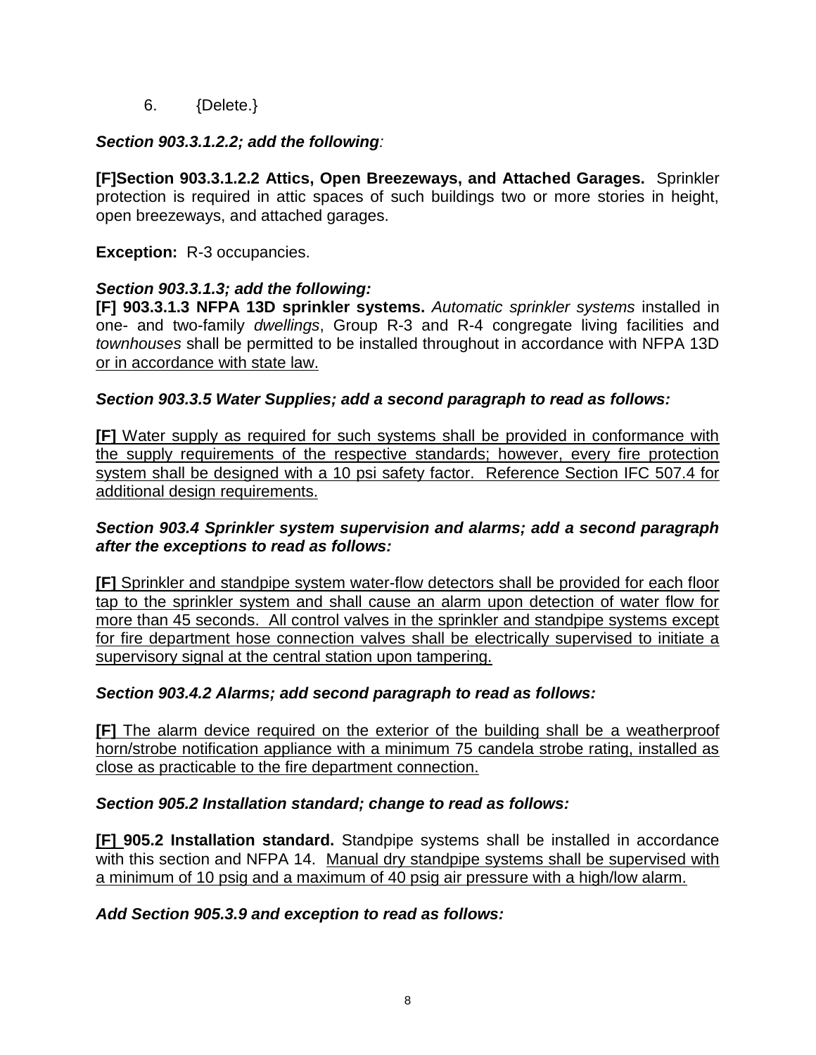6. {Delete.}

***Section 903.3.1.2.2; add the following:***

**[F]Section 903.3.1.2.2 Attics, Open Breezeways, and Attached Garages.** Sprinkler protection is required in attic spaces of such buildings two or more stories in height, open breezeways, and attached garages.

**Exception:** R-3 occupancies.

***Section 903.3.1.3; add the following:***

**[F] 903.3.1.3 NFPA 13D sprinkler systems.** *Automatic sprinkler systems* installed in one- and two-family *dwellings*, Group R-3 and R-4 congregate living facilities and *townhouses* shall be permitted to be installed throughout in accordance with NFPA 13D <u>or in accordance with state law.</u>

***Section 903.3.5 Water Supplies; add a second paragraph to read as follows:***

<u>**[F]** Water supply as required for such systems shall be provided in conformance with the supply requirements of the respective standards; however, every fire protection system shall be designed with a 10 psi safety factor. Reference Section IFC 507.4 for additional design requirements.</u>

***Section 903.4 Sprinkler system supervision and alarms; add a second paragraph after the exceptions to read as follows:***

<u>**[F]** Sprinkler and standpipe system water-flow detectors shall be provided for each floor tap to the sprinkler system and shall cause an alarm upon detection of water flow for more than 45 seconds. All control valves in the sprinkler and standpipe systems except for fire department hose connection valves shall be electrically supervised to initiate a supervisory signal at the central station upon tampering.</u>

***Section 903.4.2 Alarms; add second paragraph to read as follows:***

<u>**[F]** The alarm device required on the exterior of the building shall be a weatherproof horn/strobe notification appliance with a minimum 75 candela strobe rating, installed as close as practicable to the fire department connection.</u>

***Section 905.2 Installation standard; change to read as follows:***

**<u>[F]</u> 905.2 Installation standard.** Standpipe systems shall be installed in accordance with this section and NFPA 14. <u>Manual dry standpipe systems shall be supervised with a minimum of 10 psig and a maximum of 40 psig air pressure with a high/low alarm.</u>

***Add Section 905.3.9 and exception to read as follows:***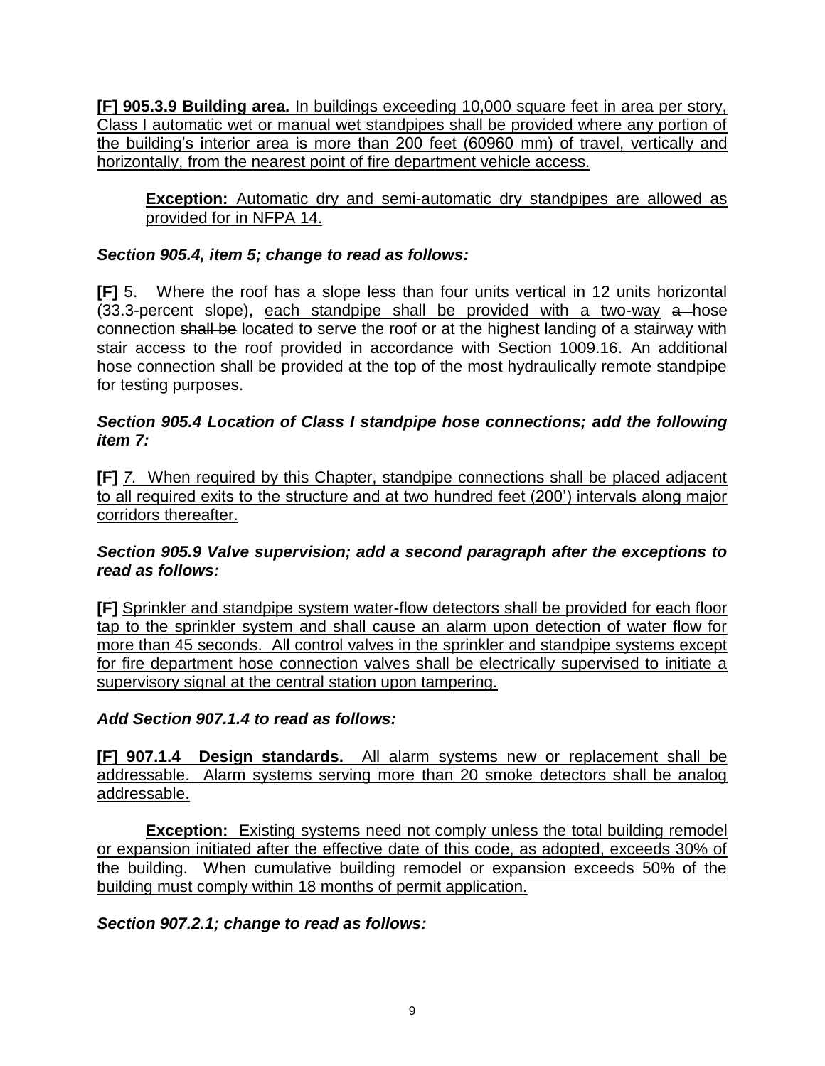**[F] 905.3.9 Building area.** In buildings exceeding 10,000 square feet in area per story, Class I automatic wet or manual wet standpipes shall be provided where any portion of the building's interior area is more than 200 feet (60960 mm) of travel, vertically and horizontally, from the nearest point of fire department vehicle access.

> **Exception:** Automatic dry and semi-automatic dry standpipes are allowed as provided for in NFPA 14.

***Section 905.4, item 5; change to read as follows:***

**[F]** 5. Where the roof has a slope less than four units vertical in 12 units horizontal (33.3-percent slope), each standpipe shall be provided with a two-way ~~a~~ hose connection ~~shall be~~ located to serve the roof or at the highest landing of a stairway with stair access to the roof provided in accordance with Section 1009.16. An additional hose connection shall be provided at the top of the most hydraulically remote standpipe for testing purposes.

***Section 905.4 Location of Class I standpipe hose connections; add the following item 7:***

**[F]** *7.* When required by this Chapter, standpipe connections shall be placed adjacent to all required exits to the structure and at two hundred feet (200') intervals along major corridors thereafter.

***Section 905.9 Valve supervision; add a second paragraph after the exceptions to read as follows:***

**[F]** Sprinkler and standpipe system water-flow detectors shall be provided for each floor tap to the sprinkler system and shall cause an alarm upon detection of water flow for more than 45 seconds. All control valves in the sprinkler and standpipe systems except for fire department hose connection valves shall be electrically supervised to initiate a supervisory signal at the central station upon tampering.

***Add Section 907.1.4 to read as follows:***

**[F] 907.1.4 Design standards.** All alarm systems new or replacement shall be addressable. Alarm systems serving more than 20 smoke detectors shall be analog addressable.

> **Exception:** Existing systems need not comply unless the total building remodel or expansion initiated after the effective date of this code, as adopted, exceeds 30% of the building. When cumulative building remodel or expansion exceeds 50% of the building must comply within 18 months of permit application.

***Section 907.2.1; change to read as follows:***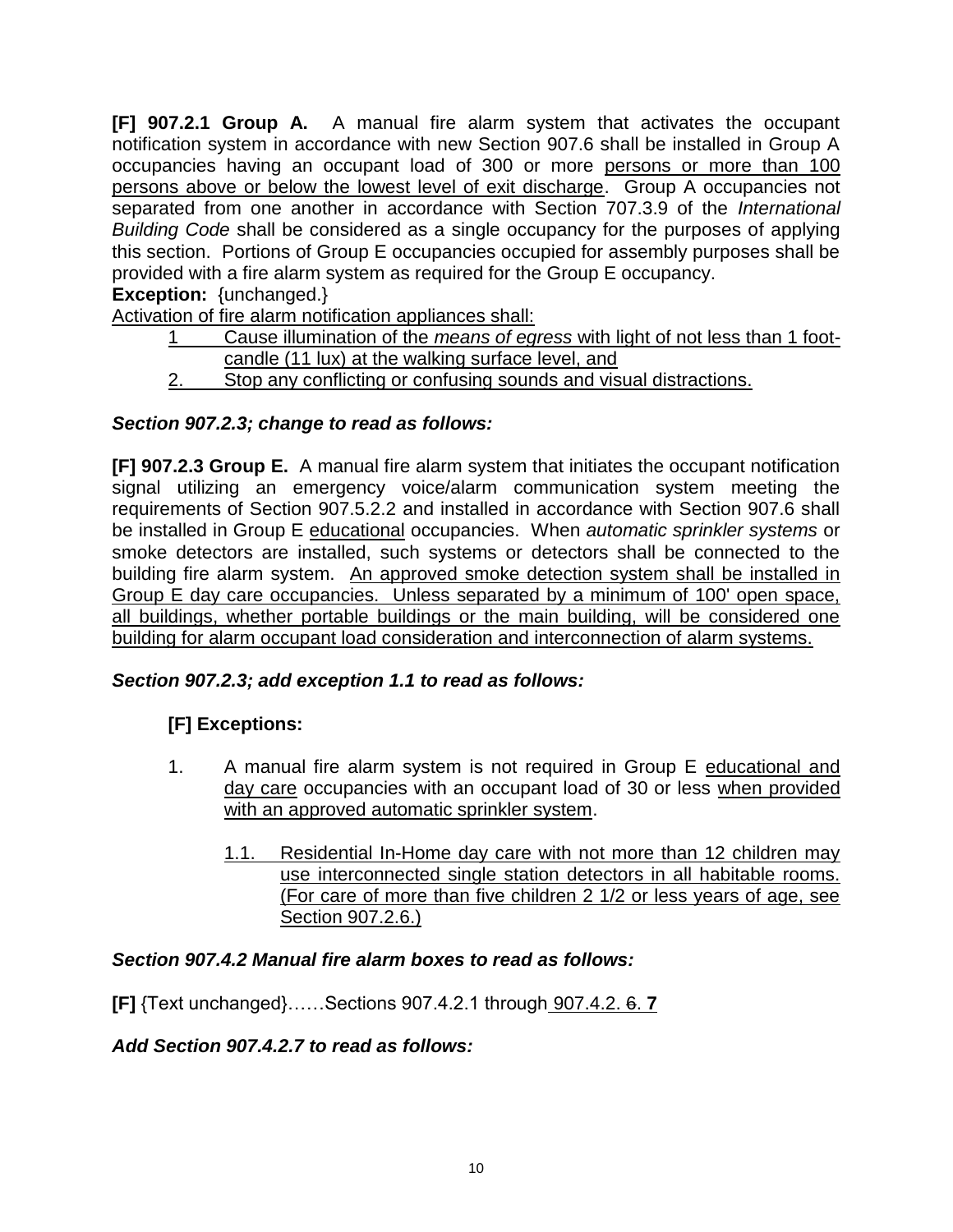**[F] 907.2.1 Group A.** A manual fire alarm system that activates the occupant notification system in accordance with new Section 907.6 shall be installed in Group A occupancies having an occupant load of 300 or more <u>persons or more than 100 persons above or below the lowest level of exit discharge</u>. Group A occupancies not separated from one another in accordance with Section 707.3.9 of the *International Building Code* shall be considered as a single occupancy for the purposes of applying this section. Portions of Group E occupancies occupied for assembly purposes shall be provided with a fire alarm system as required for the Group E occupancy.

**Exception:** {unchanged.}

<u>Activation of fire alarm notification appliances shall:</u>

<u>1 Cause illumination of the *means of egress* with light of not less than 1 foot-candle (11 lux) at the walking surface level, and</u>

<u>2. Stop any conflicting or confusing sounds and visual distractions.</u>

***Section 907.2.3; change to read as follows:***

**[F] 907.2.3 Group E.** A manual fire alarm system that initiates the occupant notification signal utilizing an emergency voice/alarm communication system meeting the requirements of Section 907.5.2.2 and installed in accordance with Section 907.6 shall be installed in Group E <u>educational</u> occupancies. When *automatic sprinkler systems* or smoke detectors are installed, such systems or detectors shall be connected to the building fire alarm system. <u>An approved smoke detection system shall be installed in Group E day care occupancies. Unless separated by a minimum of 100' open space, all buildings, whether portable buildings or the main building, will be considered one building for alarm occupant load consideration and interconnection of alarm systems.</u>

***Section 907.2.3; add exception 1.1 to read as follows:***

**[F] Exceptions:**

1. A manual fire alarm system is not required in Group E <u>educational and day care</u> occupancies with an occupant load of 30 or less <u>when provided with an approved automatic sprinkler system</u>.

   <u>1.1. Residential In-Home day care with not more than 12 children may use interconnected single station detectors in all habitable rooms. (For care of more than five children 2 1/2 or less years of age, see Section 907.2.6.)</u>

***Section 907.4.2 Manual fire alarm boxes to read as follows:***

**[F]** {Text unchanged}……Sections 907.4.2.1 through <u>907.4.2.</u> ~~6~~. **<u>7</u>**

***Add Section 907.4.2.7 to read as follows:***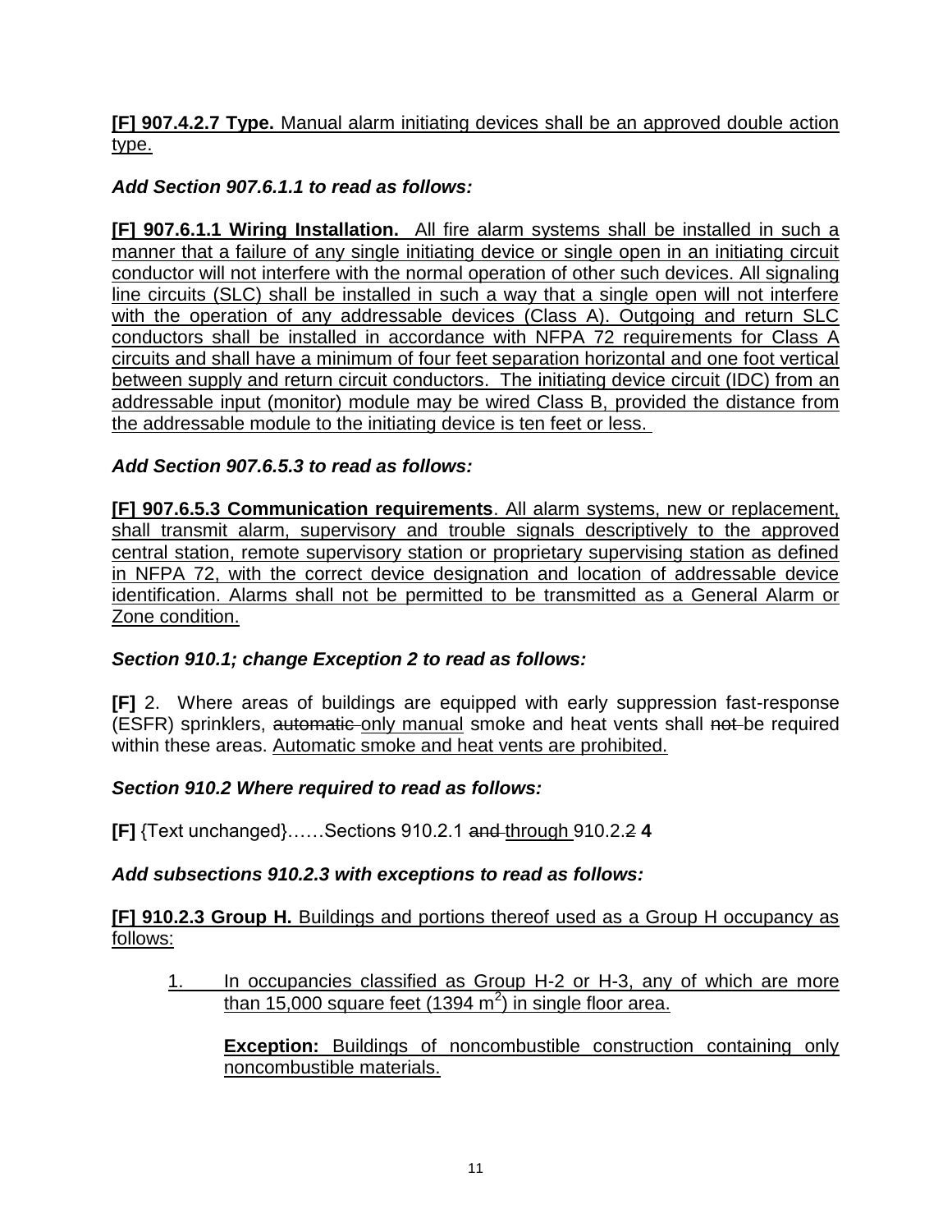**[F] 907.4.2.7 Type.** Manual alarm initiating devices shall be an approved double action type.

***Add Section 907.6.1.1 to read as follows:***

**[F] 907.6.1.1 Wiring Installation.** All fire alarm systems shall be installed in such a manner that a failure of any single initiating device or single open in an initiating circuit conductor will not interfere with the normal operation of other such devices. All signaling line circuits (SLC) shall be installed in such a way that a single open will not interfere with the operation of any addressable devices (Class A). Outgoing and return SLC conductors shall be installed in accordance with NFPA 72 requirements for Class A circuits and shall have a minimum of four feet separation horizontal and one foot vertical between supply and return circuit conductors. The initiating device circuit (IDC) from an addressable input (monitor) module may be wired Class B, provided the distance from the addressable module to the initiating device is ten feet or less.

***Add Section 907.6.5.3 to read as follows:***

**[F] 907.6.5.3 Communication requirements**. All alarm systems, new or replacement, shall transmit alarm, supervisory and trouble signals descriptively to the approved central station, remote supervisory station or proprietary supervising station as defined in NFPA 72, with the correct device designation and location of addressable device identification. Alarms shall not be permitted to be transmitted as a General Alarm or Zone condition.

***Section 910.1; change Exception 2 to read as follows:***

**[F]** 2. Where areas of buildings are equipped with early suppression fast-response (ESFR) sprinklers, ~~automatic~~ only manual smoke and heat vents shall ~~not~~ be required within these areas. Automatic smoke and heat vents are prohibited.

***Section 910.2 Where required to read as follows:***

**[F]** {Text unchanged}……Sections 910.2.1 ~~and~~ through 910.2.~~2~~ **4**

***Add subsections 910.2.3 with exceptions to read as follows:***

**[F] 910.2.3 Group H.** Buildings and portions thereof used as a Group H occupancy as follows:

1. In occupancies classified as Group H-2 or H-3, any of which are more than 15,000 square feet (1394 $m^2$) in single floor area.

   **Exception:** Buildings of noncombustible construction containing only noncombustible materials.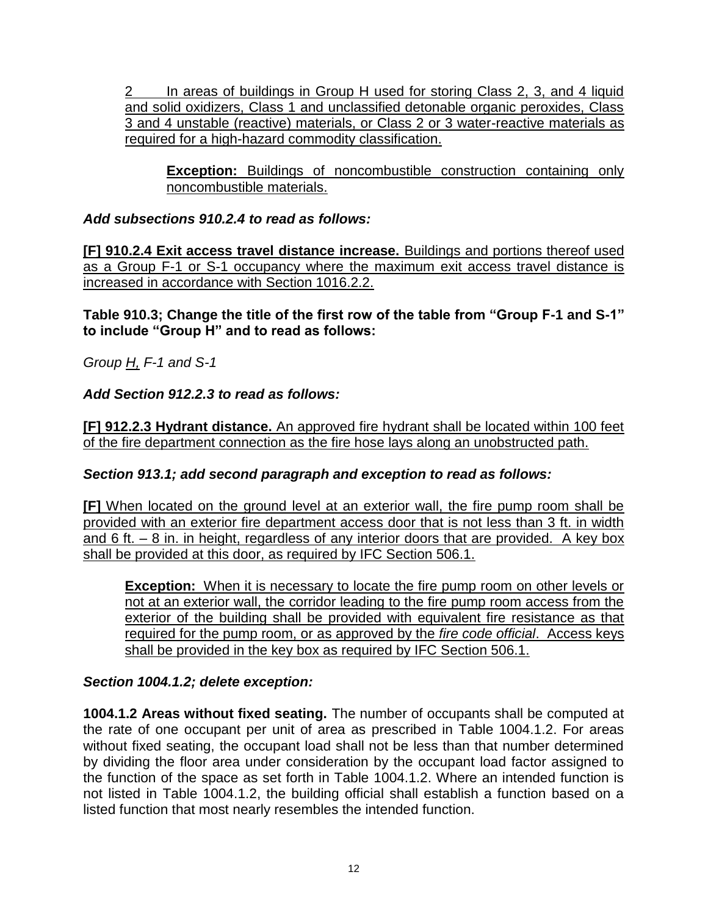2 In areas of buildings in Group H used for storing Class 2, 3, and 4 liquid and solid oxidizers, Class 1 and unclassified detonable organic peroxides, Class 3 and 4 unstable (reactive) materials, or Class 2 or 3 water-reactive materials as required for a high-hazard commodity classification.

> **Exception:** Buildings of noncombustible construction containing only noncombustible materials.

***Add subsections 910.2.4 to read as follows:***

**[F] 910.2.4 Exit access travel distance increase.** Buildings and portions thereof used as a Group F-1 or S-1 occupancy where the maximum exit access travel distance is increased in accordance with Section 1016.2.2.

**Table 910.3; Change the title of the first row of the table from "Group F-1 and S-1" to include "Group H" and to read as follows:**

*Group H, F-1 and S-1*

***Add Section 912.2.3 to read as follows:***

**[F] 912.2.3 Hydrant distance.** An approved fire hydrant shall be located within 100 feet of the fire department connection as the fire hose lays along an unobstructed path.

***Section 913.1; add second paragraph and exception to read as follows:***

**[F]** When located on the ground level at an exterior wall, the fire pump room shall be provided with an exterior fire department access door that is not less than 3 ft. in width and 6 ft. – 8 in. in height, regardless of any interior doors that are provided. A key box shall be provided at this door, as required by IFC Section 506.1.

> **Exception:** When it is necessary to locate the fire pump room on other levels or not at an exterior wall, the corridor leading to the fire pump room access from the exterior of the building shall be provided with equivalent fire resistance as that required for the pump room, or as approved by the *fire code official*. Access keys shall be provided in the key box as required by IFC Section 506.1.

***Section 1004.1.2; delete exception:***

**1004.1.2 Areas without fixed seating.** The number of occupants shall be computed at the rate of one occupant per unit of area as prescribed in Table 1004.1.2. For areas without fixed seating, the occupant load shall not be less than that number determined by dividing the floor area under consideration by the occupant load factor assigned to the function of the space as set forth in Table 1004.1.2. Where an intended function is not listed in Table 1004.1.2, the building official shall establish a function based on a listed function that most nearly resembles the intended function.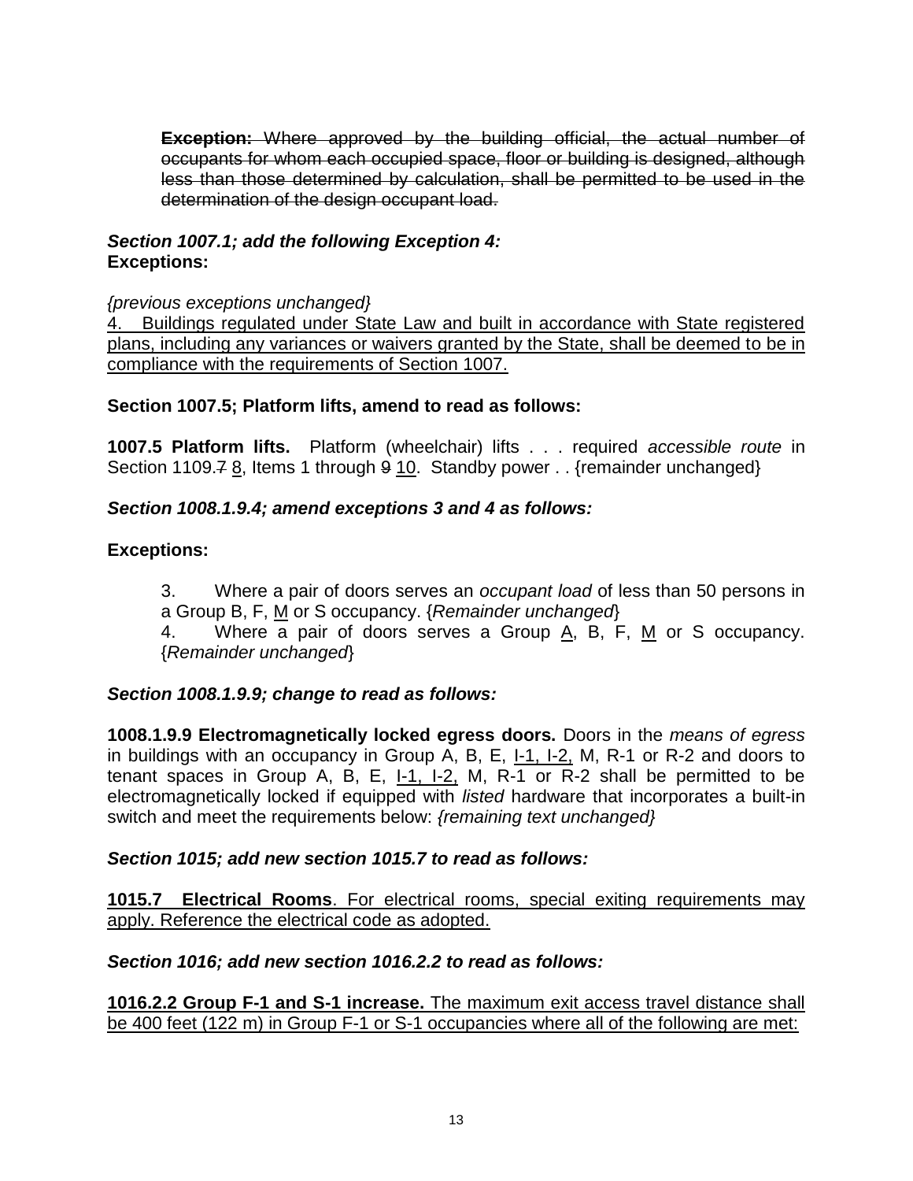**~~Exception:~~** ~~Where approved by the building official, the actual number of occupants for whom each occupied space, floor or building is designed, although less than those determined by calculation, shall be permitted to be used in the determination of the design occupant load.~~

***Section 1007.1; add the following Exception 4:***
**Exceptions:**

*{previous exceptions unchanged}*
<u>4. Buildings regulated under State Law and built in accordance with State registered plans, including any variances or waivers granted by the State, shall be deemed to be in compliance with the requirements of Section 1007.</u>

**Section 1007.5; Platform lifts, amend to read as follows:**

**1007.5 Platform lifts.** Platform (wheelchair) lifts . . . required *accessible route* in Section 1109.~~7~~ <u>8</u>, Items 1 through ~~9~~ <u>10</u>. Standby power . . {remainder unchanged}

***Section 1008.1.9.4; amend exceptions 3 and 4 as follows:***

**Exceptions:**

3. Where a pair of doors serves an *occupant load* of less than 50 persons in a Group B, F, <u>M</u> or S occupancy. {*Remainder unchanged*}
4. Where a pair of doors serves a Group <u>A</u>, B, F, <u>M</u> or S occupancy. {*Remainder unchanged*}

***Section 1008.1.9.9; change to read as follows:***

**1008.1.9.9 Electromagnetically locked egress doors.** Doors in the *means of egress* in buildings with an occupancy in Group A, B, E, <u>I-1, I-2,</u> M, R-1 or R-2 and doors to tenant spaces in Group A, B, E, <u>I-1, I-2,</u> M, R-1 or R-2 shall be permitted to be electromagnetically locked if equipped with *listed* hardware that incorporates a built-in switch and meet the requirements below: *{remaining text unchanged}*

***Section 1015; add new section 1015.7 to read as follows:***

<u>**1015.7 Electrical Rooms**. For electrical rooms, special exiting requirements may apply. Reference the electrical code as adopted.</u>

***Section 1016; add new section 1016.2.2 to read as follows:***

<u>**1016.2.2 Group F-1 and S-1 increase.** The maximum exit access travel distance shall be 400 feet (122 m) in Group F-1 or S-1 occupancies where all of the following are met:</u>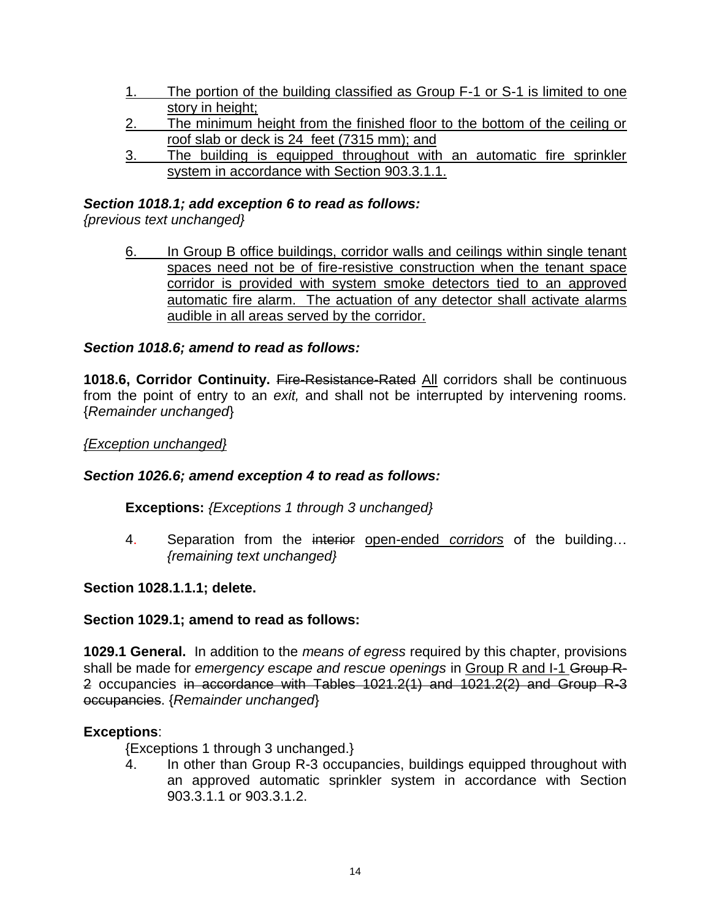1. The portion of the building classified as Group F-1 or S-1 is limited to one story in height;
2. The minimum height from the finished floor to the bottom of the ceiling or roof slab or deck is 24 feet (7315 mm); and
3. The building is equipped throughout with an automatic fire sprinkler system in accordance with Section 903.3.1.1.

***Section 1018.1; add exception 6 to read as follows:***
*{previous text unchanged}*

6. In Group B office buildings, corridor walls and ceilings within single tenant spaces need not be of fire-resistive construction when the tenant space corridor is provided with system smoke detectors tied to an approved automatic fire alarm. The actuation of any detector shall activate alarms audible in all areas served by the corridor.

***Section 1018.6; amend to read as follows:***

**1018.6, Corridor Continuity.** ~~Fire-Resistance-Rated~~ All corridors shall be continuous from the point of entry to an *exit,* and shall not be interrupted by intervening rooms. {*Remainder unchanged*}

*{Exception unchanged}*

***Section 1026.6; amend exception 4 to read as follows:***

**Exceptions:** *{Exceptions 1 through 3 unchanged}*

4. Separation from the ~~interior~~ open-ended *corridors* of the building… *{remaining text unchanged}*

**Section 1028.1.1.1; delete.**

**Section 1029.1; amend to read as follows:**

**1029.1 General.** In addition to the *means of egress* required by this chapter, provisions shall be made for *emergency escape and rescue openings* in Group R and I-1 ~~Group R-2~~ occupancies ~~in accordance with Tables 1021.2(1) and 1021.2(2) and Group R-3 occupancies~~. {*Remainder unchanged*}

**Exceptions**:

{Exceptions 1 through 3 unchanged.}

4. In other than Group R-3 occupancies, buildings equipped throughout with an approved automatic sprinkler system in accordance with Section 903.3.1.1 or 903.3.1.2.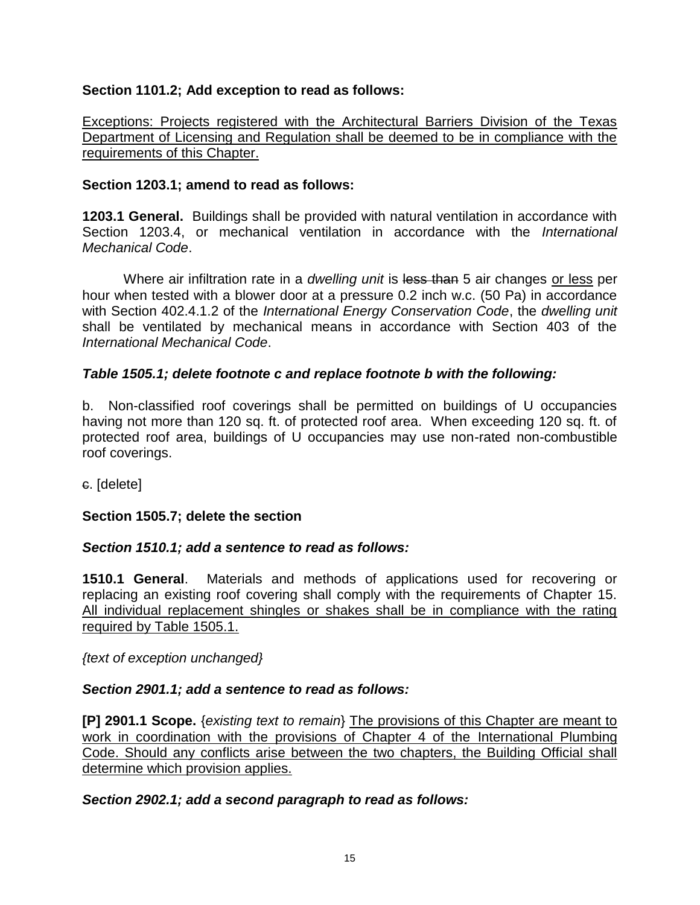**Section 1101.2; Add exception to read as follows:**

<u>Exceptions: Projects registered with the Architectural Barriers Division of the Texas Department of Licensing and Regulation shall be deemed to be in compliance with the requirements of this Chapter.</u>

**Section 1203.1; amend to read as follows:**

**1203.1 General.** Buildings shall be provided with natural ventilation in accordance with Section 1203.4, or mechanical ventilation in accordance with the *International Mechanical Code*.

Where air infiltration rate in a *dwelling unit* is ~~less than~~ 5 air changes <u>or less</u> per hour when tested with a blower door at a pressure 0.2 inch w.c. (50 Pa) in accordance with Section 402.4.1.2 of the *International Energy Conservation Code*, the *dwelling unit* shall be ventilated by mechanical means in accordance with Section 403 of the *International Mechanical Code*.

***Table 1505.1; delete footnote c and replace footnote b with the following:***

b. Non-classified roof coverings shall be permitted on buildings of U occupancies having not more than 120 sq. ft. of protected roof area. When exceeding 120 sq. ft. of protected roof area, buildings of U occupancies may use non-rated non-combustible roof coverings.

~~c.~~ [delete]

**Section 1505.7; delete the section**

***Section 1510.1; add a sentence to read as follows:***

**1510.1 General**. Materials and methods of applications used for recovering or replacing an existing roof covering shall comply with the requirements of Chapter 15. <u>All individual replacement shingles or shakes shall be in compliance with the rating required by Table 1505.1.</u>

*{text of exception unchanged}*

***Section 2901.1; add a sentence to read as follows:***

**[P] 2901.1 Scope.** {*existing text to remain*} <u>The provisions of this Chapter are meant to work in coordination with the provisions of Chapter 4 of the International Plumbing Code. Should any conflicts arise between the two chapters, the Building Official shall determine which provision applies.</u>

***Section 2902.1; add a second paragraph to read as follows:***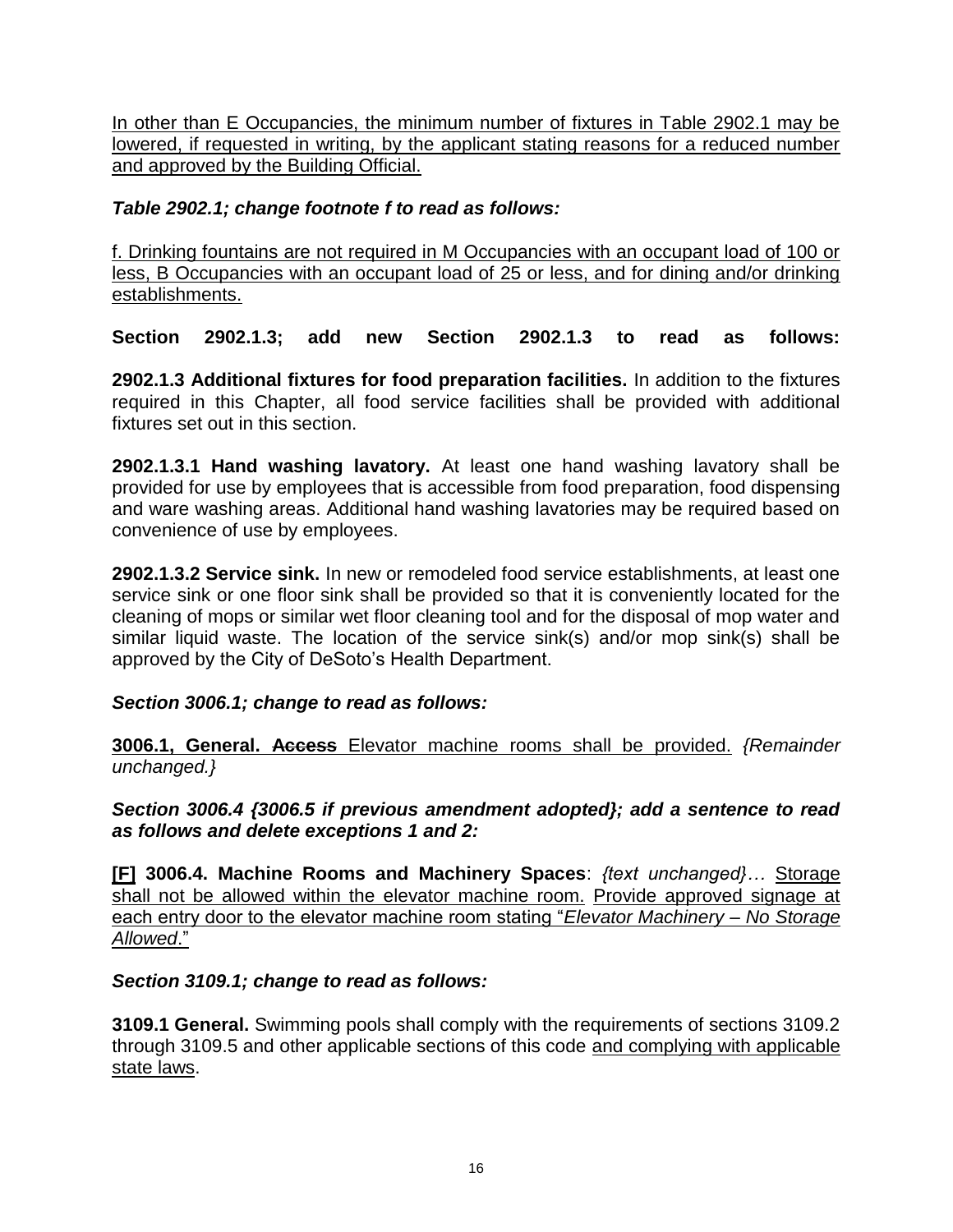<u>In other than E Occupancies, the minimum number of fixtures in Table 2902.1 may be lowered, if requested in writing, by the applicant stating reasons for a reduced number and approved by the Building Official.</u>

***Table 2902.1; change footnote f to read as follows:***

<u>f. Drinking fountains are not required in M Occupancies with an occupant load of 100 or less, B Occupancies with an occupant load of 25 or less, and for dining and/or drinking establishments.</u>

**Section 2902.1.3; add new Section 2902.1.3 to read as follows:**

**2902.1.3 Additional fixtures for food preparation facilities.** In addition to the fixtures required in this Chapter, all food service facilities shall be provided with additional fixtures set out in this section.

**2902.1.3.1 Hand washing lavatory.** At least one hand washing lavatory shall be provided for use by employees that is accessible from food preparation, food dispensing and ware washing areas. Additional hand washing lavatories may be required based on convenience of use by employees.

**2902.1.3.2 Service sink.** In new or remodeled food service establishments, at least one service sink or one floor sink shall be provided so that it is conveniently located for the cleaning of mops or similar wet floor cleaning tool and for the disposal of mop water and similar liquid waste. The location of the service sink(s) and/or mop sink(s) shall be approved by the City of DeSoto's Health Department.

***Section 3006.1; change to read as follows:***

**3006.1, General.** ~~**Access**~~ <u>Elevator machine rooms shall be provided.</u> *{Remainder unchanged.}*

***Section 3006.4 {3006.5 if previous amendment adopted}; add a sentence to read as follows and delete exceptions 1 and 2:***

**<u>[F]</u> 3006.4. Machine Rooms and Machinery Spaces**: *{text unchanged}…* <u>Storage shall not be allowed within the elevator machine room.</u> <u>Provide approved signage at each entry door to the elevator machine room stating "*Elevator Machinery – No Storage Allowed*."</u>

***Section 3109.1; change to read as follows:***

**3109.1 General.** Swimming pools shall comply with the requirements of sections 3109.2 through 3109.5 and other applicable sections of this code <u>and complying with applicable state laws</u>.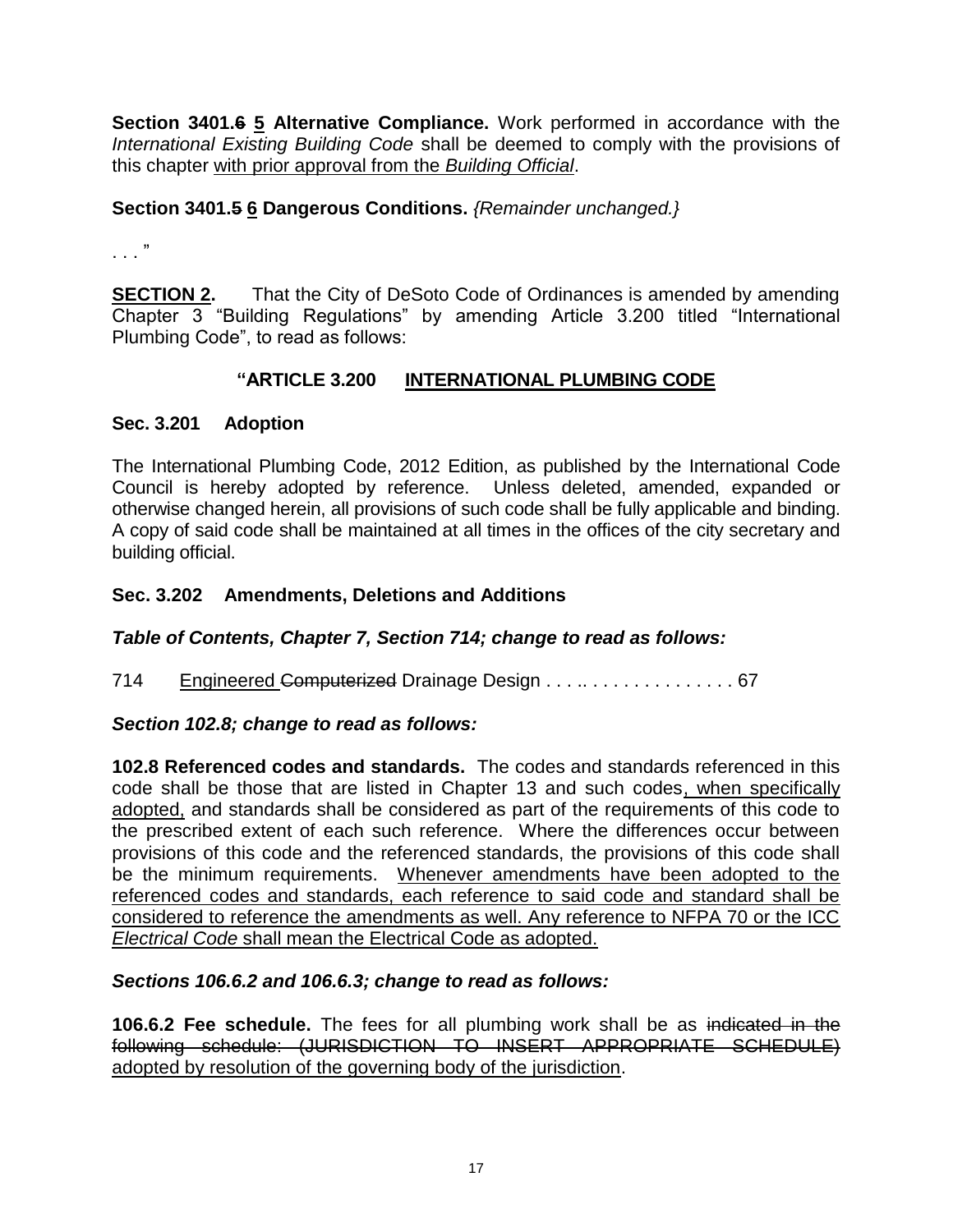**Section 3401.~~6~~ 5 Alternative Compliance.** Work performed in accordance with the *International Existing Building Code* shall be deemed to comply with the provisions of this chapter <u>with prior approval from the *Building Official*</u>.

**Section 3401.~~5~~ 6 Dangerous Conditions.** *{Remainder unchanged.}*

. . . "

**<u>SECTION 2.</u>** That the City of DeSoto Code of Ordinances is amended by amending Chapter 3 "Building Regulations" by amending Article 3.200 titled "International Plumbing Code", to read as follows:

**"ARTICLE 3.200 <u>INTERNATIONAL PLUMBING CODE</u>**

**Sec. 3.201 Adoption**

The International Plumbing Code, 2012 Edition, as published by the International Code Council is hereby adopted by reference. Unless deleted, amended, expanded or otherwise changed herein, all provisions of such code shall be fully applicable and binding. A copy of said code shall be maintained at all times in the offices of the city secretary and building official.

**Sec. 3.202 Amendments, Deletions and Additions**

***Table of Contents, Chapter 7, Section 714; change to read as follows:***

714 <u>Engineered</u> ~~Computerized~~ Drainage Design . . . .. . . . . . . . . . . . . . . 67

***Section 102.8; change to read as follows:***

**102.8 Referenced codes and standards.** The codes and standards referenced in this code shall be those that are listed in Chapter 13 and such codes<u>, when specifically adopted,</u> and standards shall be considered as part of the requirements of this code to the prescribed extent of each such reference. Where the differences occur between provisions of this code and the referenced standards, the provisions of this code shall be the minimum requirements. <u>Whenever amendments have been adopted to the referenced codes and standards, each reference to said code and standard shall be considered to reference the amendments as well. Any reference to NFPA 70 or the ICC *Electrical Code* shall mean the Electrical Code as adopted.</u>

***Sections 106.6.2 and 106.6.3; change to read as follows:***

**106.6.2 Fee schedule.** The fees for all plumbing work shall be as ~~indicated in the following schedule: (JURISDICTION TO INSERT APPROPRIATE SCHEDULE)~~ <u>adopted by resolution of the governing body of the jurisdiction</u>.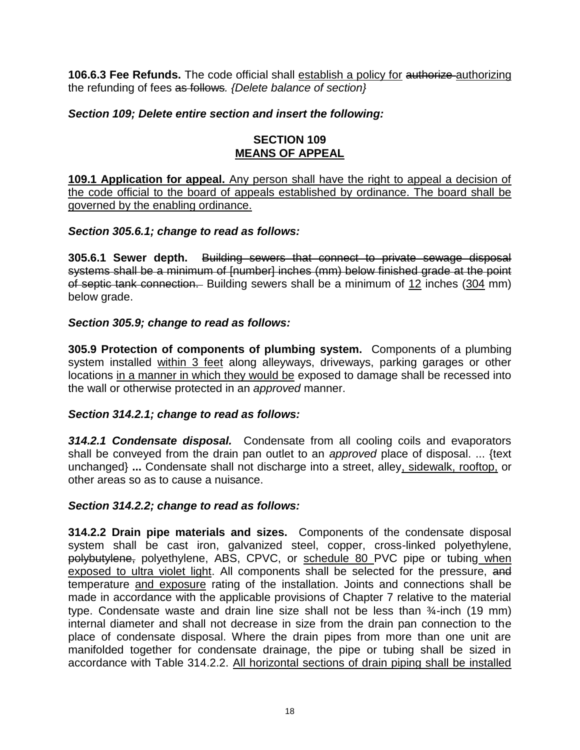**106.6.3 Fee Refunds.** The code official shall <u>establish a policy for</u> ~~authorize~~ <u>authorizing</u> the refunding of fees ~~as follows~~. *{Delete balance of section}*

***Section 109; Delete entire section and insert the following:***

**SECTION 109**
**<u>MEANS OF APPEAL</u>**

<u>**109.1 Application for appeal.** Any person shall have the right to appeal a decision of the code official to the board of appeals established by ordinance. The board shall be governed by the enabling ordinance.</u>

***Section 305.6.1; change to read as follows:***

**305.6.1 Sewer depth.** ~~Building sewers that connect to private sewage disposal systems shall be a minimum of [number] inches (mm) below finished grade at the point of septic tank connection.~~ Building sewers shall be a minimum of <u>12</u> inches (<u>304</u> mm) below grade.

***Section 305.9; change to read as follows:***

**305.9 Protection of components of plumbing system.** Components of a plumbing system installed <u>within 3 feet</u> along alleyways, driveways, parking garages or other locations <u>in a manner in which they would be</u> exposed to damage shall be recessed into the wall or otherwise protected in an *approved* manner.

***Section 314.2.1; change to read as follows:***

***314.2.1 Condensate disposal.*** Condensate from all cooling coils and evaporators shall be conveyed from the drain pan outlet to an *approved* place of disposal. ... {text unchanged} **...** Condensate shall not discharge into a street, alley<u>, sidewalk, rooftop,</u> or other areas so as to cause a nuisance.

***Section 314.2.2; change to read as follows:***

**314.2.2 Drain pipe materials and sizes.** Components of the condensate disposal system shall be cast iron, galvanized steel, copper, cross-linked polyethylene, ~~polybutylene,~~ polyethylene, ABS, CPVC, or <u>schedule 80</u> PVC pipe or tubing <u>when exposed to ultra violet light</u>. All components shall be selected for the pressure, ~~and~~ temperature <u>and exposure</u> rating of the installation. Joints and connections shall be made in accordance with the applicable provisions of Chapter 7 relative to the material type. Condensate waste and drain line size shall not be less than ¾-inch (19 mm) internal diameter and shall not decrease in size from the drain pan connection to the place of condensate disposal. Where the drain pipes from more than one unit are manifolded together for condensate drainage, the pipe or tubing shall be sized in accordance with Table 314.2.2. <u>All horizontal sections of drain piping shall be installed</u>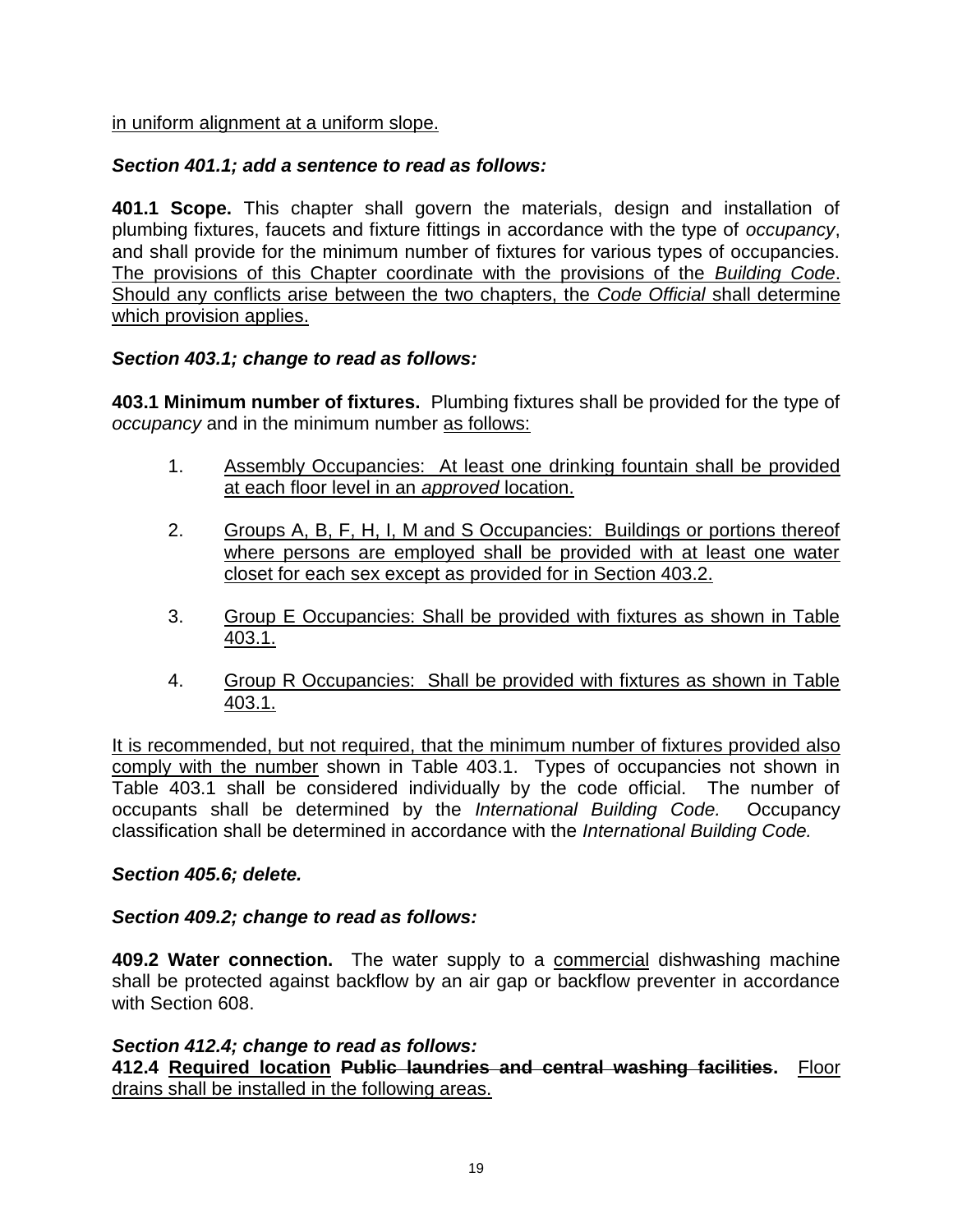<u>in uniform alignment at a uniform slope.</u>

***Section 401.1; add a sentence to read as follows:***

**401.1 Scope.** This chapter shall govern the materials, design and installation of plumbing fixtures, faucets and fixture fittings in accordance with the type of *occupancy*, and shall provide for the minimum number of fixtures for various types of occupancies. <u>The provisions of this Chapter coordinate with the provisions of the *Building Code*. Should any conflicts arise between the two chapters, the *Code Official* shall determine which provision applies.</u>

***Section 403.1; change to read as follows:***

**403.1 Minimum number of fixtures.** Plumbing fixtures shall be provided for the type of *occupancy* and in the minimum number <u>as follows:</u>

1. <u>Assembly Occupancies: At least one drinking fountain shall be provided at each floor level in an *approved* location.</u>
2. <u>Groups A, B, F, H, I, M and S Occupancies: Buildings or portions thereof where persons are employed shall be provided with at least one water closet for each sex except as provided for in Section 403.2.</u>
3. <u>Group E Occupancies: Shall be provided with fixtures as shown in Table 403.1.</u>
4. <u>Group R Occupancies: Shall be provided with fixtures as shown in Table 403.1.</u>

<u>It is recommended, but not required, that the minimum number of fixtures provided also comply with the number</u> shown in Table 403.1. Types of occupancies not shown in Table 403.1 shall be considered individually by the code official. The number of occupants shall be determined by the *International Building Code.* Occupancy classification shall be determined in accordance with the *International Building Code.*

***Section 405.6; delete.***

***Section 409.2; change to read as follows:***

**409.2 Water connection.** The water supply to a <u>commercial</u> dishwashing machine shall be protected against backflow by an air gap or backflow preventer in accordance with Section 608.

***Section 412.4; change to read as follows:***

**412.4 <u>Required location</u> ~~Public laundries and central washing facilities~~.** <u>Floor drains shall be installed in the following areas.</u>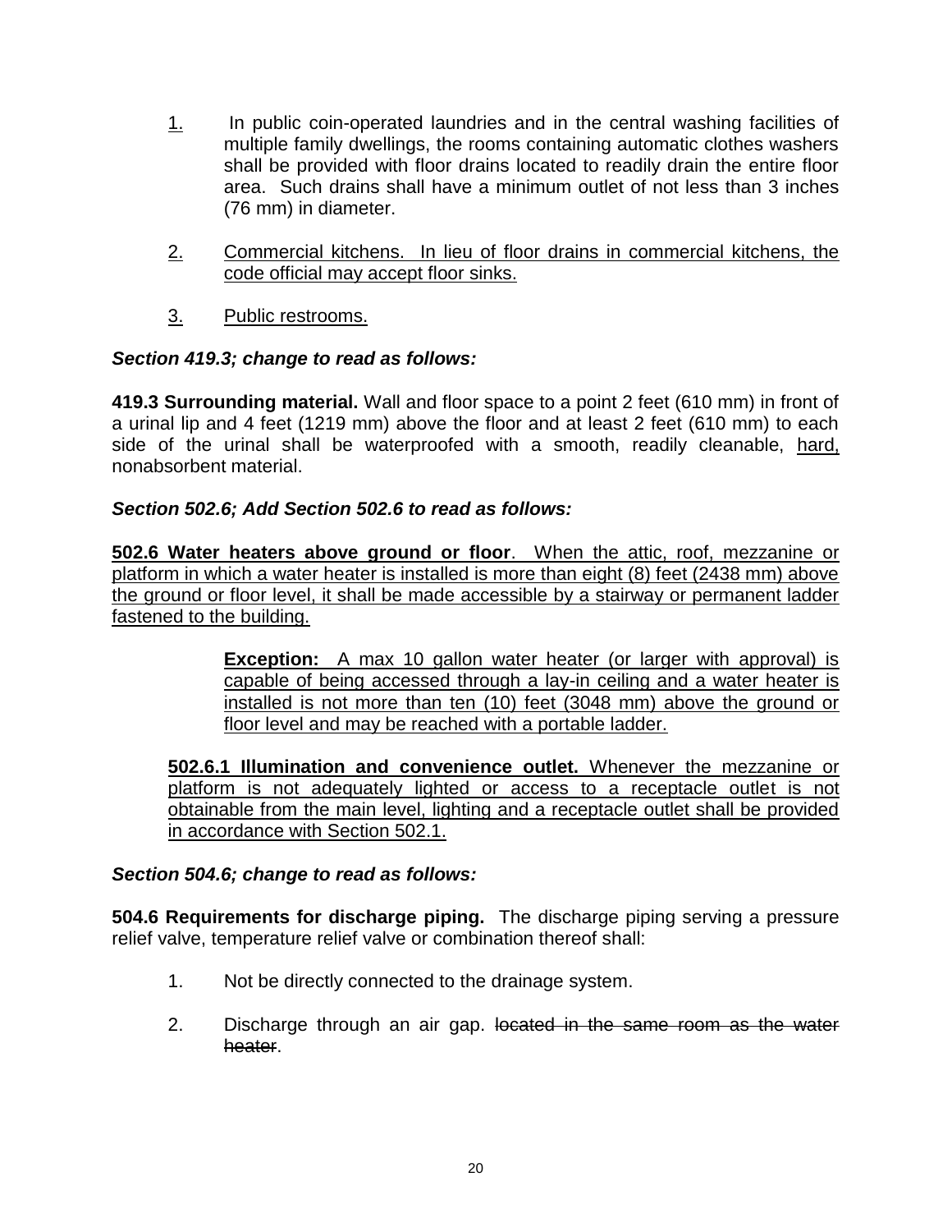1. In public coin-operated laundries and in the central washing facilities of multiple family dwellings, the rooms containing automatic clothes washers shall be provided with floor drains located to readily drain the entire floor area. Such drains shall have a minimum outlet of not less than 3 inches (76 mm) in diameter.

2. <u>Commercial kitchens. In lieu of floor drains in commercial kitchens, the code official may accept floor sinks.</u>

3. <u>Public restrooms.</u>

***Section 419.3; change to read as follows:***

**419.3 Surrounding material.** Wall and floor space to a point 2 feet (610 mm) in front of a urinal lip and 4 feet (1219 mm) above the floor and at least 2 feet (610 mm) to each side of the urinal shall be waterproofed with a smooth, readily cleanable, <u>hard,</u> nonabsorbent material.

***Section 502.6; Add Section 502.6 to read as follows:***

<u>**502.6 Water heaters above ground or floor**. When the attic, roof, mezzanine or platform in which a water heater is installed is more than eight (8) feet (2438 mm) above the ground or floor level, it shall be made accessible by a stairway or permanent ladder fastened to the building.</u>

> <u>**Exception:** A max 10 gallon water heater (or larger with approval) is capable of being accessed through a lay-in ceiling and a water heater is installed is not more than ten (10) feet (3048 mm) above the ground or floor level and may be reached with a portable ladder.</u>

<u>**502.6.1 Illumination and convenience outlet.** Whenever the mezzanine or platform is not adequately lighted or access to a receptacle outlet is not obtainable from the main level, lighting and a receptacle outlet shall be provided in accordance with Section 502.1.</u>

***Section 504.6; change to read as follows:***

**504.6 Requirements for discharge piping.** The discharge piping serving a pressure relief valve, temperature relief valve or combination thereof shall:

1. Not be directly connected to the drainage system.

2. Discharge through an air gap. ~~located in the same room as the water heater~~.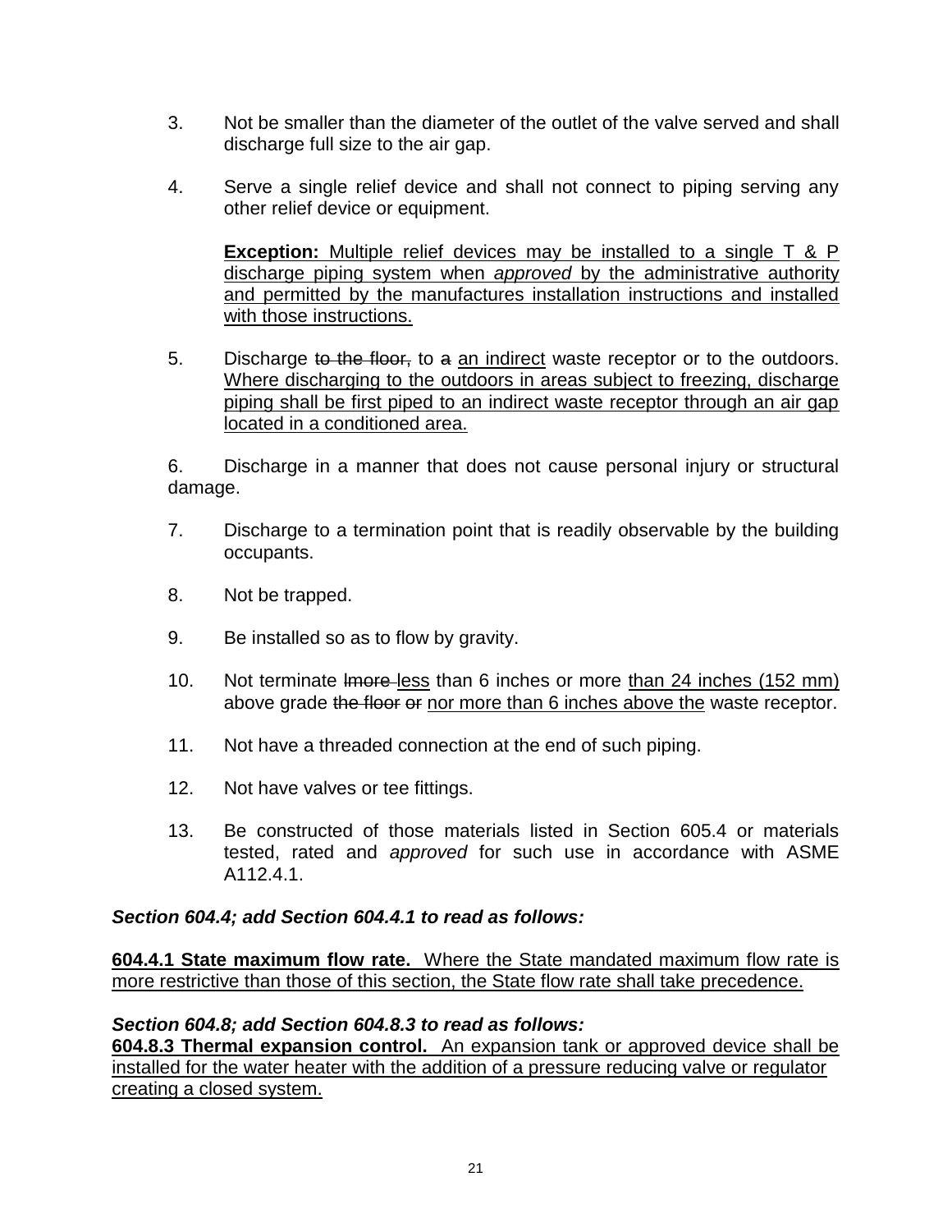3. Not be smaller than the diameter of the outlet of the valve served and shall discharge full size to the air gap.

4. Serve a single relief device and shall not connect to piping serving any other relief device or equipment.

   **Exception:** <u>Multiple relief devices may be installed to a single T & P discharge piping system when *approved* by the administrative authority and permitted by the manufactures installation instructions and installed with those instructions.</u>

5. Discharge ~~to the floor,~~ to ~~a~~ <u>an indirect</u> waste receptor or to the outdoors. <u>Where discharging to the outdoors in areas subject to freezing, discharge piping shall be first piped to an indirect waste receptor through an air gap located in a conditioned area.</u>

6. Discharge in a manner that does not cause personal injury or structural damage.

7. Discharge to a termination point that is readily observable by the building occupants.

8. Not be trapped.

9. Be installed so as to flow by gravity.

10. Not terminate ~~lmore~~ <u>less</u> than 6 inches or more <u>than 24 inches (152 mm)</u> above grade ~~the floor or~~ <u>nor more than 6 inches above the</u> waste receptor.

11. Not have a threaded connection at the end of such piping.

12. Not have valves or tee fittings.

13. Be constructed of those materials listed in Section 605.4 or materials tested, rated and *approved* for such use in accordance with ASME A112.4.1.

***Section 604.4; add Section 604.4.1 to read as follows:***

<u>**604.4.1 State maximum flow rate.** Where the State mandated maximum flow rate is more restrictive than those of this section, the State flow rate shall take precedence.</u>

***Section 604.8; add Section 604.8.3 to read as follows:***

<u>**604.8.3 Thermal expansion control.** An expansion tank or approved device shall be installed for the water heater with the addition of a pressure reducing valve or regulator creating a closed system.</u>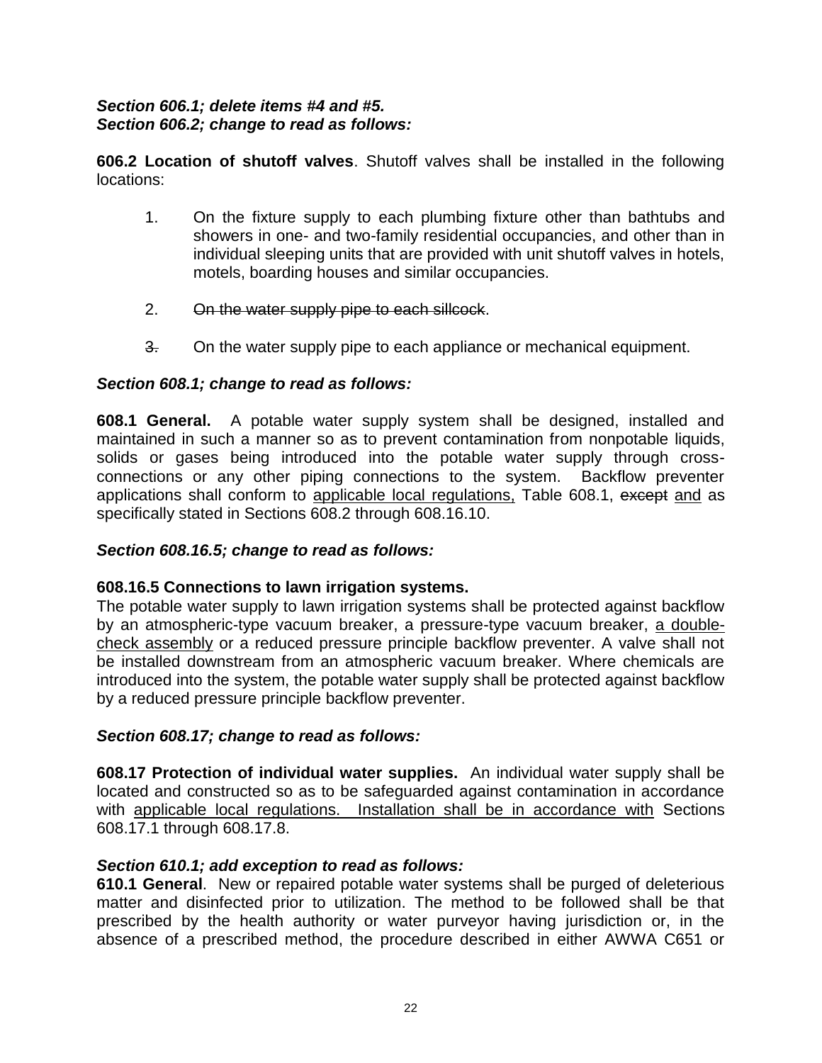***Section 606.1; delete items #4 and #5.***
***Section 606.2; change to read as follows:***

**606.2 Location of shutoff valves**. Shutoff valves shall be installed in the following locations:

1. On the fixture supply to each plumbing fixture other than bathtubs and showers in one- and two-family residential occupancies, and other than in individual sleeping units that are provided with unit shutoff valves in hotels, motels, boarding houses and similar occupancies.

2. ~~On the water supply pipe to each sillcock~~.

~~3.~~ On the water supply pipe to each appliance or mechanical equipment.

***Section 608.1; change to read as follows:***

**608.1 General.** A potable water supply system shall be designed, installed and maintained in such a manner so as to prevent contamination from nonpotable liquids, solids or gases being introduced into the potable water supply through cross-connections or any other piping connections to the system. Backflow preventer applications shall conform to <u>applicable local regulations,</u> Table 608.1, ~~except~~ <u>and</u> as specifically stated in Sections 608.2 through 608.16.10.

***Section 608.16.5; change to read as follows:***

**608.16.5 Connections to lawn irrigation systems.**
The potable water supply to lawn irrigation systems shall be protected against backflow by an atmospheric-type vacuum breaker, a pressure-type vacuum breaker, <u>a double-check assembly</u> or a reduced pressure principle backflow preventer. A valve shall not be installed downstream from an atmospheric vacuum breaker. Where chemicals are introduced into the system, the potable water supply shall be protected against backflow by a reduced pressure principle backflow preventer.

***Section 608.17; change to read as follows:***

**608.17 Protection of individual water supplies.** An individual water supply shall be located and constructed so as to be safeguarded against contamination in accordance with <u>applicable local regulations. Installation shall be in accordance with</u> Sections 608.17.1 through 608.17.8.

***Section 610.1; add exception to read as follows:***
**610.1 General**. New or repaired potable water systems shall be purged of deleterious matter and disinfected prior to utilization. The method to be followed shall be that prescribed by the health authority or water purveyor having jurisdiction or, in the absence of a prescribed method, the procedure described in either AWWA C651 or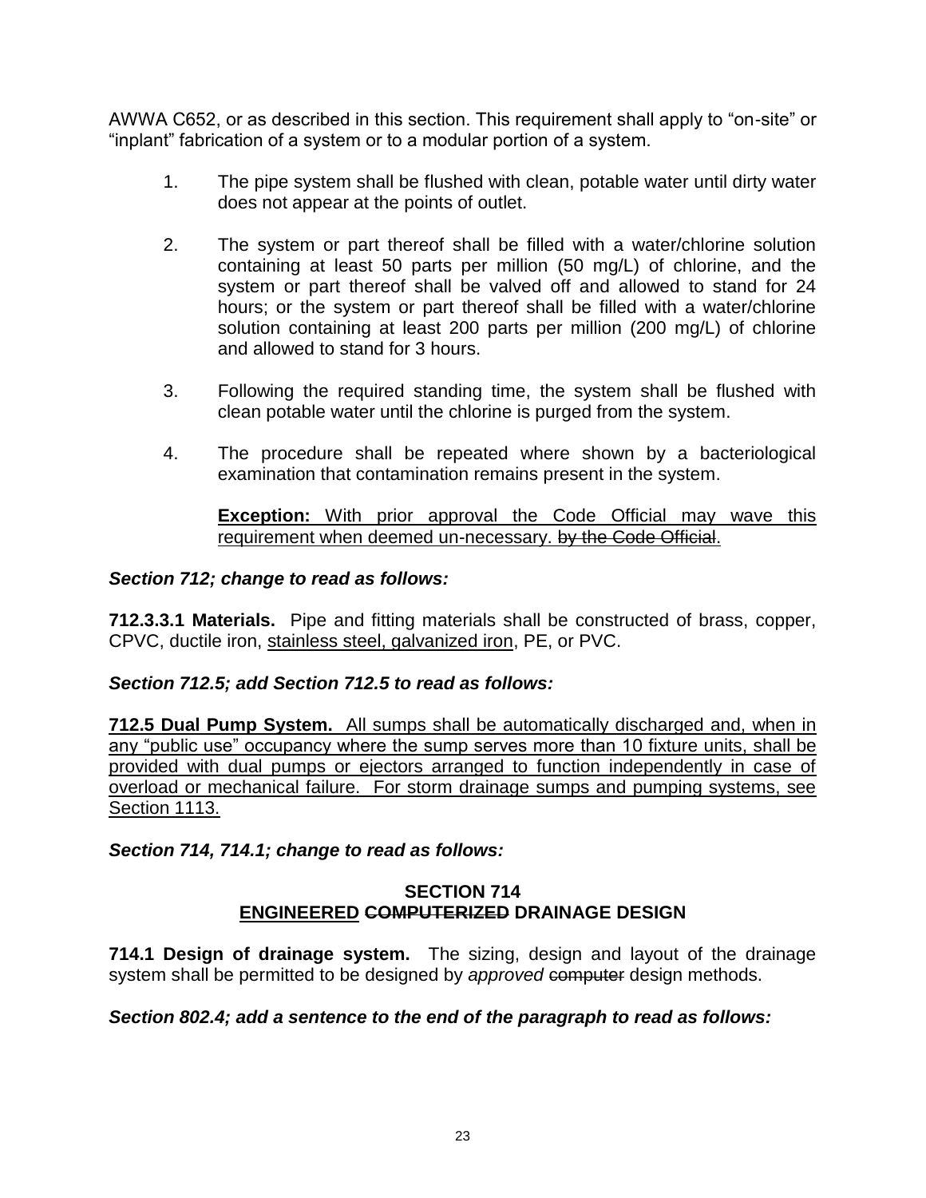AWWA C652, or as described in this section. This requirement shall apply to “on-site” or “inplant” fabrication of a system or to a modular portion of a system.

1. The pipe system shall be flushed with clean, potable water until dirty water does not appear at the points of outlet.

2. The system or part thereof shall be filled with a water/chlorine solution containing at least 50 parts per million (50 mg/L) of chlorine, and the system or part thereof shall be valved off and allowed to stand for 24 hours; or the system or part thereof shall be filled with a water/chlorine solution containing at least 200 parts per million (200 mg/L) of chlorine and allowed to stand for 3 hours.

3. Following the required standing time, the system shall be flushed with clean potable water until the chlorine is purged from the system.

4. The procedure shall be repeated where shown by a bacteriological examination that contamination remains present in the system.

   <u>**Exception:** With prior approval the Code Official may wave this requirement when deemed un-necessary.</u> ~~by the Code Official~~.

***Section 712; change to read as follows:***

**712.3.3.1 Materials.** Pipe and fitting materials shall be constructed of brass, copper, CPVC, ductile iron, <u>stainless steel, galvanized iron</u>, PE, or PVC.

***Section 712.5; add Section 712.5 to read as follows:***

<u>**712.5 Dual Pump System.** All sumps shall be automatically discharged and, when in any “public use” occupancy where the sump serves more than 10 fixture units, shall be provided with dual pumps or ejectors arranged to function independently in case of overload or mechanical failure. For storm drainage sumps and pumping systems, see Section 1113.</u>

***Section 714, 714.1; change to read as follows:***

**SECTION 714**
**<u>ENGINEERED</u> ~~COMPUTERIZED~~ DRAINAGE DESIGN**

**714.1 Design of drainage system.** The sizing, design and layout of the drainage system shall be permitted to be designed by *approved* ~~computer~~ design methods.

***Section 802.4; add a sentence to the end of the paragraph to read as follows:***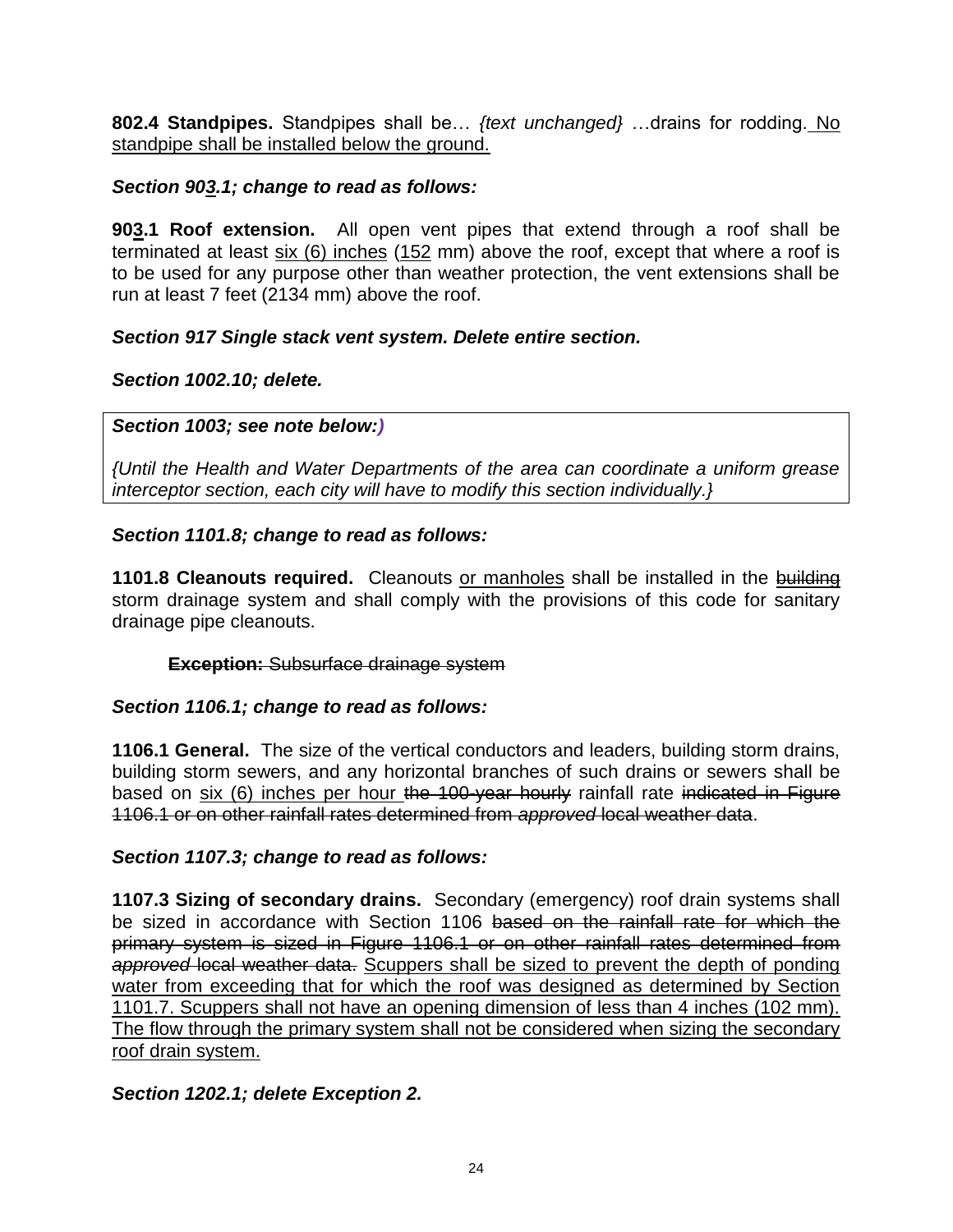**802.4 Standpipes.** Standpipes shall be… *{text unchanged}* …drains for rodding. <u>No standpipe shall be installed below the ground.</u>

***Section 90<u>3</u>.1; change to read as follows:***

**90<u>3</u>.1 Roof extension.** All open vent pipes that extend through a roof shall be terminated at least <u>six (6) inches</u> (<u>152</u> mm) above the roof, except that where a roof is to be used for any purpose other than weather protection, the vent extensions shall be run at least 7 feet (2134 mm) above the roof.

***Section 917 Single stack vent system. Delete entire section.***

***Section 1002.10; delete.***

***Section 1003; see note below:)***

*{Until the Health and Water Departments of the area can coordinate a uniform grease interceptor section, each city will have to modify this section individually.}*

***Section 1101.8; change to read as follows:***

**1101.8 Cleanouts required.** Cleanouts <u>or manholes</u> shall be installed in the ~~building~~ storm drainage system and shall comply with the provisions of this code for sanitary drainage pipe cleanouts.

~~**Exception:** Subsurface drainage system~~

***Section 1106.1; change to read as follows:***

**1106.1 General.** The size of the vertical conductors and leaders, building storm drains, building storm sewers, and any horizontal branches of such drains or sewers shall be based on <u>six (6) inches per hour</u> ~~the 100-year hourly~~ rainfall rate ~~indicated in Figure 1106.1 or on other rainfall rates determined from *approved* local weather data~~.

***Section 1107.3; change to read as follows:***

**1107.3 Sizing of secondary drains.** Secondary (emergency) roof drain systems shall be sized in accordance with Section 1106 ~~based on the rainfall rate for which the primary system is sized in Figure 1106.1 or on other rainfall rates determined from *approved* local weather data.~~ <u>Scuppers shall be sized to prevent the depth of ponding water from exceeding that for which the roof was designed as determined by Section 1101.7. Scuppers shall not have an opening dimension of less than 4 inches (102 mm). The flow through the primary system shall not be considered when sizing the secondary roof drain system.</u>

***Section 1202.1; delete Exception 2.***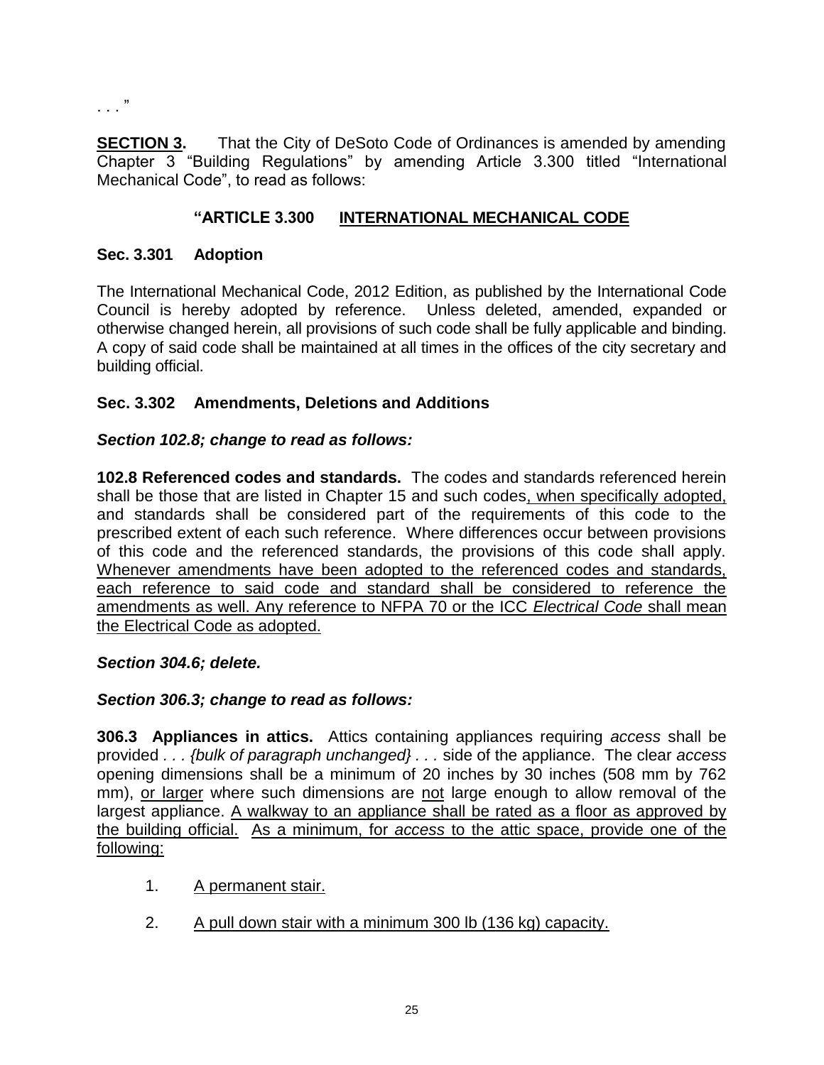. . . ”

**SECTION 3.** That the City of DeSoto Code of Ordinances is amended by amending Chapter 3 “Building Regulations” by amending Article 3.300 titled “International Mechanical Code”, to read as follows:

**“ARTICLE 3.300 <u>INTERNATIONAL MECHANICAL CODE</u>**

**Sec. 3.301 Adoption**

The International Mechanical Code, 2012 Edition, as published by the International Code Council is hereby adopted by reference. Unless deleted, amended, expanded or otherwise changed herein, all provisions of such code shall be fully applicable and binding. A copy of said code shall be maintained at all times in the offices of the city secretary and building official.

**Sec. 3.302 Amendments, Deletions and Additions**

***Section 102.8; change to read as follows:***

**102.8 Referenced codes and standards.** The codes and standards referenced herein shall be those that are listed in Chapter 15 and such codes<u>, when specifically adopted,</u> and standards shall be considered part of the requirements of this code to the prescribed extent of each such reference. Where differences occur between provisions of this code and the referenced standards, the provisions of this code shall apply. <u>Whenever amendments have been adopted to the referenced codes and standards, each reference to said code and standard shall be considered to reference the amendments as well. Any reference to NFPA 70 or the ICC *Electrical Code* shall mean the Electrical Code as adopted.</u>

***Section 304.6; delete.***

***Section 306.3; change to read as follows:***

**306.3 Appliances in attics.** Attics containing appliances requiring *access* shall be provided *. . . {bulk of paragraph unchanged} . . .* side of the appliance. The clear *access* opening dimensions shall be a minimum of 20 inches by 30 inches (508 mm by 762 mm), <u>or larger</u> where such dimensions are <u>not</u> large enough to allow removal of the largest appliance. <u>A walkway to an appliance shall be rated as a floor as approved by the building official.</u> <u>As a minimum, for *access* to the attic space, provide one of the following:</u>

1. <u>A permanent stair.</u>
2. <u>A pull down stair with a minimum 300 lb (136 kg) capacity.</u>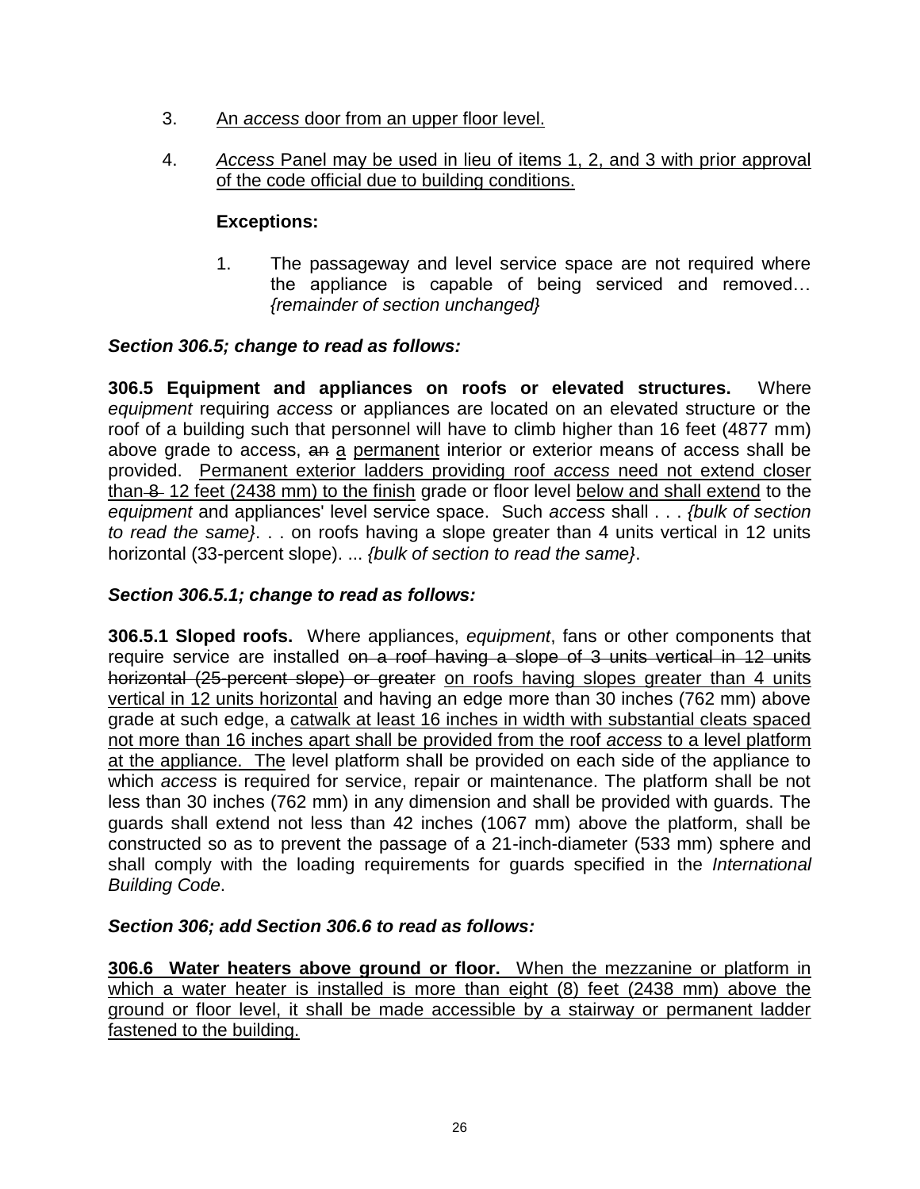3. An *access* door from an upper floor level.

4. *Access* Panel may be used in lieu of items 1, 2, and 3 with prior approval of the code official due to building conditions.

   **Exceptions:**

   1. The passageway and level service space are not required where the appliance is capable of being serviced and removed… *{remainder of section unchanged}*

***Section 306.5; change to read as follows:***

**306.5 Equipment and appliances on roofs or elevated structures.** Where *equipment* requiring *access* or appliances are located on an elevated structure or the roof of a building such that personnel will have to climb higher than 16 feet (4877 mm) above grade to access, ~~an~~ a permanent interior or exterior means of access shall be provided. Permanent exterior ladders providing roof *access* need not extend closer than ~~8~~ 12 feet (2438 mm) to the finish grade or floor level below and shall extend to the *equipment* and appliances' level service space. Such *access* shall . . . *{bulk of section to read the same}*. . . on roofs having a slope greater than 4 units vertical in 12 units horizontal (33-percent slope). ... *{bulk of section to read the same}*.

***Section 306.5.1; change to read as follows:***

**306.5.1 Sloped roofs.** Where appliances, *equipment*, fans or other components that require service are installed ~~on a roof having a slope of 3 units vertical in 12 units horizontal (25-percent slope) or greater~~ on roofs having slopes greater than 4 units vertical in 12 units horizontal and having an edge more than 30 inches (762 mm) above grade at such edge, a catwalk at least 16 inches in width with substantial cleats spaced not more than 16 inches apart shall be provided from the roof *access* to a level platform at the appliance. The level platform shall be provided on each side of the appliance to which *access* is required for service, repair or maintenance. The platform shall be not less than 30 inches (762 mm) in any dimension and shall be provided with guards. The guards shall extend not less than 42 inches (1067 mm) above the platform, shall be constructed so as to prevent the passage of a 21-inch-diameter (533 mm) sphere and shall comply with the loading requirements for guards specified in the *International Building Code*.

***Section 306; add Section 306.6 to read as follows:***

**306.6 Water heaters above ground or floor.** When the mezzanine or platform in which a water heater is installed is more than eight (8) feet (2438 mm) above the ground or floor level, it shall be made accessible by a stairway or permanent ladder fastened to the building.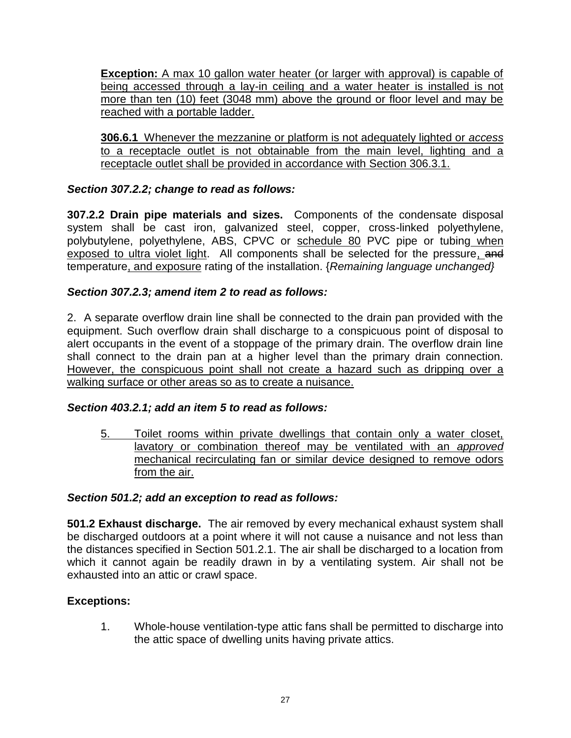**Exception:** A max 10 gallon water heater (or larger with approval) is capable of being accessed through a lay-in ceiling and a water heater is installed is not more than ten (10) feet (3048 mm) above the ground or floor level and may be reached with a portable ladder.

**306.6.1** Whenever the mezzanine or platform is not adequately lighted or *access* to a receptacle outlet is not obtainable from the main level, lighting and a receptacle outlet shall be provided in accordance with Section 306.3.1.

***Section 307.2.2; change to read as follows:***

**307.2.2 Drain pipe materials and sizes.** Components of the condensate disposal system shall be cast iron, galvanized steel, copper, cross-linked polyethylene, polybutylene, polyethylene, ABS, CPVC or schedule 80 PVC pipe or tubing when exposed to ultra violet light. All components shall be selected for the pressure, ~~and~~ temperature, and exposure rating of the installation. {*Remaining language unchanged}*

***Section 307.2.3; amend item 2 to read as follows:***

2. A separate overflow drain line shall be connected to the drain pan provided with the equipment. Such overflow drain shall discharge to a conspicuous point of disposal to alert occupants in the event of a stoppage of the primary drain. The overflow drain line shall connect to the drain pan at a higher level than the primary drain connection. However, the conspicuous point shall not create a hazard such as dripping over a walking surface or other areas so as to create a nuisance.

***Section 403.2.1; add an item 5 to read as follows:***

5. Toilet rooms within private dwellings that contain only a water closet, lavatory or combination thereof may be ventilated with an *approved* mechanical recirculating fan or similar device designed to remove odors from the air.

***Section 501.2; add an exception to read as follows:***

**501.2 Exhaust discharge.** The air removed by every mechanical exhaust system shall be discharged outdoors at a point where it will not cause a nuisance and not less than the distances specified in Section 501.2.1. The air shall be discharged to a location from which it cannot again be readily drawn in by a ventilating system. Air shall not be exhausted into an attic or crawl space.

**Exceptions:**

1. Whole-house ventilation-type attic fans shall be permitted to discharge into the attic space of dwelling units having private attics.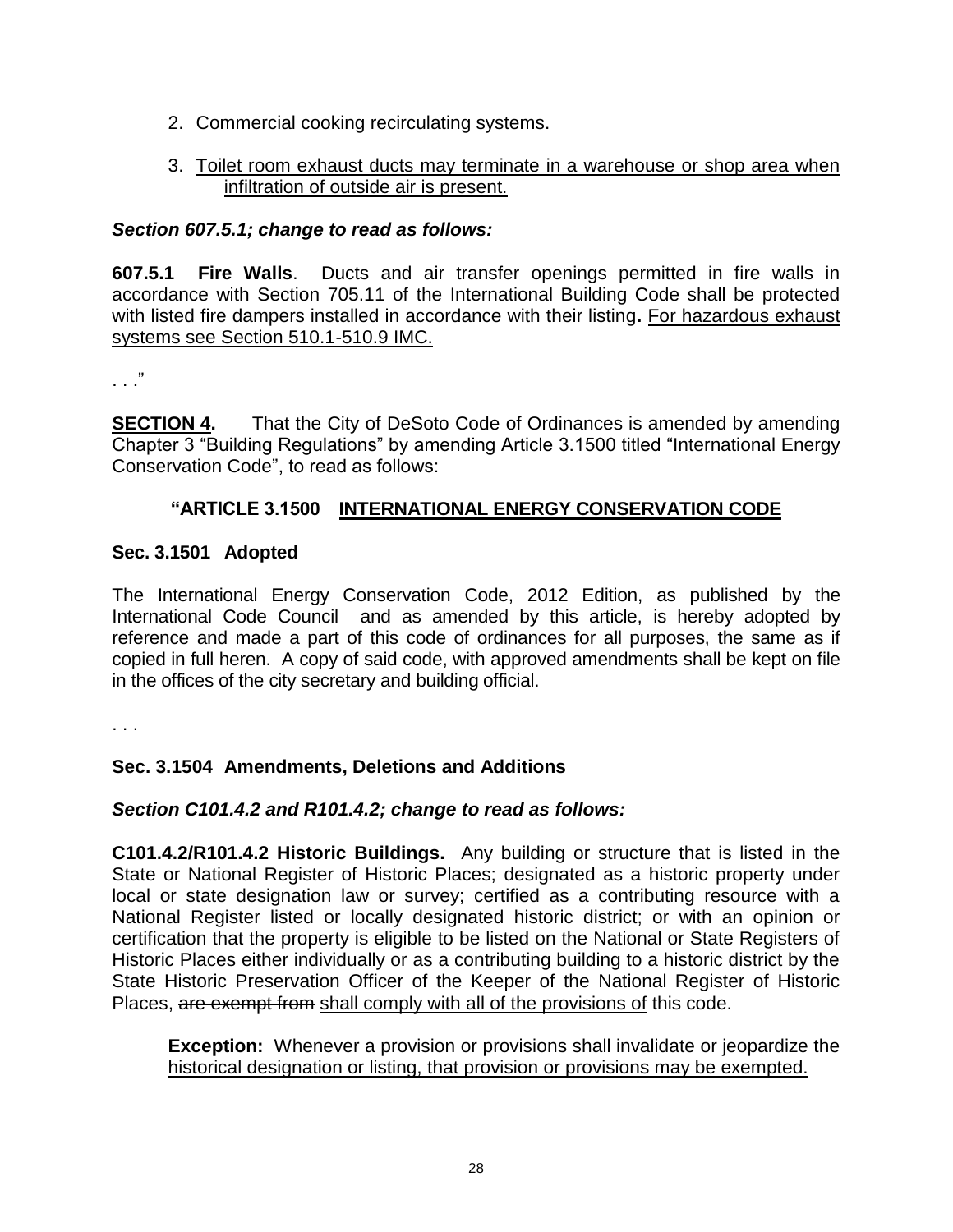2. Commercial cooking recirculating systems.

3. <u>Toilet room exhaust ducts may terminate in a warehouse or shop area when infiltration of outside air is present.</u>

***Section 607.5.1; change to read as follows:***

**607.5.1 Fire Walls**. Ducts and air transfer openings permitted in fire walls in accordance with Section 705.11 of the International Building Code shall be protected with listed fire dampers installed in accordance with their listing**.** <u>For hazardous exhaust systems see Section 510.1-510.9 IMC.</u>

. . ."

**<u>SECTION 4.</u>** That the City of DeSoto Code of Ordinances is amended by amending Chapter 3 "Building Regulations" by amending Article 3.1500 titled "International Energy Conservation Code", to read as follows:

**"ARTICLE 3.1500 <u>INTERNATIONAL ENERGY CONSERVATION CODE</u>**

**Sec. 3.1501 Adopted**

The International Energy Conservation Code, 2012 Edition, as published by the International Code Council and as amended by this article, is hereby adopted by reference and made a part of this code of ordinances for all purposes, the same as if copied in full heren. A copy of said code, with approved amendments shall be kept on file in the offices of the city secretary and building official.

. . .

**Sec. 3.1504 Amendments, Deletions and Additions**

***Section C101.4.2 and R101.4.2; change to read as follows:***

**C101.4.2/R101.4.2 Historic Buildings.** Any building or structure that is listed in the State or National Register of Historic Places; designated as a historic property under local or state designation law or survey; certified as a contributing resource with a National Register listed or locally designated historic district; or with an opinion or certification that the property is eligible to be listed on the National or State Registers of Historic Places either individually or as a contributing building to a historic district by the State Historic Preservation Officer of the Keeper of the National Register of Historic Places, ~~are exempt from~~ <u>shall comply with all of the provisions of</u> this code.

> **<u>Exception:</u>** <u>Whenever a provision or provisions shall invalidate or jeopardize the historical designation or listing, that provision or provisions may be exempted.</u>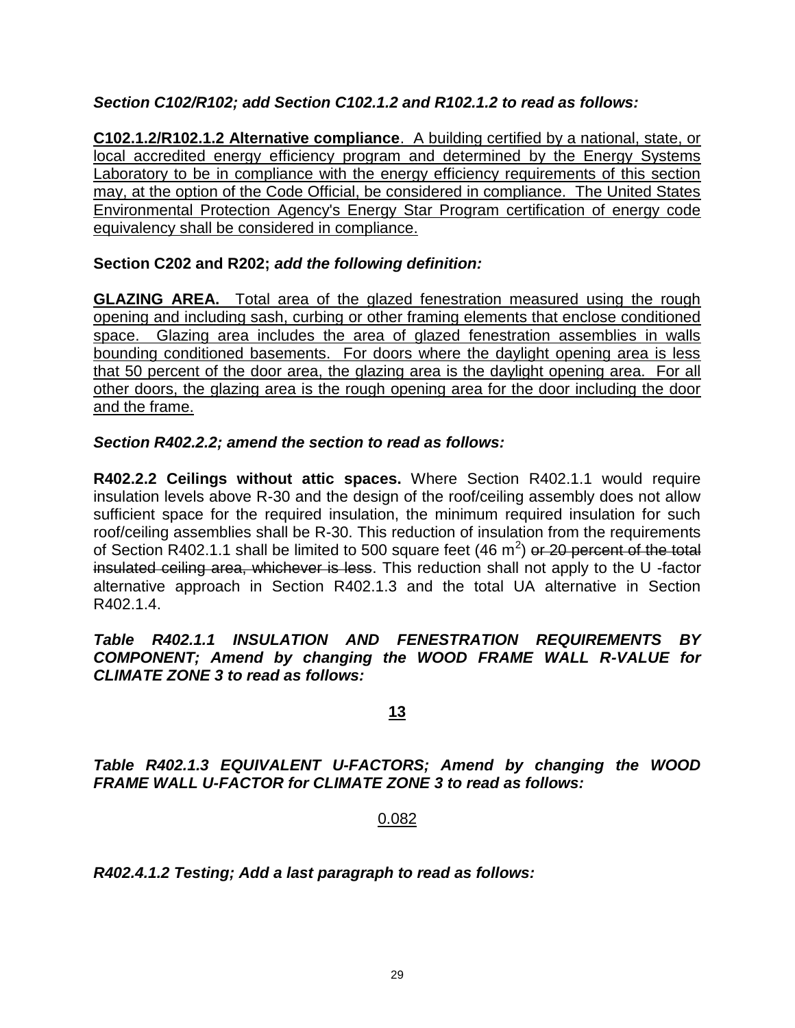***Section C102/R102; add Section C102.1.2 and R102.1.2 to read as follows:***

<u>**C102.1.2/R102.1.2 Alternative compliance**. A building certified by a national, state, or local accredited energy efficiency program and determined by the Energy Systems Laboratory to be in compliance with the energy efficiency requirements of this section may, at the option of the Code Official, be considered in compliance. The United States Environmental Protection Agency's Energy Star Program certification of energy code equivalency shall be considered in compliance.</u>

**Section C202 and R202;** ***add the following definition:***

<u>**GLAZING AREA.** Total area of the glazed fenestration measured using the rough opening and including sash, curbing or other framing elements that enclose conditioned space. Glazing area includes the area of glazed fenestration assemblies in walls bounding conditioned basements. For doors where the daylight opening area is less that 50 percent of the door area, the glazing area is the daylight opening area. For all other doors, the glazing area is the rough opening area for the door including the door and the frame.</u>

***Section R402.2.2; amend the section to read as follows:***

**R402.2.2 Ceilings without attic spaces.** Where Section R402.1.1 would require insulation levels above R-30 and the design of the roof/ceiling assembly does not allow sufficient space for the required insulation, the minimum required insulation for such roof/ceiling assemblies shall be R-30. This reduction of insulation from the requirements of Section R402.1.1 shall be limited to 500 square feet (46 $m^2$) ~~or 20 percent of the total insulated ceiling area, whichever is less~~. This reduction shall not apply to the U -factor alternative approach in Section R402.1.3 and the total UA alternative in Section R402.1.4.

***Table R402.1.1 INSULATION AND FENESTRATION REQUIREMENTS BY COMPONENT; Amend by changing the WOOD FRAME WALL R-VALUE for CLIMATE ZONE 3 to read as follows:***

<u>**13**</u>

***Table R402.1.3 EQUIVALENT U-FACTORS; Amend by changing the WOOD FRAME WALL U-FACTOR for CLIMATE ZONE 3 to read as follows:***

<u>0.082</u>

***R402.4.1.2 Testing; Add a last paragraph to read as follows:***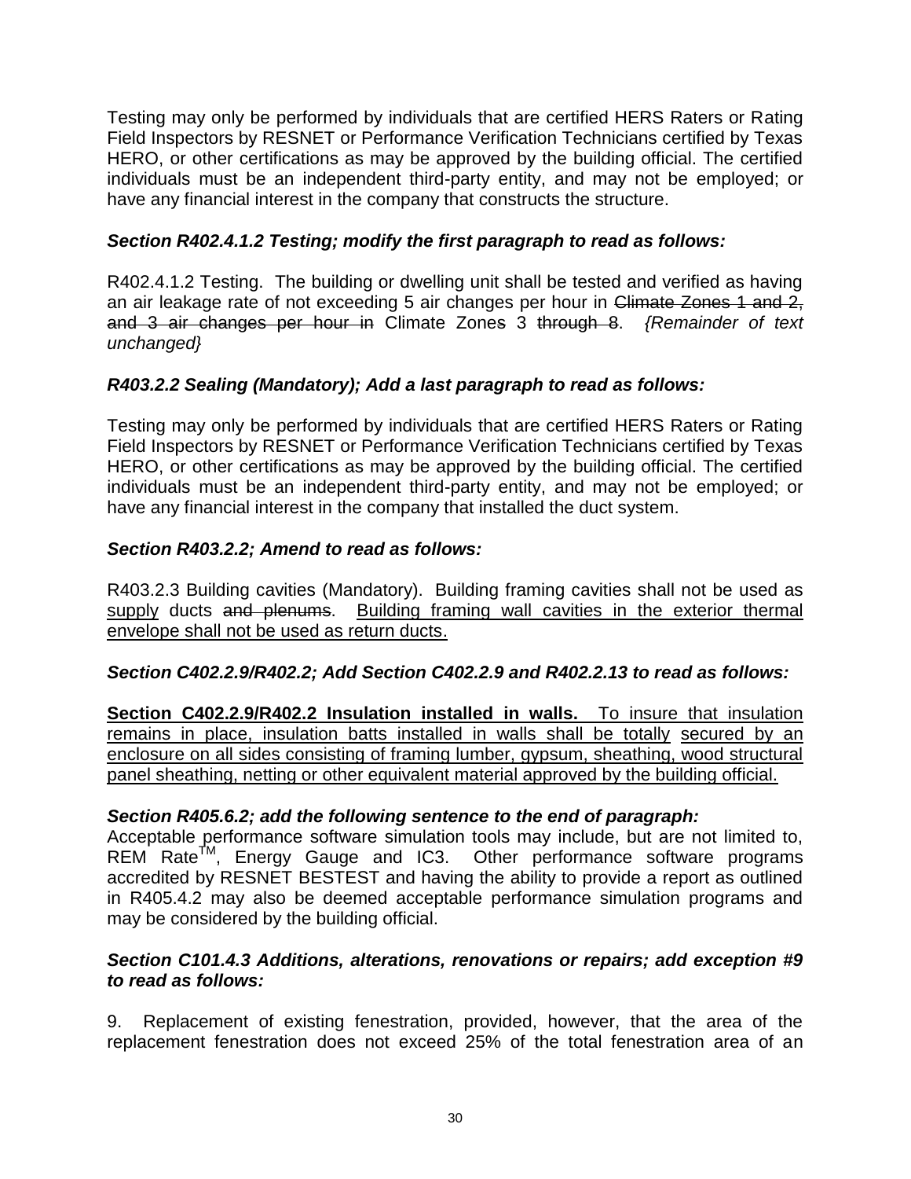Testing may only be performed by individuals that are certified HERS Raters or Rating Field Inspectors by RESNET or Performance Verification Technicians certified by Texas HERO, or other certifications as may be approved by the building official. The certified individuals must be an independent third-party entity, and may not be employed; or have any financial interest in the company that constructs the structure.

***Section R402.4.1.2 Testing; modify the first paragraph to read as follows:***

R402.4.1.2 Testing. The building or dwelling unit shall be tested and verified as having an air leakage rate of not exceeding 5 air changes per hour in ~~Climate Zones 1 and 2, and 3 air changes per hour in~~ Climate Zone~~s~~ 3 ~~through 8~~. *{Remainder of text unchanged}*

***R403.2.2 Sealing (Mandatory); Add a last paragraph to read as follows:***

Testing may only be performed by individuals that are certified HERS Raters or Rating Field Inspectors by RESNET or Performance Verification Technicians certified by Texas HERO, or other certifications as may be approved by the building official. The certified individuals must be an independent third-party entity, and may not be employed; or have any financial interest in the company that installed the duct system.

***Section R403.2.2; Amend to read as follows:***

R403.2.3 Building cavities (Mandatory). Building framing cavities shall not be used as <u>supply</u> ducts ~~and plenums~~. <u>Building framing wall cavities in the exterior thermal envelope shall not be used as return ducts.</u>

***Section C402.2.9/R402.2; Add Section C402.2.9 and R402.2.13 to read as follows:***

<u>**Section C402.2.9/R402.2 Insulation installed in walls.** To insure that insulation remains in place, insulation batts installed in walls shall be totally secured by an enclosure on all sides consisting of framing lumber, gypsum, sheathing, wood structural panel sheathing, netting or other equivalent material approved by the building official.</u>

***Section R405.6.2; add the following sentence to the end of paragraph:***

Acceptable performance software simulation tools may include, but are not limited to, REM Rate™, Energy Gauge and IC3. Other performance software programs accredited by RESNET BESTEST and having the ability to provide a report as outlined in R405.4.2 may also be deemed acceptable performance simulation programs and may be considered by the building official.

***Section C101.4.3 Additions, alterations, renovations or repairs; add exception #9 to read as follows:***

9. Replacement of existing fenestration, provided, however, that the area of the replacement fenestration does not exceed 25% of the total fenestration area of an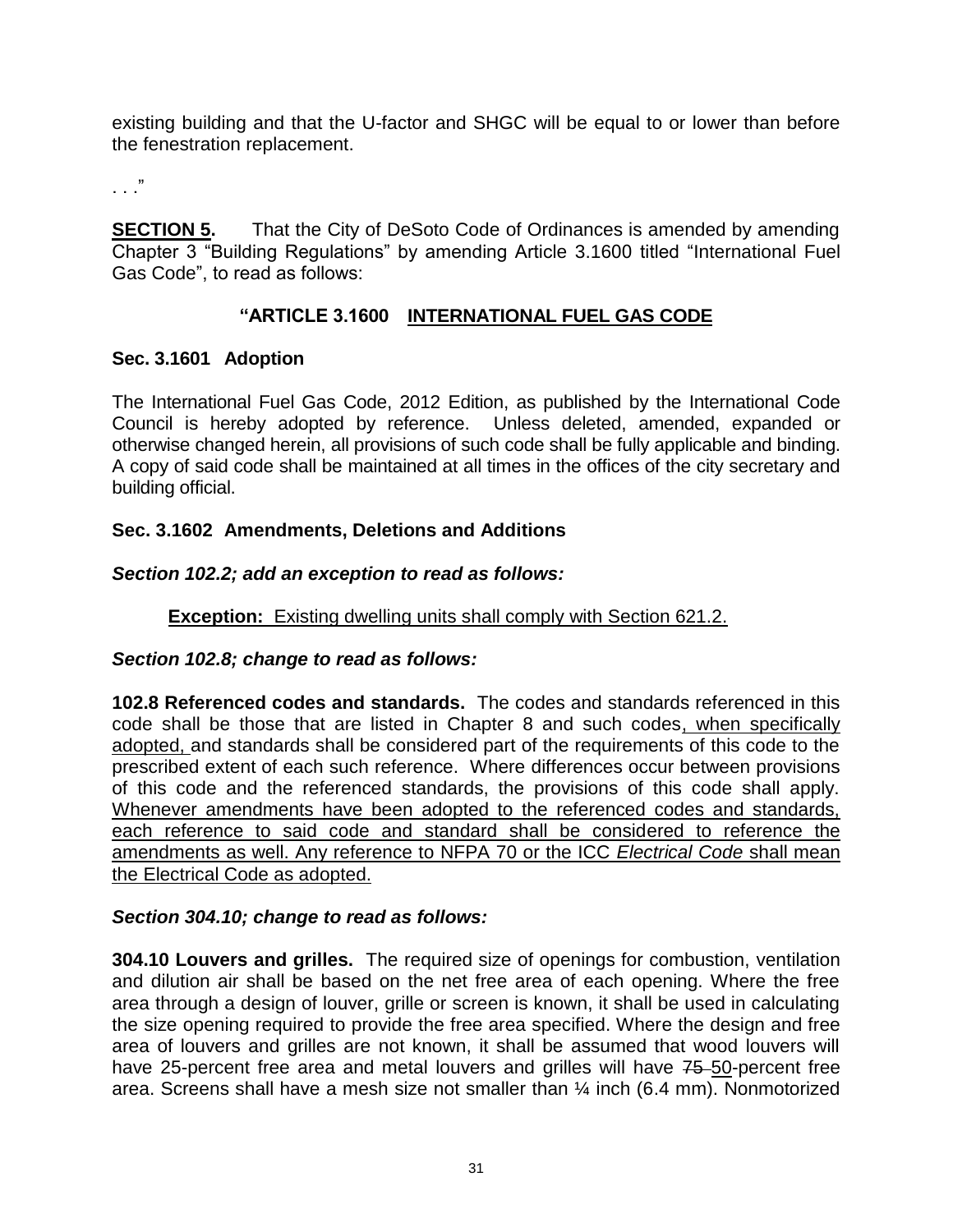existing building and that the U-factor and SHGC will be equal to or lower than before the fenestration replacement.

. . ."

**SECTION 5.** That the City of DeSoto Code of Ordinances is amended by amending Chapter 3 "Building Regulations" by amending Article 3.1600 titled "International Fuel Gas Code", to read as follows:

## "ARTICLE 3.1600 <u>INTERNATIONAL FUEL GAS CODE</u>

### Sec. 3.1601 Adoption

The International Fuel Gas Code, 2012 Edition, as published by the International Code Council is hereby adopted by reference. Unless deleted, amended, expanded or otherwise changed herein, all provisions of such code shall be fully applicable and binding. A copy of said code shall be maintained at all times in the offices of the city secretary and building official.

### Sec. 3.1602 Amendments, Deletions and Additions

***Section 102.2; add an exception to read as follows:***

**<u>Exception:</u>** <u>Existing dwelling units shall comply with Section 621.2.</u>

***Section 102.8; change to read as follows:***

**102.8 Referenced codes and standards.** The codes and standards referenced in this code shall be those that are listed in Chapter 8 and such codes<u>, when specifically adopted,</u> and standards shall be considered part of the requirements of this code to the prescribed extent of each such reference. Where differences occur between provisions of this code and the referenced standards, the provisions of this code shall apply. <u>Whenever amendments have been adopted to the referenced codes and standards, each reference to said code and standard shall be considered to reference the amendments as well. Any reference to NFPA 70 or the ICC *Electrical Code* shall mean the Electrical Code as adopted.</u>

***Section 304.10; change to read as follows:***

**304.10 Louvers and grilles.** The required size of openings for combustion, ventilation and dilution air shall be based on the net free area of each opening. Where the free area through a design of louver, grille or screen is known, it shall be used in calculating the size opening required to provide the free area specified. Where the design and free area of louvers and grilles are not known, it shall be assumed that wood louvers will have 25-percent free area and metal louvers and grilles will have ~~75~~ <u>50</u>-percent free area. Screens shall have a mesh size not smaller than ¼ inch (6.4 mm). Nonmotorized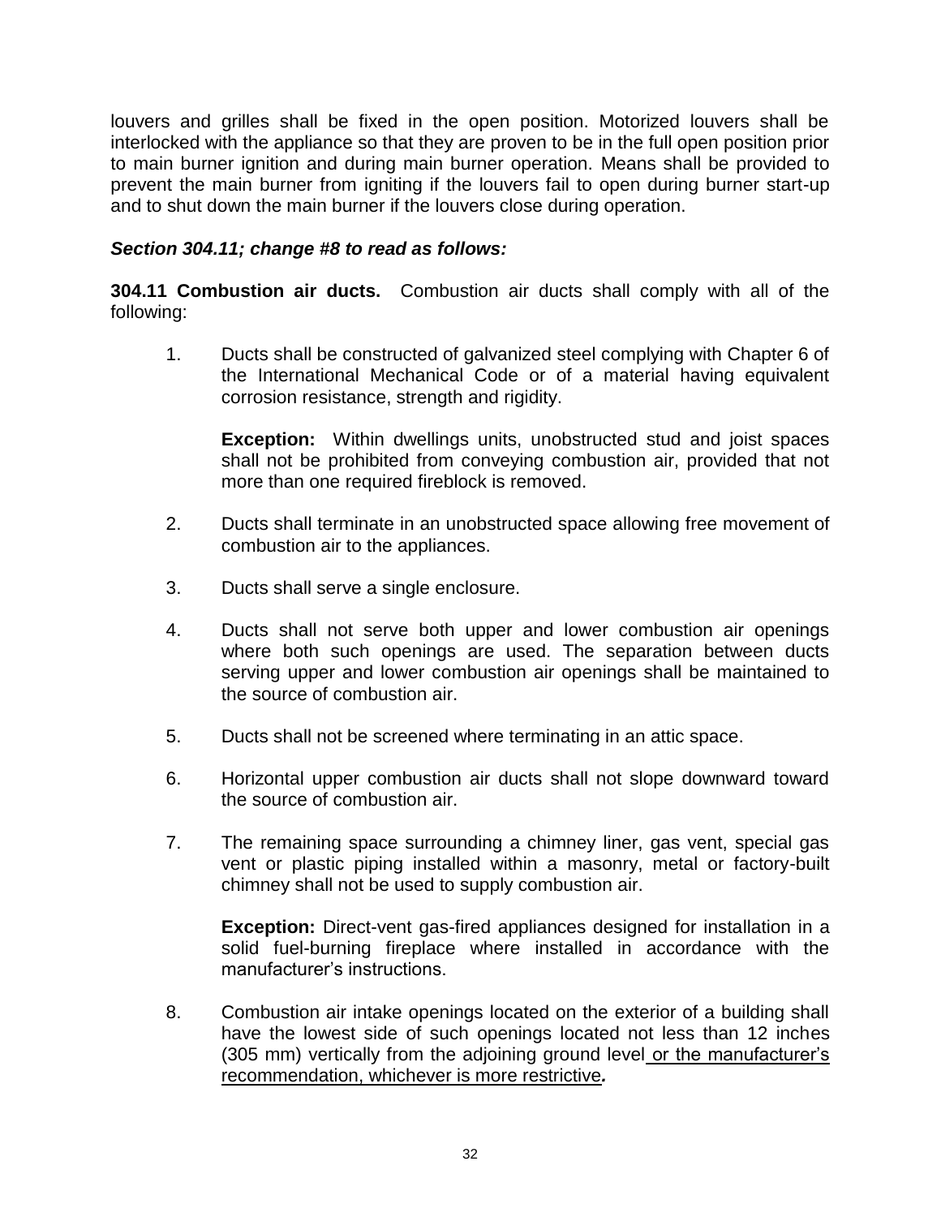louvers and grilles shall be fixed in the open position. Motorized louvers shall be interlocked with the appliance so that they are proven to be in the full open position prior to main burner ignition and during main burner operation. Means shall be provided to prevent the main burner from igniting if the louvers fail to open during burner start-up and to shut down the main burner if the louvers close during operation.

***Section 304.11; change #8 to read as follows:***

**304.11 Combustion air ducts.** Combustion air ducts shall comply with all of the following:

1. Ducts shall be constructed of galvanized steel complying with Chapter 6 of the International Mechanical Code or of a material having equivalent corrosion resistance, strength and rigidity.

   **Exception:** Within dwellings units, unobstructed stud and joist spaces shall not be prohibited from conveying combustion air, provided that not more than one required fireblock is removed.

2. Ducts shall terminate in an unobstructed space allowing free movement of combustion air to the appliances.

3. Ducts shall serve a single enclosure.

4. Ducts shall not serve both upper and lower combustion air openings where both such openings are used. The separation between ducts serving upper and lower combustion air openings shall be maintained to the source of combustion air.

5. Ducts shall not be screened where terminating in an attic space.

6. Horizontal upper combustion air ducts shall not slope downward toward the source of combustion air.

7. The remaining space surrounding a chimney liner, gas vent, special gas vent or plastic piping installed within a masonry, metal or factory-built chimney shall not be used to supply combustion air.

   **Exception:** Direct-vent gas-fired appliances designed for installation in a solid fuel-burning fireplace where installed in accordance with the manufacturer's instructions.

8. Combustion air intake openings located on the exterior of a building shall have the lowest side of such openings located not less than 12 inches (305 mm) vertically from the adjoining ground level or the manufacturer's recommendation, whichever is more restrictive***.***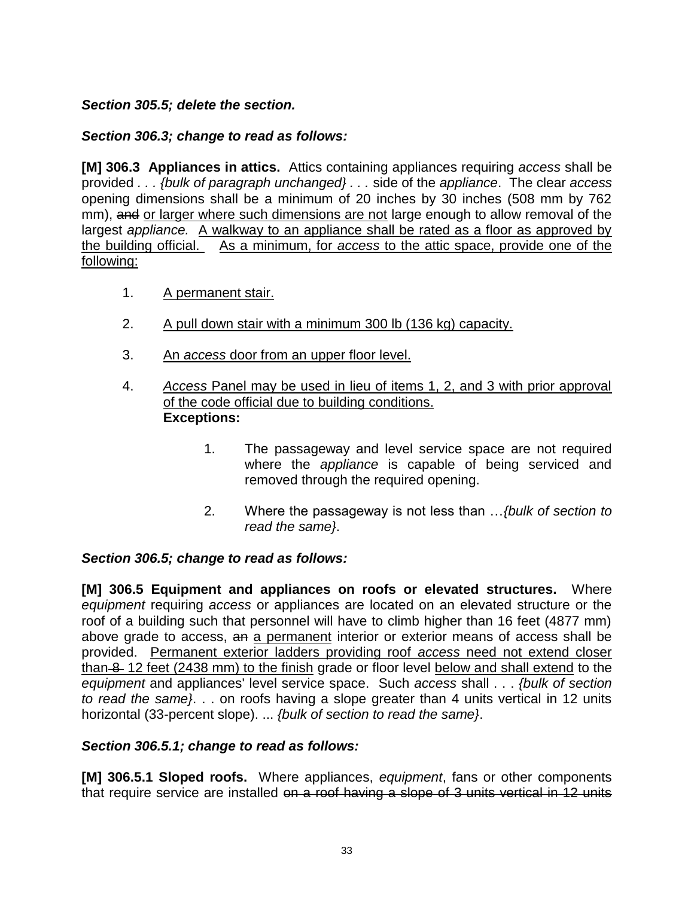***Section 305.5; delete the section.***

***Section 306.3; change to read as follows:***

**[M] 306.3 Appliances in attics.** Attics containing appliances requiring *access* shall be provided *. . . {bulk of paragraph unchanged} . . .* side of the *appliance*. The clear *access* opening dimensions shall be a minimum of 20 inches by 30 inches (508 mm by 762 mm), ~~and~~ <u>or larger where such dimensions are not</u> large enough to allow removal of the largest *appliance.* <u>A walkway to an appliance shall be rated as a floor as approved by the building official.</u> <u>As a minimum, for *access* to the attic space, provide one of the following:</u>

1. <u>A permanent stair.</u>
2. <u>A pull down stair with a minimum 300 lb (136 kg) capacity.</u>
3. <u>An *access* door from an upper floor level.</u>
4. <u>*Access* Panel may be used in lieu of items 1, 2, and 3 with prior approval of the code official due to building conditions.</u>

**Exceptions:**

1. The passageway and level service space are not required where the *appliance* is capable of being serviced and removed through the required opening.
2. Where the passageway is not less than …*{bulk of section to read the same}*.

***Section 306.5; change to read as follows:***

**[M] 306.5 Equipment and appliances on roofs or elevated structures.** Where *equipment* requiring *access* or appliances are located on an elevated structure or the roof of a building such that personnel will have to climb higher than 16 feet (4877 mm) above grade to access, ~~an~~ <u>a permanent</u> interior or exterior means of access shall be provided. <u>Permanent exterior ladders providing roof *access* need not extend closer than</u> ~~8~~ <u>12 feet (2438 mm) to the finish</u> grade or floor level <u>below and shall extend</u> to the *equipment* and appliances' level service space. Such *access* shall . . . *{bulk of section to read the same}*. . . on roofs having a slope greater than 4 units vertical in 12 units horizontal (33-percent slope). ... *{bulk of section to read the same}*.

***Section 306.5.1; change to read as follows:***

**[M] 306.5.1 Sloped roofs.** Where appliances, *equipment*, fans or other components that require service are installed ~~on a roof having a slope of 3 units vertical in 12 units~~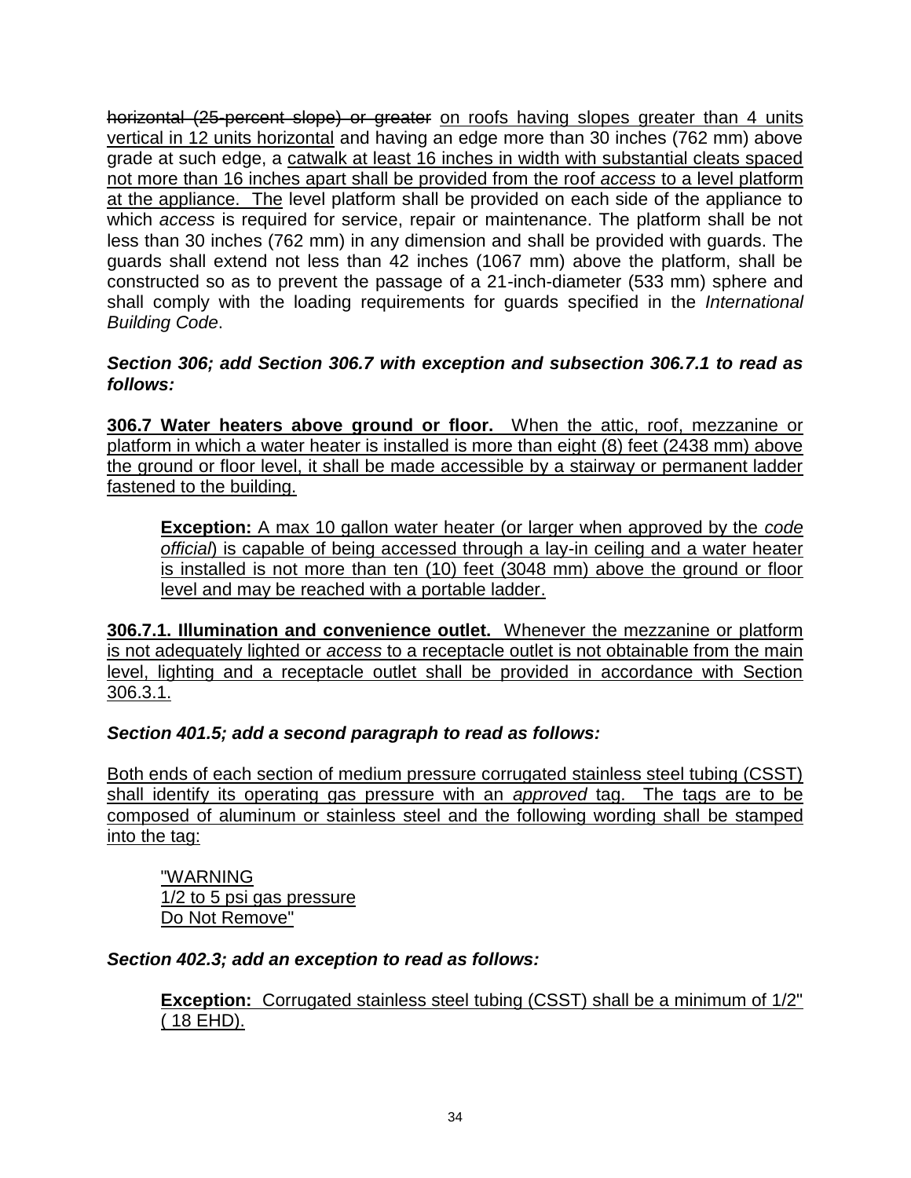~~horizontal (25-percent slope) or greater~~ <u>on roofs having slopes greater than 4 units vertical in 12 units horizontal</u> and having an edge more than 30 inches (762 mm) above grade at such edge, a <u>catwalk at least 16 inches in width with substantial cleats spaced not more than 16 inches apart shall be provided from the roof *access* to a level platform at the appliance. The</u> level platform shall be provided on each side of the appliance to which *access* is required for service, repair or maintenance. The platform shall be not less than 30 inches (762 mm) in any dimension and shall be provided with guards. The guards shall extend not less than 42 inches (1067 mm) above the platform, shall be constructed so as to prevent the passage of a 21-inch-diameter (533 mm) sphere and shall comply with the loading requirements for guards specified in the *International Building Code*.

***Section 306; add Section 306.7 with exception and subsection 306.7.1 to read as follows:***

<u>**306.7 Water heaters above ground or floor.** When the attic, roof, mezzanine or platform in which a water heater is installed is more than eight (8) feet (2438 mm) above the ground or floor level, it shall be made accessible by a stairway or permanent ladder fastened to the building.</u>

> <u>**Exception:** A max 10 gallon water heater (or larger when approved by the *code official*) is capable of being accessed through a lay-in ceiling and a water heater is installed is not more than ten (10) feet (3048 mm) above the ground or floor level and may be reached with a portable ladder.</u>

<u>**306.7.1. Illumination and convenience outlet.** Whenever the mezzanine or platform is not adequately lighted or *access* to a receptacle outlet is not obtainable from the main level, lighting and a receptacle outlet shall be provided in accordance with Section 306.3.1.</u>

***Section 401.5; add a second paragraph to read as follows:***

<u>Both ends of each section of medium pressure corrugated stainless steel tubing (CSST) shall identify its operating gas pressure with an *approved* tag. The tags are to be composed of aluminum or stainless steel and the following wording shall be stamped into the tag:</u>

> <u>"WARNING</u>
> <u>1/2 to 5 psi gas pressure</u>
> <u>Do Not Remove"</u>

***Section 402.3; add an exception to read as follows:***

> <u>**Exception:** Corrugated stainless steel tubing (CSST) shall be a minimum of 1/2" ( 18 EHD).</u>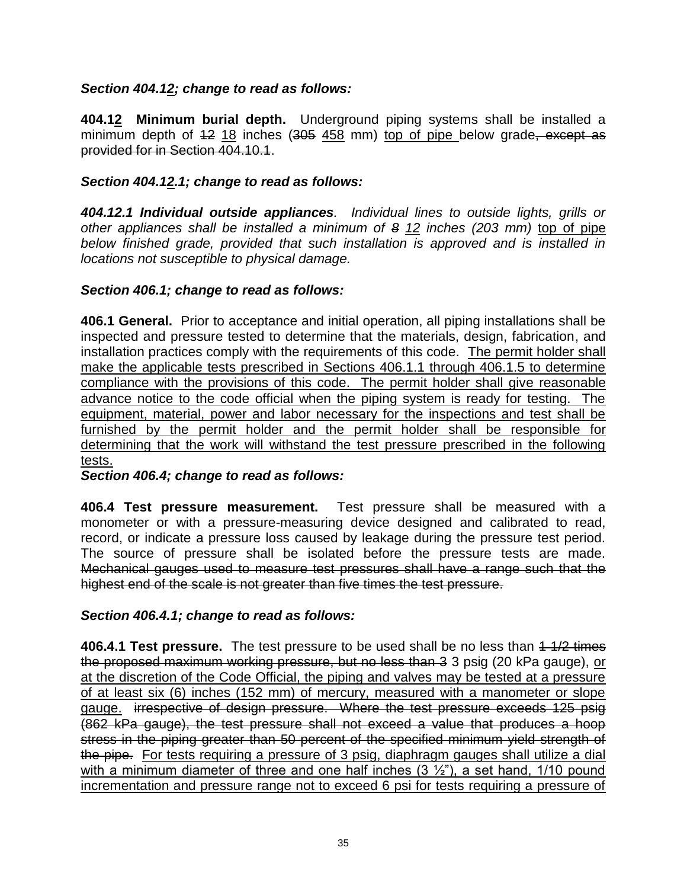***Section 404.1~~2~~; change to read as follows:***

**404.1~~2~~ Minimum burial depth.** Underground piping systems shall be installed a minimum depth of ~~12~~ 18 inches (~~305~~ 458 mm) top of pipe below grade~~, except as provided for in Section 404.10.1~~.

***Section 404.1~~2~~.1; change to read as follows:***

***404.12.1 Individual outside appliances****. Individual lines to outside lights, grills or other appliances shall be installed a minimum of ~~8~~ 12 inches (203 mm)* top of pipe *below finished grade, provided that such installation is approved and is installed in locations not susceptible to physical damage.*

***Section 406.1; change to read as follows:***

**406.1 General.** Prior to acceptance and initial operation, all piping installations shall be inspected and pressure tested to determine that the materials, design, fabrication, and installation practices comply with the requirements of this code. The permit holder shall make the applicable tests prescribed in Sections 406.1.1 through 406.1.5 to determine compliance with the provisions of this code. The permit holder shall give reasonable advance notice to the code official when the piping system is ready for testing. The equipment, material, power and labor necessary for the inspections and test shall be furnished by the permit holder and the permit holder shall be responsible for determining that the work will withstand the test pressure prescribed in the following tests.

***Section 406.4; change to read as follows:***

**406.4 Test pressure measurement.** Test pressure shall be measured with a monometer or with a pressure-measuring device designed and calibrated to read, record, or indicate a pressure loss caused by leakage during the pressure test period. The source of pressure shall be isolated before the pressure tests are made. ~~Mechanical gauges used to measure test pressures shall have a range such that the highest end of the scale is not greater than five times the test pressure.~~

***Section 406.4.1; change to read as follows:***

**406.4.1 Test pressure.** The test pressure to be used shall be no less than ~~1 1/2 times the proposed maximum working pressure, but no less than 3~~ 3 psig (20 kPa gauge), or at the discretion of the Code Official, the piping and valves may be tested at a pressure of at least six (6) inches (152 mm) of mercury, measured with a manometer or slope gauge. ~~irrespective of design pressure. Where the test pressure exceeds 125 psig (862 kPa gauge), the test pressure shall not exceed a value that produces a hoop stress in the piping greater than 50 percent of the specified minimum yield strength of the pipe.~~ For tests requiring a pressure of 3 psig, diaphragm gauges shall utilize a dial with a minimum diameter of three and one half inches (3 ½"), a set hand, 1/10 pound incrementation and pressure range not to exceed 6 psi for tests requiring a pressure of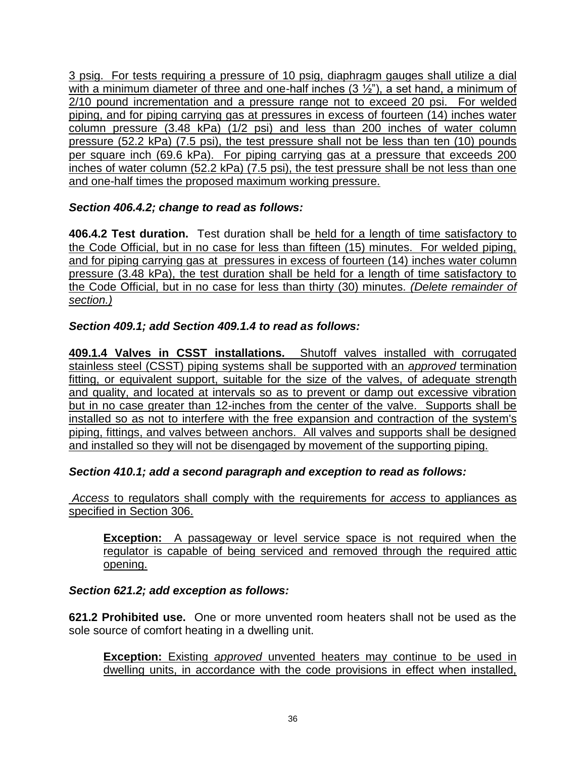3 psig. For tests requiring a pressure of 10 psig, diaphragm gauges shall utilize a dial with a minimum diameter of three and one-half inches (3 ½"), a set hand, a minimum of 2/10 pound incrementation and a pressure range not to exceed 20 psi. For welded piping, and for piping carrying gas at pressures in excess of fourteen (14) inches water column pressure (3.48 kPa) (1/2 psi) and less than 200 inches of water column pressure (52.2 kPa) (7.5 psi), the test pressure shall not be less than ten (10) pounds per square inch (69.6 kPa). For piping carrying gas at a pressure that exceeds 200 inches of water column (52.2 kPa) (7.5 psi), the test pressure shall be not less than one and one-half times the proposed maximum working pressure.

***Section 406.4.2; change to read as follows:***

**406.4.2 Test duration.** Test duration shall be held for a length of time satisfactory to the Code Official, but in no case for less than fifteen (15) minutes. For welded piping, and for piping carrying gas at pressures in excess of fourteen (14) inches water column pressure (3.48 kPa), the test duration shall be held for a length of time satisfactory to the Code Official, but in no case for less than thirty (30) minutes. *(Delete remainder of section.)*

***Section 409.1; add Section 409.1.4 to read as follows:***

**409.1.4 Valves in CSST installations.** Shutoff valves installed with corrugated stainless steel (CSST) piping systems shall be supported with an *approved* termination fitting, or equivalent support, suitable for the size of the valves, of adequate strength and quality, and located at intervals so as to prevent or damp out excessive vibration but in no case greater than 12-inches from the center of the valve. Supports shall be installed so as not to interfere with the free expansion and contraction of the system's piping, fittings, and valves between anchors. All valves and supports shall be designed and installed so they will not be disengaged by movement of the supporting piping.

***Section 410.1; add a second paragraph and exception to read as follows:***

*Access* to regulators shall comply with the requirements for *access* to appliances as specified in Section 306.

> **Exception:** A passageway or level service space is not required when the regulator is capable of being serviced and removed through the required attic opening.

***Section 621.2; add exception as follows:***

**621.2 Prohibited use.** One or more unvented room heaters shall not be used as the sole source of comfort heating in a dwelling unit.

> **Exception:** Existing *approved* unvented heaters may continue to be used in dwelling units, in accordance with the code provisions in effect when installed,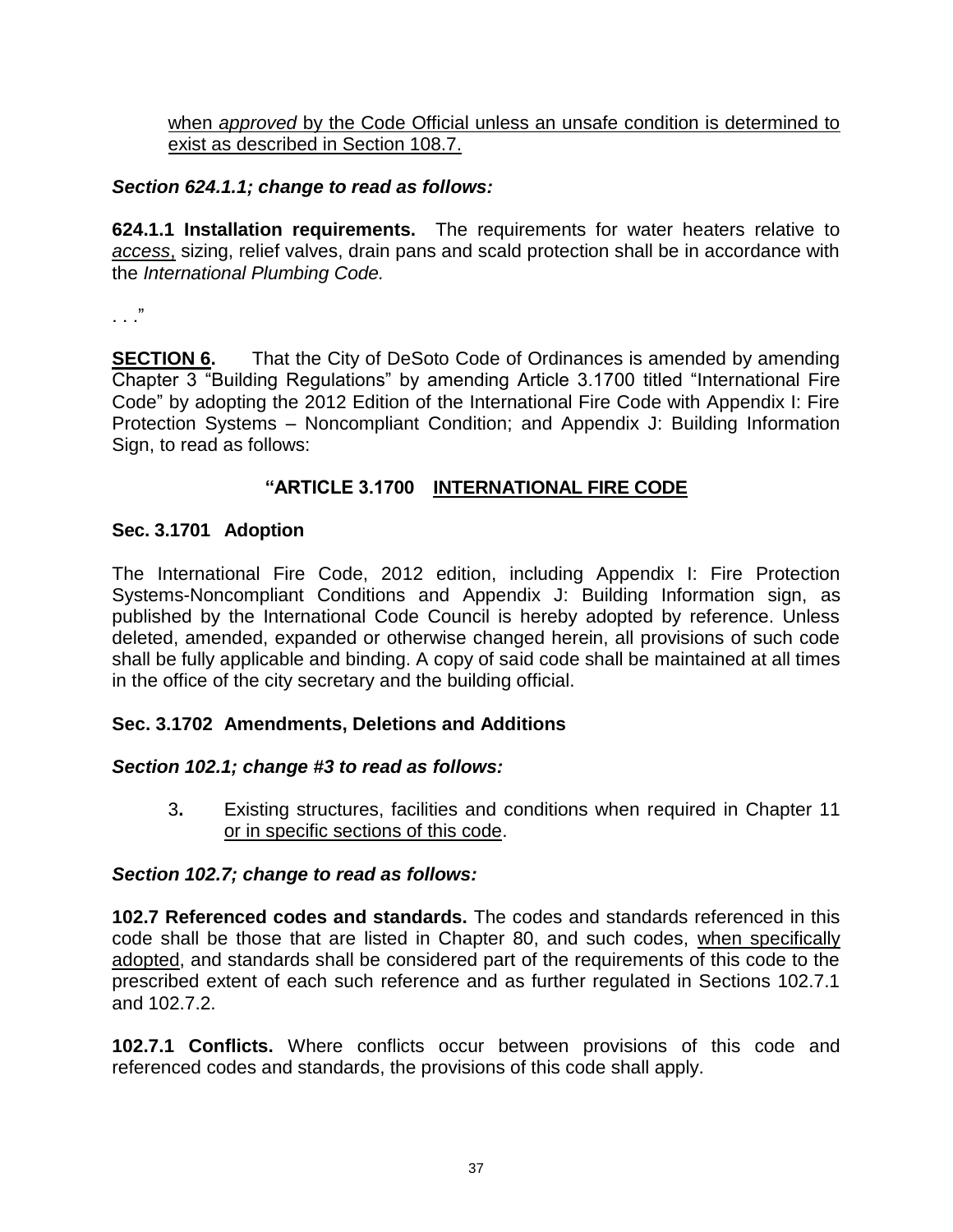<u>when *approved* by the Code Official unless an unsafe condition is determined to exist as described in Section 108.7.</u>

***Section 624.1.1; change to read as follows:***

**624.1.1 Installation requirements.** The requirements for water heaters relative to <u>*access*,</u> sizing, relief valves, drain pans and scald protection shall be in accordance with the *International Plumbing Code.*

. . ."

**<u>SECTION 6.</u>** That the City of DeSoto Code of Ordinances is amended by amending Chapter 3 "Building Regulations" by amending Article 3.1700 titled "International Fire Code" by adopting the 2012 Edition of the International Fire Code with Appendix I: Fire Protection Systems – Noncompliant Condition; and Appendix J: Building Information Sign, to read as follows:

**"ARTICLE 3.1700 <u>INTERNATIONAL FIRE CODE</u>**

**Sec. 3.1701 Adoption**

The International Fire Code, 2012 edition, including Appendix I: Fire Protection Systems-Noncompliant Conditions and Appendix J: Building Information sign, as published by the International Code Council is hereby adopted by reference. Unless deleted, amended, expanded or otherwise changed herein, all provisions of such code shall be fully applicable and binding. A copy of said code shall be maintained at all times in the office of the city secretary and the building official.

**Sec. 3.1702 Amendments, Deletions and Additions**

***Section 102.1; change #3 to read as follows:***

3. Existing structures, facilities and conditions when required in Chapter 11 <u>or in specific sections of this code</u>.

***Section 102.7; change to read as follows:***

**102.7 Referenced codes and standards.** The codes and standards referenced in this code shall be those that are listed in Chapter 80, and such codes, <u>when specifically adopted</u>, and standards shall be considered part of the requirements of this code to the prescribed extent of each such reference and as further regulated in Sections 102.7.1 and 102.7.2.

**102.7.1 Conflicts.** Where conflicts occur between provisions of this code and referenced codes and standards, the provisions of this code shall apply.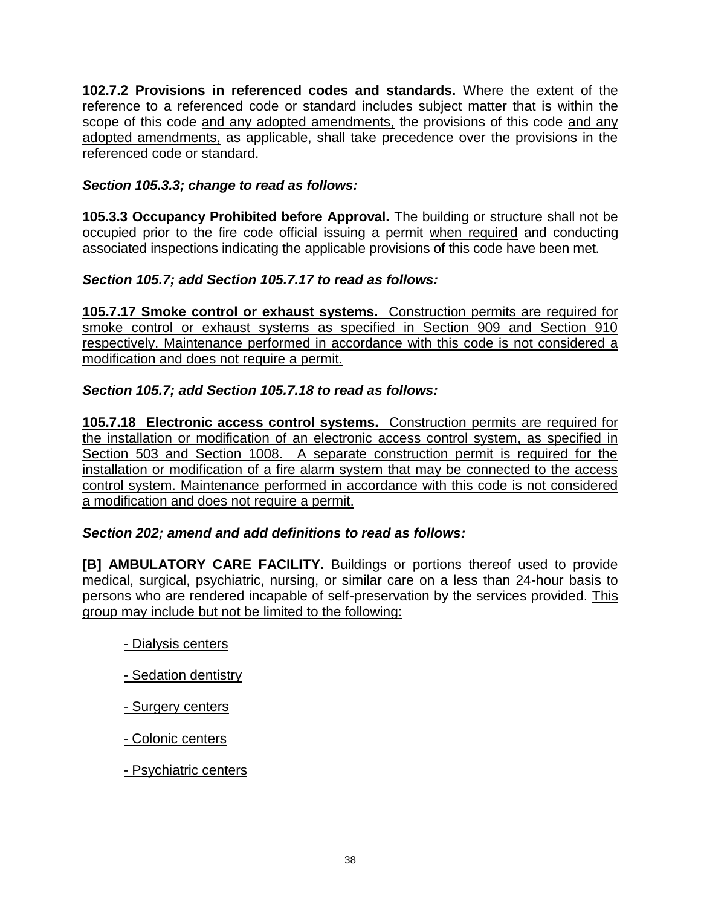**102.7.2 Provisions in referenced codes and standards.** Where the extent of the reference to a referenced code or standard includes subject matter that is within the scope of this code <u>and any adopted amendments,</u> the provisions of this code <u>and any adopted amendments,</u> as applicable, shall take precedence over the provisions in the referenced code or standard.

***Section 105.3.3; change to read as follows:***

**105.3.3 Occupancy Prohibited before Approval.** The building or structure shall not be occupied prior to the fire code official issuing a permit <u>when required</u> and conducting associated inspections indicating the applicable provisions of this code have been met.

***Section 105.7; add Section 105.7.17 to read as follows:***

<u>**105.7.17 Smoke control or exhaust systems.** Construction permits are required for smoke control or exhaust systems as specified in Section 909 and Section 910 respectively. Maintenance performed in accordance with this code is not considered a modification and does not require a permit.</u>

***Section 105.7; add Section 105.7.18 to read as follows:***

<u>**105.7.18 Electronic access control systems.** Construction permits are required for the installation or modification of an electronic access control system, as specified in Section 503 and Section 1008. A separate construction permit is required for the installation or modification of a fire alarm system that may be connected to the access control system. Maintenance performed in accordance with this code is not considered a modification and does not require a permit.</u>

***Section 202; amend and add definitions to read as follows:***

**[B] AMBULATORY CARE FACILITY.** Buildings or portions thereof used to provide medical, surgical, psychiatric, nursing, or similar care on a less than 24-hour basis to persons who are rendered incapable of self-preservation by the services provided. <u>This group may include but not be limited to the following:</u>

<u>- Dialysis centers</u>

<u>- Sedation dentistry</u>

<u>- Surgery centers</u>

<u>- Colonic centers</u>

<u>- Psychiatric centers</u>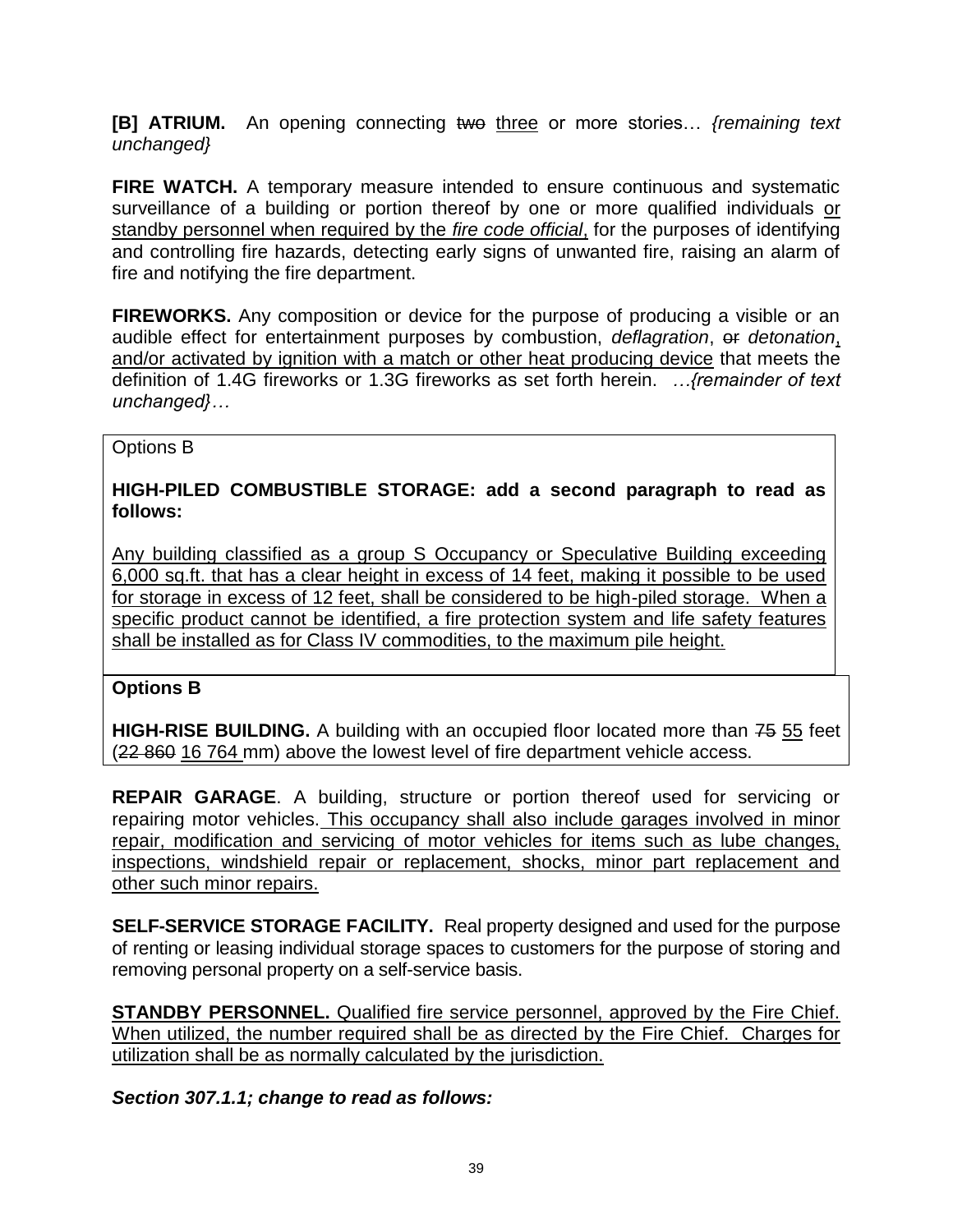**[B] ATRIUM.** An opening connecting ~~two~~ <u>three</u> or more stories… *{remaining text unchanged}*

**FIRE WATCH.** A temporary measure intended to ensure continuous and systematic surveillance of a building or portion thereof by one or more qualified individuals <u>or standby personnel when required by the *fire code official*,</u> for the purposes of identifying and controlling fire hazards, detecting early signs of unwanted fire, raising an alarm of fire and notifying the fire department.

**FIREWORKS.** Any composition or device for the purpose of producing a visible or an audible effect for entertainment purposes by combustion, *deflagration*, ~~or~~ *detonation*, <u>and/or activated by ignition with a match or other heat producing device</u> that meets the definition of 1.4G fireworks or 1.3G fireworks as set forth herein. *…{remainder of text unchanged}…*

Options B

**HIGH-PILED COMBUSTIBLE STORAGE: add a second paragraph to read as follows:**

<u>Any building classified as a group S Occupancy or Speculative Building exceeding 6,000 sq.ft. that has a clear height in excess of 14 feet, making it possible to be used for storage in excess of 12 feet, shall be considered to be high-piled storage. When a specific product cannot be identified, a fire protection system and life safety features shall be installed as for Class IV commodities, to the maximum pile height.</u>

**Options B**

**HIGH-RISE BUILDING.** A building with an occupied floor located more than ~~75~~ <u>55</u> feet (~~22 860~~ <u>16 764</u> mm) above the lowest level of fire department vehicle access.

**REPAIR GARAGE**. A building, structure or portion thereof used for servicing or repairing motor vehicles. <u>This occupancy shall also include garages involved in minor repair, modification and servicing of motor vehicles for items such as lube changes, inspections, windshield repair or replacement, shocks, minor part replacement and other such minor repairs.</u>

**SELF-SERVICE STORAGE FACILITY.** Real property designed and used for the purpose of renting or leasing individual storage spaces to customers for the purpose of storing and removing personal property on a self-service basis.

<u>**STANDBY PERSONNEL.** Qualified fire service personnel, approved by the Fire Chief. When utilized, the number required shall be as directed by the Fire Chief. Charges for utilization shall be as normally calculated by the jurisdiction.</u>

***Section 307.1.1; change to read as follows:***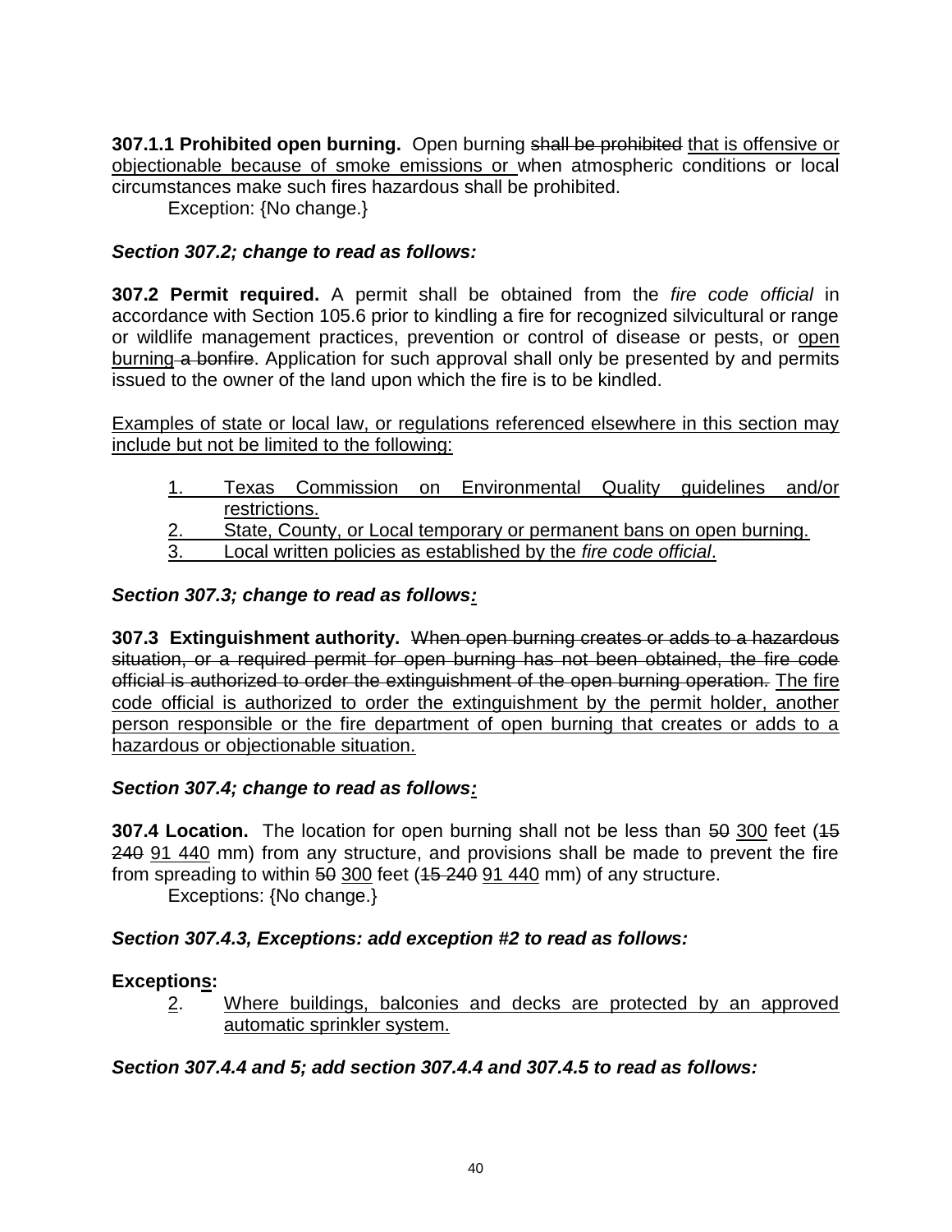**307.1.1 Prohibited open burning.** Open burning ~~shall be prohibited~~ <u>that is offensive or objectionable because of smoke emissions or</u> when atmospheric conditions or local circumstances make such fires hazardous shall be prohibited.

Exception: {No change.}

***Section 307.2; change to read as follows:***

**307.2 Permit required.** A permit shall be obtained from the *fire code official* in accordance with Section 105.6 prior to kindling a fire for recognized silvicultural or range or wildlife management practices, prevention or control of disease or pests, or <u>open burning</u> ~~a bonfire~~. Application for such approval shall only be presented by and permits issued to the owner of the land upon which the fire is to be kindled.

<u>Examples of state or local law, or regulations referenced elsewhere in this section may include but not be limited to the following:</u>

1. <u>Texas Commission on Environmental Quality guidelines and/or restrictions.</u>
2. <u>State, County, or Local temporary or permanent bans on open burning.</u>
3. <u>Local written policies as established by the *fire code official*.</u>

***Section 307.3; change to read as follows:***

**307.3 Extinguishment authority.** ~~When open burning creates or adds to a hazardous situation, or a required permit for open burning has not been obtained, the fire code official is authorized to order the extinguishment of the open burning operation.~~ <u>The fire code official is authorized to order the extinguishment by the permit holder, another person responsible or the fire department of open burning that creates or adds to a hazardous or objectionable situation.</u>

***Section 307.4; change to read as follows:***

**307.4 Location.** The location for open burning shall not be less than ~~50~~ <u>300</u> feet (~~15 240~~ <u>91 440</u> mm) from any structure, and provisions shall be made to prevent the fire from spreading to within ~~50~~ <u>300</u> feet (~~15 240~~ <u>91 440</u> mm) of any structure.

Exceptions: {No change.}

***Section 307.4.3, Exceptions: add exception #2 to read as follows:***

**Exceptio<u>ns</u>:**

<u>2</u>. <u>Where buildings, balconies and decks are protected by an approved automatic sprinkler system.</u>

***Section 307.4.4 and 5; add section 307.4.4 and 307.4.5 to read as follows:***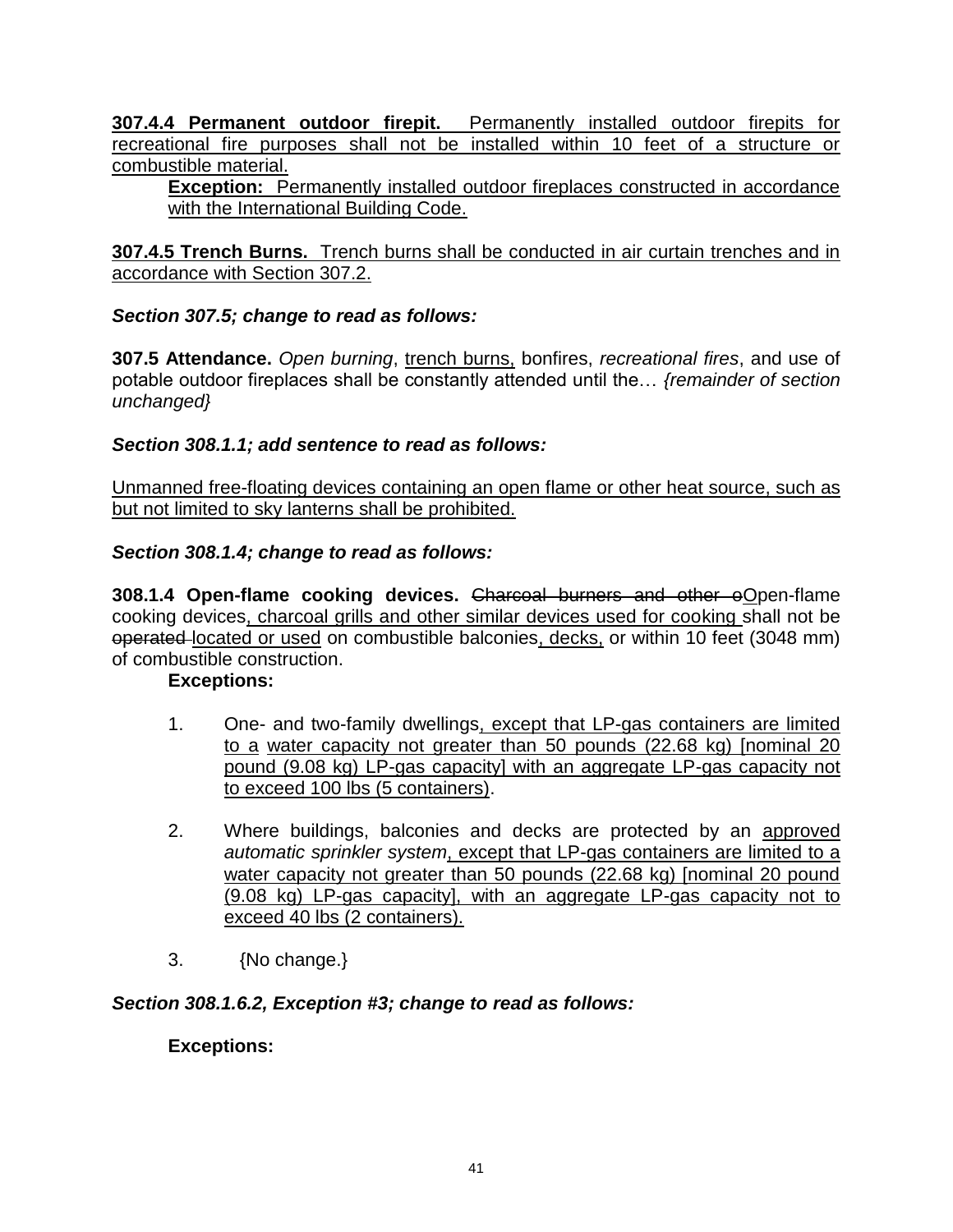**307.4.4 Permanent outdoor firepit.** Permanently installed outdoor firepits for recreational fire purposes shall not be installed within 10 feet of a structure or combustible material.

> **Exception:** Permanently installed outdoor fireplaces constructed in accordance with the International Building Code.

**307.4.5 Trench Burns.** Trench burns shall be conducted in air curtain trenches and in accordance with Section 307.2.

***Section 307.5; change to read as follows:***

**307.5 Attendance.** *Open burning*, trench burns, bonfires, *recreational fires*, and use of potable outdoor fireplaces shall be constantly attended until the… *{remainder of section unchanged}*

***Section 308.1.1; add sentence to read as follows:***

Unmanned free-floating devices containing an open flame or other heat source, such as but not limited to sky lanterns shall be prohibited.

***Section 308.1.4; change to read as follows:***

**308.1.4 Open-flame cooking devices.** ~~Charcoal burners and other o~~Open-flame cooking devices, charcoal grills and other similar devices used for cooking shall not be ~~operated~~ located or used on combustible balconies, decks, or within 10 feet (3048 mm) of combustible construction.

**Exceptions:**

1. One- and two-family dwellings, except that LP-gas containers are limited to a water capacity not greater than 50 pounds (22.68 kg) [nominal 20 pound (9.08 kg) LP-gas capacity] with an aggregate LP-gas capacity not to exceed 100 lbs (5 containers).

2. Where buildings, balconies and decks are protected by an approved *automatic sprinkler system*, except that LP-gas containers are limited to a water capacity not greater than 50 pounds (22.68 kg) [nominal 20 pound (9.08 kg) LP-gas capacity], with an aggregate LP-gas capacity not to exceed 40 lbs (2 containers).

3. {No change.}

***Section 308.1.6.2, Exception #3; change to read as follows:***

**Exceptions:**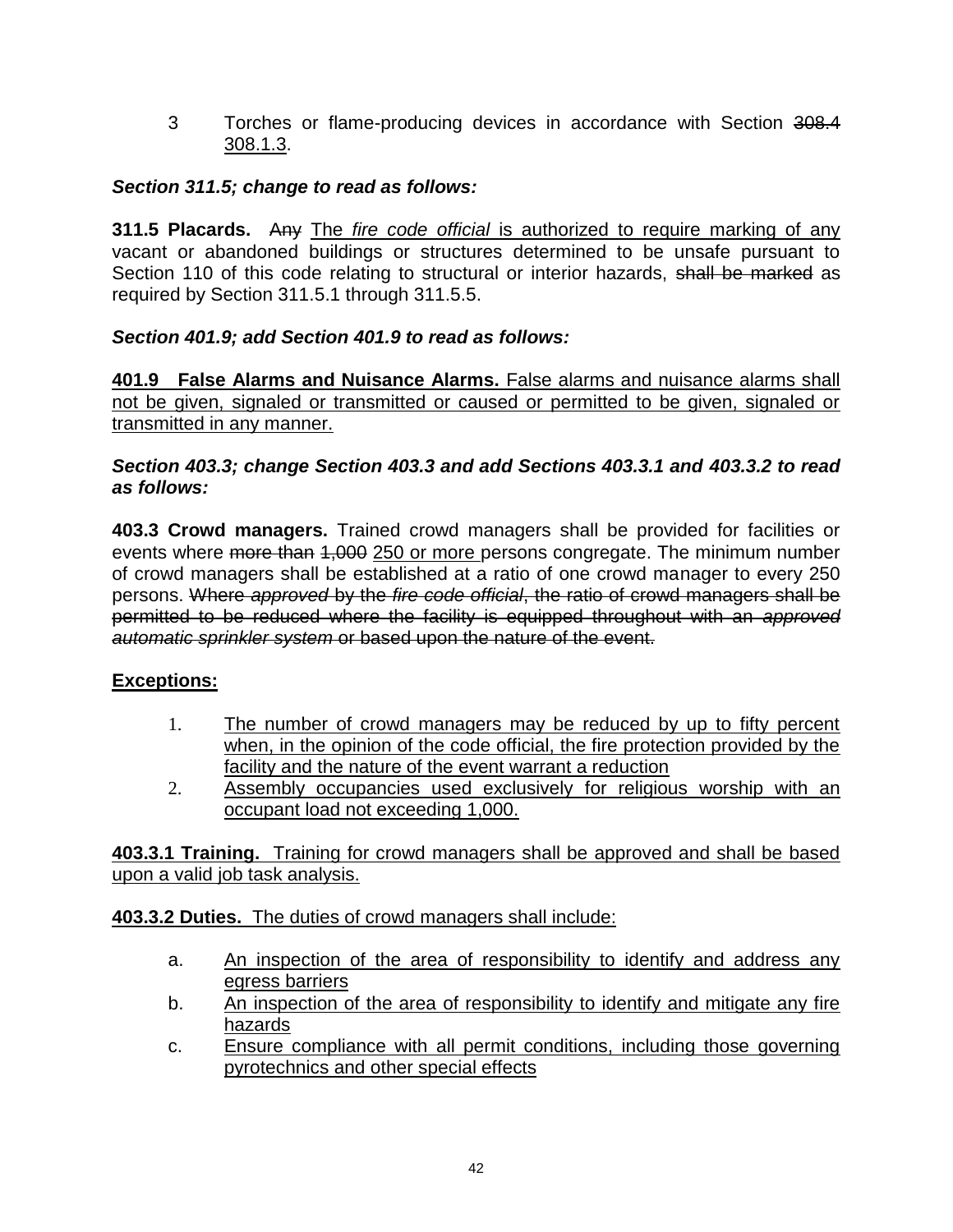3 Torches or flame-producing devices in accordance with Section ~~308.4~~ <u>308.1.3</u>.

***Section 311.5; change to read as follows:***

**311.5 Placards.** ~~Any~~ <u>The *fire code official* is authorized to require marking of any</u> vacant or abandoned buildings or structures determined to be unsafe pursuant to Section 110 of this code relating to structural or interior hazards, ~~shall be marked~~ as required by Section 311.5.1 through 311.5.5.

***Section 401.9; add Section 401.9 to read as follows:***

<u>**401.9 False Alarms and Nuisance Alarms.** False alarms and nuisance alarms shall not be given, signaled or transmitted or caused or permitted to be given, signaled or transmitted in any manner.</u>

***Section 403.3; change Section 403.3 and add Sections 403.3.1 and 403.3.2 to read as follows:***

**403.3 Crowd managers.** Trained crowd managers shall be provided for facilities or events where ~~more than~~ ~~1,000~~ <u>250 or more</u> persons congregate. The minimum number of crowd managers shall be established at a ratio of one crowd manager to every 250 persons. ~~Where *approved* by the *fire code official*, the ratio of crowd managers shall be permitted to be reduced where the facility is equipped throughout with an *approved automatic sprinkler system* or based upon the nature of the event.~~

<u>**Exceptions:**</u>

1. <u>The number of crowd managers may be reduced by up to fifty percent when, in the opinion of the code official, the fire protection provided by the facility and the nature of the event warrant a reduction</u>
2. <u>Assembly occupancies used exclusively for religious worship with an occupant load not exceeding 1,000.</u>

<u>**403.3.1 Training.** Training for crowd managers shall be approved and shall be based upon a valid job task analysis.</u>

<u>**403.3.2 Duties.** The duties of crowd managers shall include:</u>

a. <u>An inspection of the area of responsibility to identify and address any egress barriers</u>
b. <u>An inspection of the area of responsibility to identify and mitigate any fire hazards</u>
c. <u>Ensure compliance with all permit conditions, including those governing pyrotechnics and other special effects</u>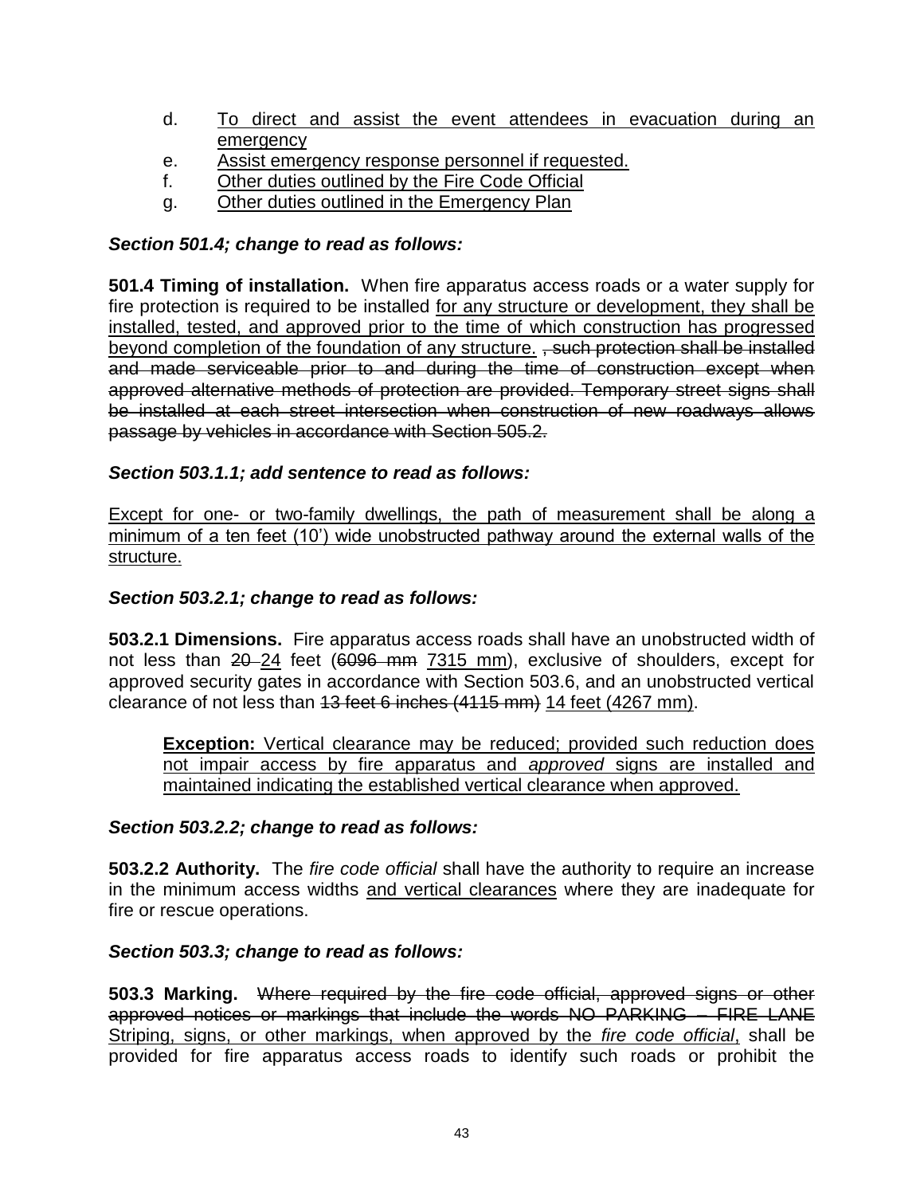d. To direct and assist the event attendees in evacuation during an emergency
e. Assist emergency response personnel if requested.
f. Other duties outlined by the Fire Code Official
g. Other duties outlined in the Emergency Plan

***Section 501.4; change to read as follows:***

**501.4 Timing of installation.** When fire apparatus access roads or a water supply for fire protection is required to be installed <u>for any structure or development, they shall be installed, tested, and approved prior to the time of which construction has progressed beyond completion of the foundation of any structure.</u> ~~, such protection shall be installed and made serviceable prior to and during the time of construction except when approved alternative methods of protection are provided. Temporary street signs shall be installed at each street intersection when construction of new roadways allows passage by vehicles in accordance with Section 505.2.~~

***Section 503.1.1; add sentence to read as follows:***

<u>Except for one- or two-family dwellings, the path of measurement shall be along a minimum of a ten feet (10') wide unobstructed pathway around the external walls of the structure.</u>

***Section 503.2.1; change to read as follows:***

**503.2.1 Dimensions.** Fire apparatus access roads shall have an unobstructed width of not less than ~~20~~ <u>24</u> feet (~~6096 mm~~ <u>7315 mm</u>), exclusive of shoulders, except for approved security gates in accordance with Section 503.6, and an unobstructed vertical clearance of not less than ~~13 feet 6 inches (4115 mm)~~ <u>14 feet (4267 mm)</u>.

> <u>**Exception:** Vertical clearance may be reduced; provided such reduction does not impair access by fire apparatus and *approved* signs are installed and maintained indicating the established vertical clearance when approved.</u>

***Section 503.2.2; change to read as follows:***

**503.2.2 Authority.** The *fire code official* shall have the authority to require an increase in the minimum access widths <u>and vertical clearances</u> where they are inadequate for fire or rescue operations.

***Section 503.3; change to read as follows:***

**503.3 Marking.** ~~Where required by the fire code official, approved signs or other approved notices or markings that include the words NO PARKING – FIRE LANE~~ <u>Striping, signs, or other markings, when approved by the *fire code official*,</u> shall be provided for fire apparatus access roads to identify such roads or prohibit the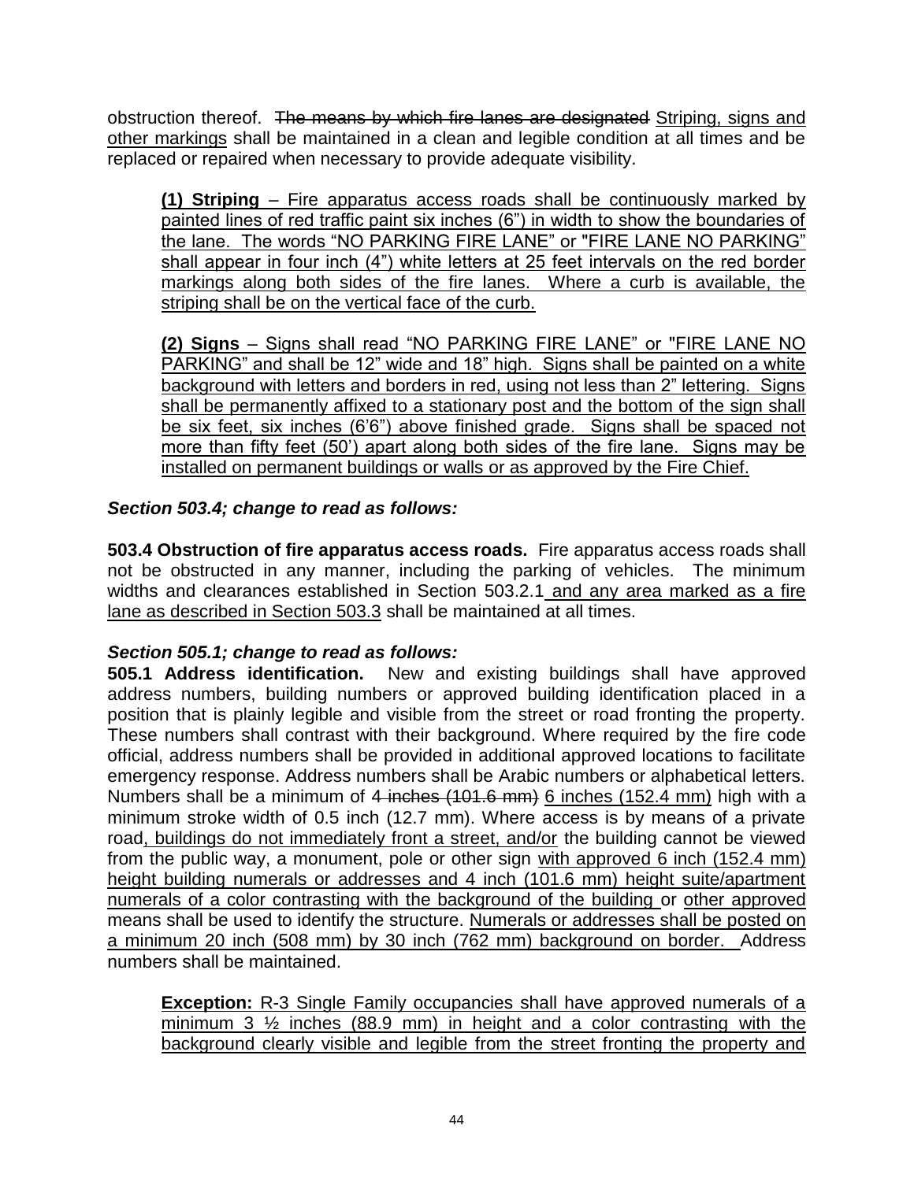obstruction thereof. ~~The means by which fire lanes are designated~~ <u>Striping, signs and other markings</u> shall be maintained in a clean and legible condition at all times and be replaced or repaired when necessary to provide adequate visibility.

> <u>**(1) Striping** – Fire apparatus access roads shall be continuously marked by painted lines of red traffic paint six inches (6") in width to show the boundaries of the lane. The words "NO PARKING FIRE LANE" or "FIRE LANE NO PARKING" shall appear in four inch (4") white letters at 25 feet intervals on the red border markings along both sides of the fire lanes. Where a curb is available, the striping shall be on the vertical face of the curb.</u>
>
> <u>**(2) Signs** – Signs shall read "NO PARKING FIRE LANE" or "FIRE LANE NO PARKING" and shall be 12" wide and 18" high. Signs shall be painted on a white background with letters and borders in red, using not less than 2" lettering. Signs shall be permanently affixed to a stationary post and the bottom of the sign shall be six feet, six inches (6'6") above finished grade. Signs shall be spaced not more than fifty feet (50') apart along both sides of the fire lane. Signs may be installed on permanent buildings or walls or as approved by the Fire Chief.</u>

***Section 503.4; change to read as follows:***

**503.4 Obstruction of fire apparatus access roads.** Fire apparatus access roads shall not be obstructed in any manner, including the parking of vehicles. The minimum widths and clearances established in Section 503.2.1<u> and any area marked as a fire lane as described in Section 503.3</u> shall be maintained at all times.

***Section 505.1; change to read as follows:***

**505.1 Address identification.** New and existing buildings shall have approved address numbers, building numbers or approved building identification placed in a position that is plainly legible and visible from the street or road fronting the property. These numbers shall contrast with their background. Where required by the fire code official, address numbers shall be provided in additional approved locations to facilitate emergency response. Address numbers shall be Arabic numbers or alphabetical letters. Numbers shall be a minimum of ~~4 inches (101.6 mm)~~ <u>6 inches (152.4 mm)</u> high with a minimum stroke width of 0.5 inch (12.7 mm). Where access is by means of a private road<u>, buildings do not immediately front a street, and/or</u> the building cannot be viewed from the public way, a monument, pole or other sign <u>with approved 6 inch (152.4 mm) height building numerals or addresses and 4 inch (101.6 mm) height suite/apartment numerals of a color contrasting with the background of the building</u> or <u>other approved</u> means shall be used to identify the structure. <u>Numerals or addresses shall be posted on a minimum 20 inch (508 mm) by 30 inch (762 mm) background on border.</u> Address numbers shall be maintained.

> **Exception:** <u>R-3 Single Family occupancies shall have approved numerals of a minimum 3 ½ inches (88.9 mm) in height and a color contrasting with the background clearly visible and legible from the street fronting the property and</u>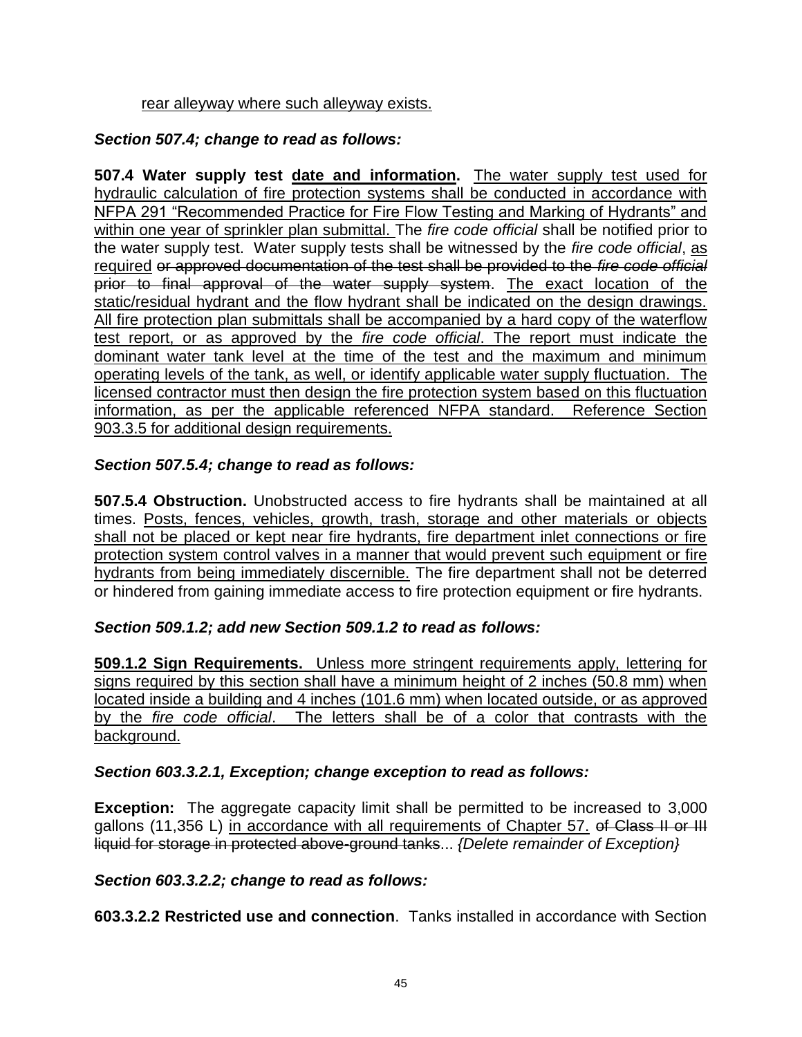rear alleyway where such alleyway exists.

***Section 507.4; change to read as follows:***

**507.4 Water supply test date and information.** The water supply test used for hydraulic calculation of fire protection systems shall be conducted in accordance with NFPA 291 "Recommended Practice for Fire Flow Testing and Marking of Hydrants" and within one year of sprinkler plan submittal. The *fire code official* shall be notified prior to the water supply test. Water supply tests shall be witnessed by the *fire code official*, as required ~~or approved documentation of the test shall be provided to the *fire code official* prior to final approval of the water supply system~~. The exact location of the static/residual hydrant and the flow hydrant shall be indicated on the design drawings. All fire protection plan submittals shall be accompanied by a hard copy of the waterflow test report, or as approved by the *fire code official*. The report must indicate the dominant water tank level at the time of the test and the maximum and minimum operating levels of the tank, as well, or identify applicable water supply fluctuation. The licensed contractor must then design the fire protection system based on this fluctuation information, as per the applicable referenced NFPA standard. Reference Section 903.3.5 for additional design requirements.

***Section 507.5.4; change to read as follows:***

**507.5.4 Obstruction.** Unobstructed access to fire hydrants shall be maintained at all times. Posts, fences, vehicles, growth, trash, storage and other materials or objects shall not be placed or kept near fire hydrants, fire department inlet connections or fire protection system control valves in a manner that would prevent such equipment or fire hydrants from being immediately discernible. The fire department shall not be deterred or hindered from gaining immediate access to fire protection equipment or fire hydrants.

***Section 509.1.2; add new Section 509.1.2 to read as follows:***

**509.1.2 Sign Requirements.** Unless more stringent requirements apply, lettering for signs required by this section shall have a minimum height of 2 inches (50.8 mm) when located inside a building and 4 inches (101.6 mm) when located outside, or as approved by the *fire code official*. The letters shall be of a color that contrasts with the background.

***Section 603.3.2.1, Exception; change exception to read as follows:***

**Exception:** The aggregate capacity limit shall be permitted to be increased to 3,000 gallons (11,356 L) in accordance with all requirements of Chapter 57. ~~of Class II or III liquid for storage in protected above-ground tanks~~... *{Delete remainder of Exception}*

***Section 603.3.2.2; change to read as follows:***

**603.3.2.2 Restricted use and connection**. Tanks installed in accordance with Section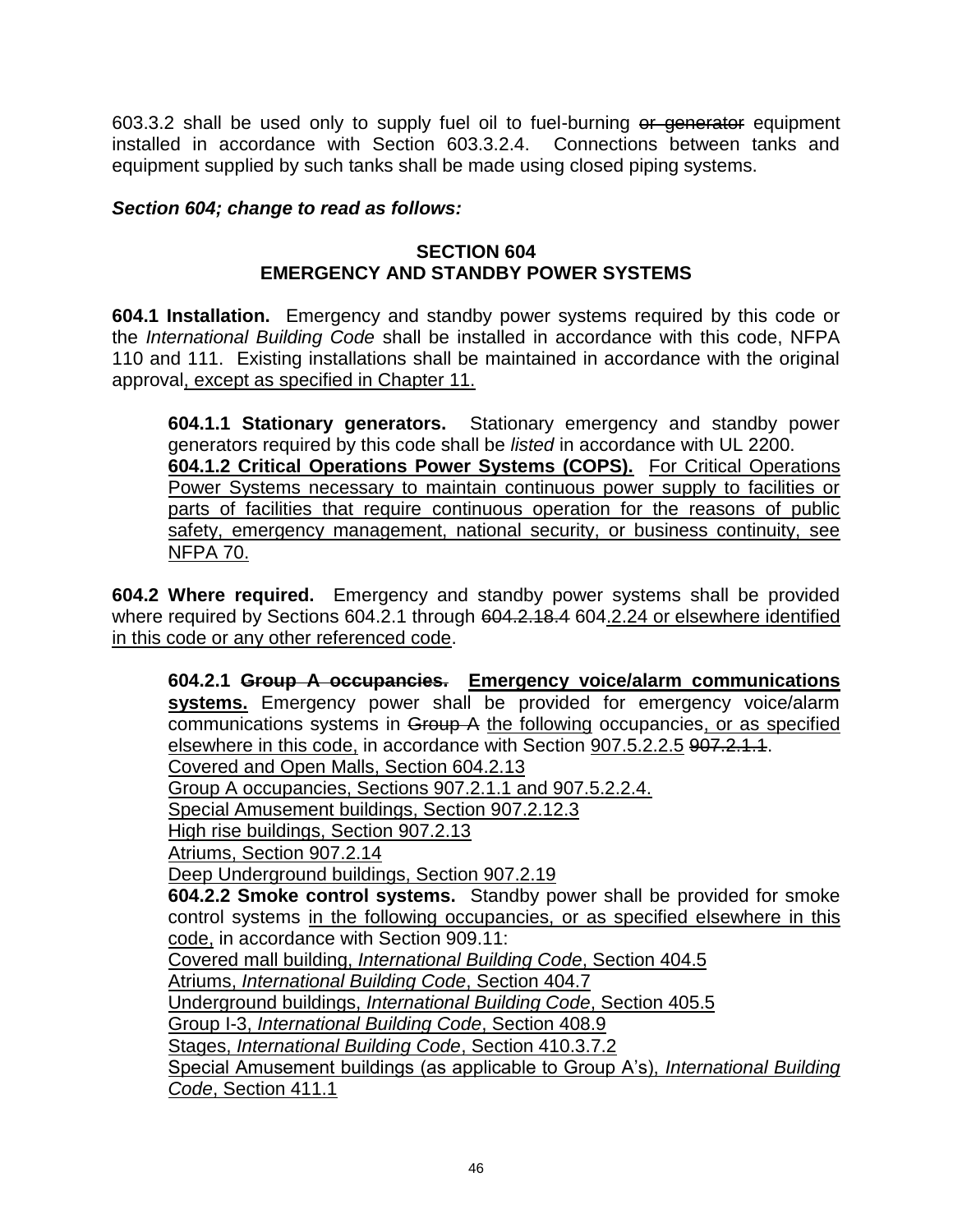603.3.2 shall be used only to supply fuel oil to fuel-burning ~~or generator~~ equipment installed in accordance with Section 603.3.2.4. Connections between tanks and equipment supplied by such tanks shall be made using closed piping systems.

***Section 604; change to read as follows:***

## SECTION 604
## EMERGENCY AND STANDBY POWER SYSTEMS

**604.1 Installation.** Emergency and standby power systems required by this code or the *International Building Code* shall be installed in accordance with this code, NFPA 110 and 111. Existing installations shall be maintained in accordance with the original approval<u>, except as specified in Chapter 11.</u>

> **604.1.1 Stationary generators.** Stationary emergency and standby power generators required by this code shall be *listed* in accordance with UL 2200.
> <u>**604.1.2 Critical Operations Power Systems (COPS).** For Critical Operations Power Systems necessary to maintain continuous power supply to facilities or parts of facilities that require continuous operation for the reasons of public safety, emergency management, national security, or business continuity, see NFPA 70.</u>

**604.2 Where required.** Emergency and standby power systems shall be provided where required by Sections 604.2.1 through ~~604.2.18.4~~ 604<u>.2.24 or elsewhere identified in this code or any other referenced code</u>.

> **604.2.1** ~~**Group A occupancies.**~~ <u>**Emergency voice/alarm communications systems.**</u> Emergency power shall be provided for emergency voice/alarm communications systems in ~~Group A~~ <u>the following</u> occupancies<u>, or as specified elsewhere in this code,</u> in accordance with Section <u>907.5.2.2.5</u> ~~907.2.1.1~~.
> <u>Covered and Open Malls, Section 604.2.13</u>
> <u>Group A occupancies, Sections 907.2.1.1 and 907.5.2.2.4.</u>
> <u>Special Amusement buildings, Section 907.2.12.3</u>
> <u>High rise buildings, Section 907.2.13</u>
> <u>Atriums, Section 907.2.14</u>
> <u>Deep Underground buildings, Section 907.2.19</u>
> **604.2.2 Smoke control systems.** Standby power shall be provided for smoke control systems <u>in the following occupancies, or as specified elsewhere in this code,</u> in accordance with Section 909.11:
> <u>Covered mall building, *International Building Code*, Section 404.5</u>
> <u>Atriums, *International Building Code*, Section 404.7</u>
> <u>Underground buildings, *International Building Code*, Section 405.5</u>
> <u>Group I-3, *International Building Code*, Section 408.9</u>
> <u>Stages, *International Building Code*, Section 410.3.7.2</u>
> <u>Special Amusement buildings (as applicable to Group A's), *International Building Code*, Section 411.1</u>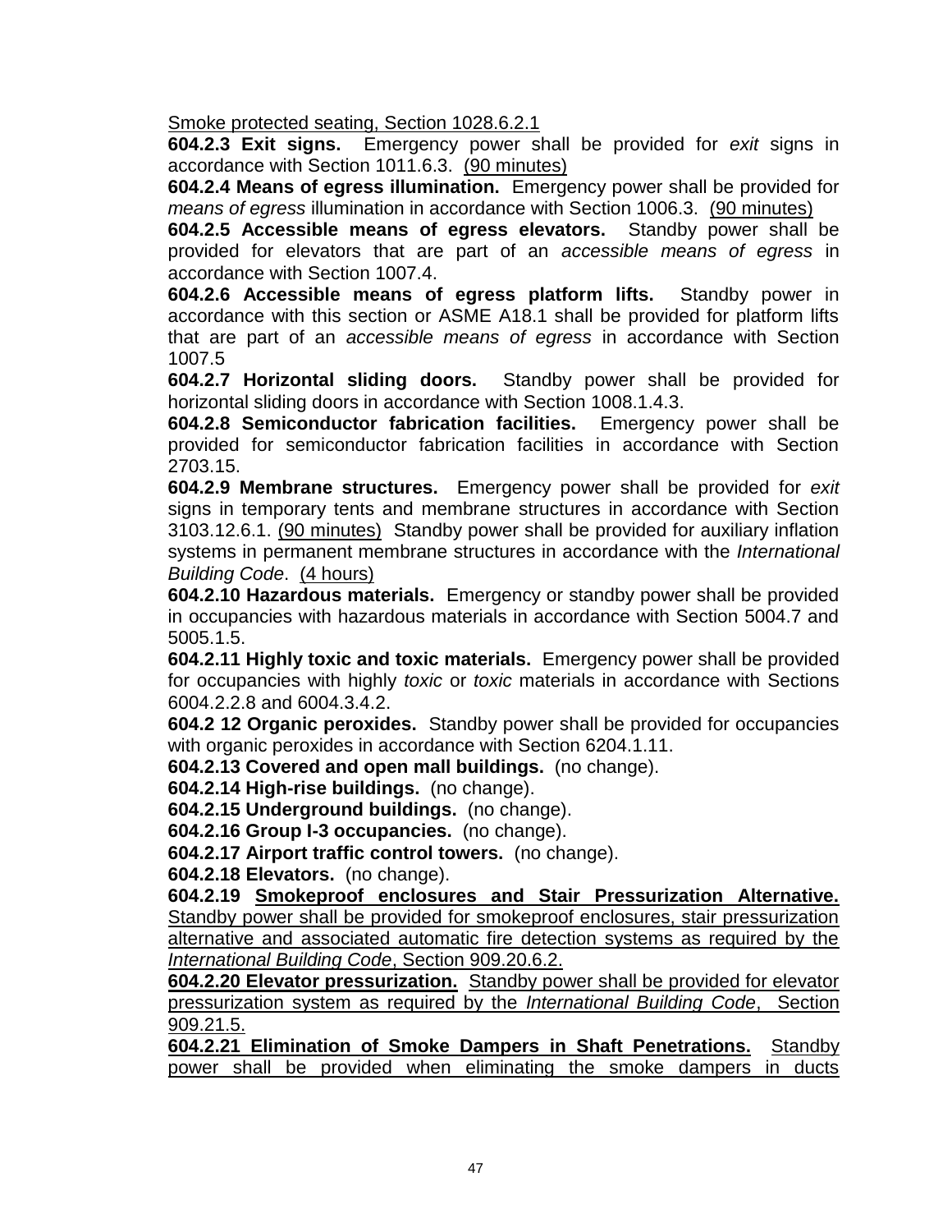<u>Smoke protected seating, Section 1028.6.2.1</u>

**604.2.3 Exit signs.** Emergency power shall be provided for *exit* signs in accordance with Section 1011.6.3. <u>(90 minutes)</u>

**604.2.4 Means of egress illumination.** Emergency power shall be provided for *means of egress* illumination in accordance with Section 1006.3. <u>(90 minutes)</u>

**604.2.5 Accessible means of egress elevators.** Standby power shall be provided for elevators that are part of an *accessible means of egress* in accordance with Section 1007.4.

**604.2.6 Accessible means of egress platform lifts.** Standby power in accordance with this section or ASME A18.1 shall be provided for platform lifts that are part of an *accessible means of egress* in accordance with Section 1007.5

**604.2.7 Horizontal sliding doors.** Standby power shall be provided for horizontal sliding doors in accordance with Section 1008.1.4.3.

**604.2.8 Semiconductor fabrication facilities.** Emergency power shall be provided for semiconductor fabrication facilities in accordance with Section 2703.15.

**604.2.9 Membrane structures.** Emergency power shall be provided for *exit* signs in temporary tents and membrane structures in accordance with Section 3103.12.6.1. <u>(90 minutes)</u> Standby power shall be provided for auxiliary inflation systems in permanent membrane structures in accordance with the *International Building Code*. <u>(4 hours)</u>

**604.2.10 Hazardous materials.** Emergency or standby power shall be provided in occupancies with hazardous materials in accordance with Section 5004.7 and 5005.1.5.

**604.2.11 Highly toxic and toxic materials.** Emergency power shall be provided for occupancies with highly *toxic* or *toxic* materials in accordance with Sections 6004.2.2.8 and 6004.3.4.2.

**604.2 12 Organic peroxides.** Standby power shall be provided for occupancies with organic peroxides in accordance with Section 6204.1.11.

**604.2.13 Covered and open mall buildings.** (no change).

**604.2.14 High-rise buildings.** (no change).

**604.2.15 Underground buildings.** (no change).

**604.2.16 Group I-3 occupancies.** (no change).

**604.2.17 Airport traffic control towers.** (no change).

**604.2.18 Elevators.** (no change).

**604.2.19 <u>Smokeproof enclosures and Stair Pressurization Alternative.</u>** <u>Standby power shall be provided for smokeproof enclosures, stair pressurization alternative and associated automatic fire detection systems as required by the *International Building Code*, Section 909.20.6.2.</u>

**<u>604.2.20 Elevator pressurization.</u>** <u>Standby power shall be provided for elevator pressurization system as required by the *International Building Code*, Section 909.21.5.</u>

**<u>604.2.21 Elimination of Smoke Dampers in Shaft Penetrations.</u>** <u>Standby power shall be provided when eliminating the smoke dampers in ducts</u>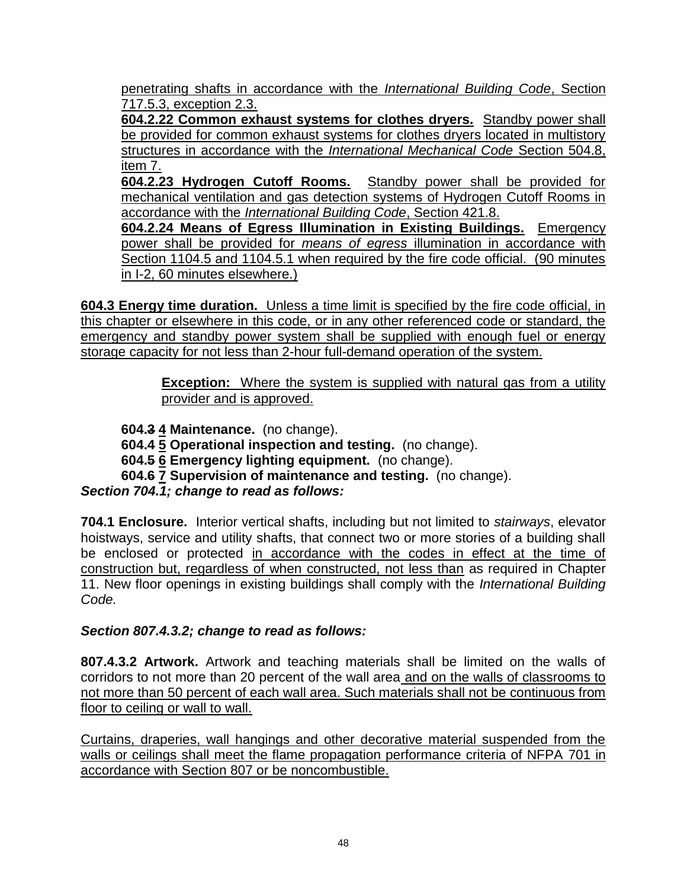penetrating shafts in accordance with the *International Building Code*, Section 717.5.3, exception 2.3.

**604.2.22 Common exhaust systems for clothes dryers.** Standby power shall be provided for common exhaust systems for clothes dryers located in multistory structures in accordance with the *International Mechanical Code* Section 504.8, item 7.

**604.2.23 Hydrogen Cutoff Rooms.** Standby power shall be provided for mechanical ventilation and gas detection systems of Hydrogen Cutoff Rooms in accordance with the *International Building Code*, Section 421.8.

**604.2.24 Means of Egress Illumination in Existing Buildings.** Emergency power shall be provided for *means of egress* illumination in accordance with Section 1104.5 and 1104.5.1 when required by the fire code official. (90 minutes in I-2, 60 minutes elsewhere.)

**604.3 Energy time duration.** Unless a time limit is specified by the fire code official, in this chapter or elsewhere in this code, or in any other referenced code or standard, the emergency and standby power system shall be supplied with enough fuel or energy storage capacity for not less than 2-hour full-demand operation of the system.

> **Exception:** Where the system is supplied with natural gas from a utility provider and is approved.

**604.~~3~~ 4 Maintenance.** (no change).

**604.4 5 Operational inspection and testing.** (no change).

**604.~~5~~ 6 Emergency lighting equipment.** (no change).

**604.~~6~~ 7 Supervision of maintenance and testing.** (no change).

***Section 704.1; change to read as follows:***

**704.1 Enclosure.** Interior vertical shafts, including but not limited to *stairways*, elevator hoistways, service and utility shafts, that connect two or more stories of a building shall be enclosed or protected in accordance with the codes in effect at the time of construction but, regardless of when constructed, not less than as required in Chapter 11. New floor openings in existing buildings shall comply with the *International Building Code.*

***Section 807.4.3.2; change to read as follows:***

**807.4.3.2 Artwork.** Artwork and teaching materials shall be limited on the walls of corridors to not more than 20 percent of the wall area and on the walls of classrooms to not more than 50 percent of each wall area. Such materials shall not be continuous from floor to ceiling or wall to wall.

Curtains, draperies, wall hangings and other decorative material suspended from the walls or ceilings shall meet the flame propagation performance criteria of NFPA 701 in accordance with Section 807 or be noncombustible.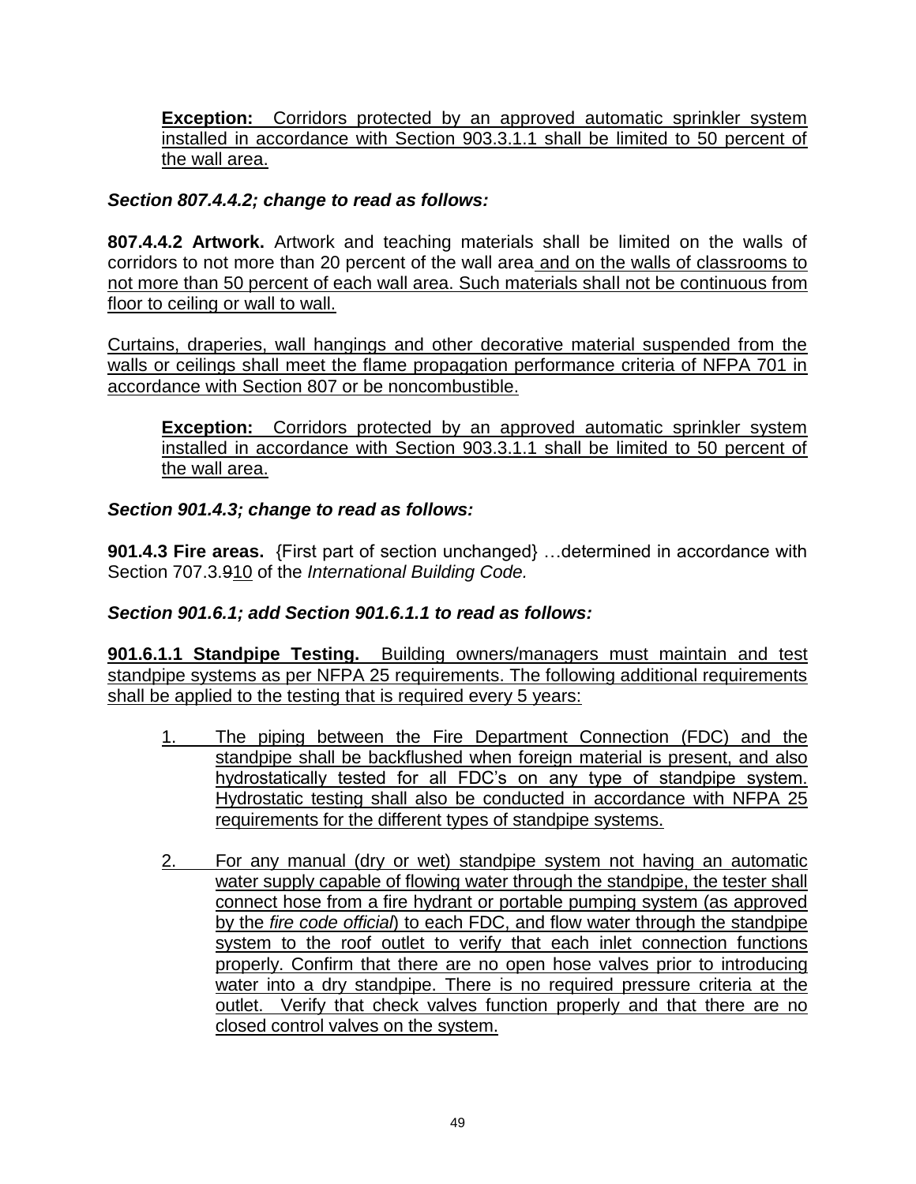**Exception:** Corridors protected by an approved automatic sprinkler system installed in accordance with Section 903.3.1.1 shall be limited to 50 percent of the wall area.

***Section 807.4.4.2; change to read as follows:***

**807.4.4.2 Artwork.** Artwork and teaching materials shall be limited on the walls of corridors to not more than 20 percent of the wall area and on the walls of classrooms to not more than 50 percent of each wall area. Such materials shall not be continuous from floor to ceiling or wall to wall.

Curtains, draperies, wall hangings and other decorative material suspended from the walls or ceilings shall meet the flame propagation performance criteria of NFPA 701 in accordance with Section 807 or be noncombustible.

**Exception:** Corridors protected by an approved automatic sprinkler system installed in accordance with Section 903.3.1.1 shall be limited to 50 percent of the wall area.

***Section 901.4.3; change to read as follows:***

**901.4.3 Fire areas.** {First part of section unchanged} …determined in accordance with Section 707.3.~~9~~10 of the *International Building Code.*

***Section 901.6.1; add Section 901.6.1.1 to read as follows:***

**901.6.1.1 Standpipe Testing.** Building owners/managers must maintain and test standpipe systems as per NFPA 25 requirements. The following additional requirements shall be applied to the testing that is required every 5 years:

1. The piping between the Fire Department Connection (FDC) and the standpipe shall be backflushed when foreign material is present, and also hydrostatically tested for all FDC's on any type of standpipe system. Hydrostatic testing shall also be conducted in accordance with NFPA 25 requirements for the different types of standpipe systems.

2. For any manual (dry or wet) standpipe system not having an automatic water supply capable of flowing water through the standpipe, the tester shall connect hose from a fire hydrant or portable pumping system (as approved by the *fire code official*) to each FDC, and flow water through the standpipe system to the roof outlet to verify that each inlet connection functions properly. Confirm that there are no open hose valves prior to introducing water into a dry standpipe. There is no required pressure criteria at the outlet. Verify that check valves function properly and that there are no closed control valves on the system.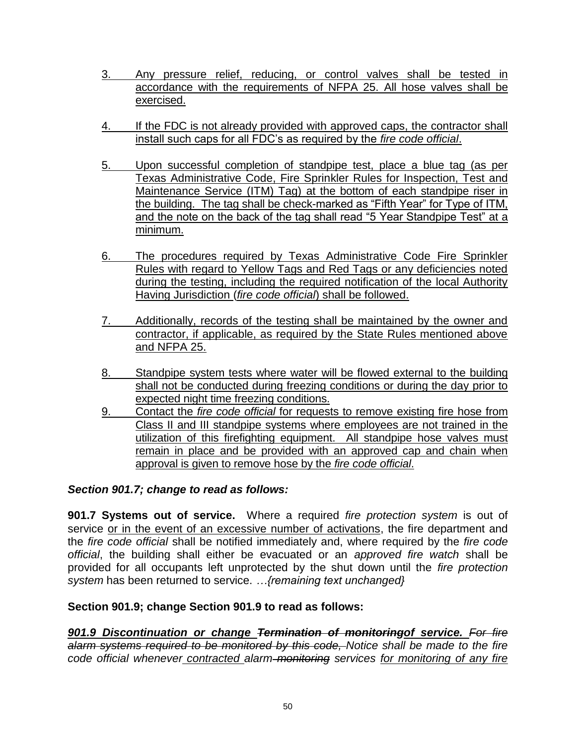3. Any pressure relief, reducing, or control valves shall be tested in accordance with the requirements of NFPA 25. All hose valves shall be exercised.

4. If the FDC is not already provided with approved caps, the contractor shall install such caps for all FDC's as required by the *fire code official*.

5. Upon successful completion of standpipe test, place a blue tag (as per Texas Administrative Code, Fire Sprinkler Rules for Inspection, Test and Maintenance Service (ITM) Tag) at the bottom of each standpipe riser in the building. The tag shall be check-marked as "Fifth Year" for Type of ITM, and the note on the back of the tag shall read "5 Year Standpipe Test" at a minimum.

6. The procedures required by Texas Administrative Code Fire Sprinkler Rules with regard to Yellow Tags and Red Tags or any deficiencies noted during the testing, including the required notification of the local Authority Having Jurisdiction (*fire code official*) shall be followed.

7. Additionally, records of the testing shall be maintained by the owner and contractor, if applicable, as required by the State Rules mentioned above and NFPA 25.

8. Standpipe system tests where water will be flowed external to the building shall not be conducted during freezing conditions or during the day prior to expected night time freezing conditions.

9. Contact the *fire code official* for requests to remove existing fire hose from Class II and III standpipe systems where employees are not trained in the utilization of this firefighting equipment. All standpipe hose valves must remain in place and be provided with an approved cap and chain when approval is given to remove hose by the *fire code official*.

***Section 901.7; change to read as follows:***

**901.7 Systems out of service.** Where a required *fire protection system* is out of service or in the event of an excessive number of activations, the fire department and the *fire code official* shall be notified immediately and, where required by the *fire code official*, the building shall either be evacuated or an *approved fire watch* shall be provided for all occupants left unprotected by the shut down until the *fire protection system* has been returned to service. *…{remaining text unchanged}*

**Section 901.9; change Section 901.9 to read as follows:**

***901.9 Discontinuation or change ~~Termination of monitoring~~of service.*** *~~For fire alarm systems required to be monitored by this code,~~ Notice shall be made to the fire code official whenever contracted alarm ~~monitoring~~ services for monitoring of any fire*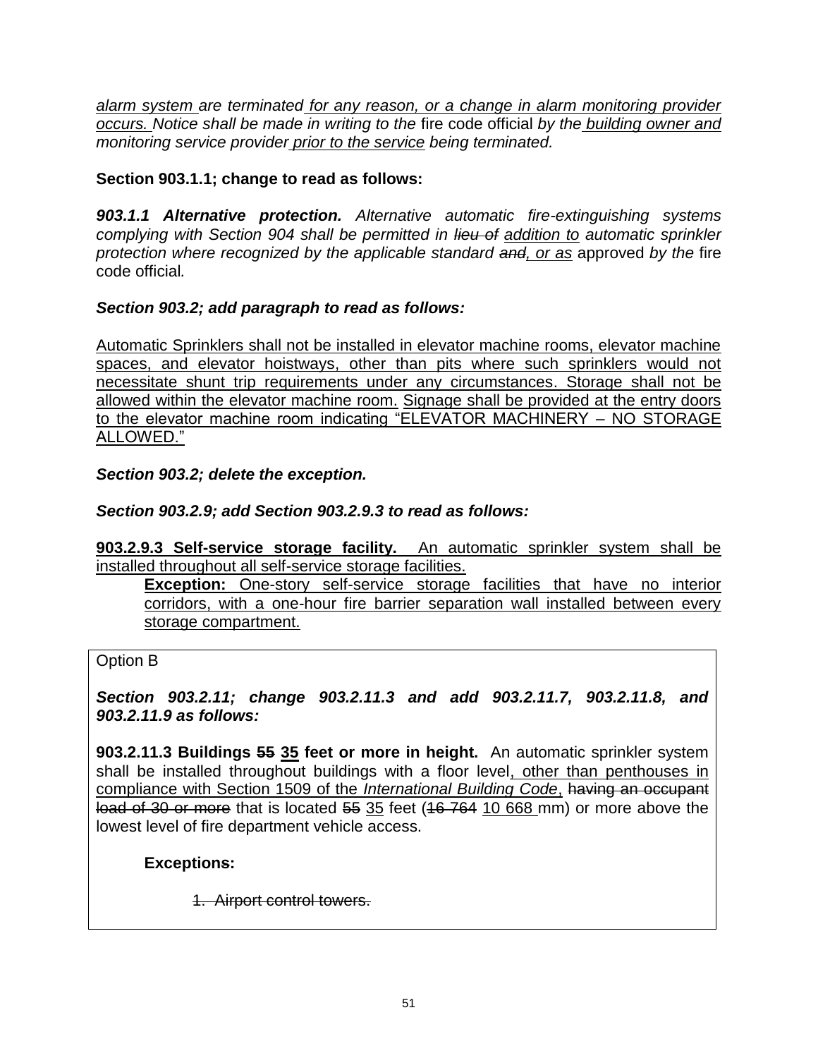*alarm system are terminated for any reason, or a change in alarm monitoring provider occurs. Notice shall be made in writing to the* fire code official *by the building owner and monitoring service provider prior to the service being terminated.*

**Section 903.1.1; change to read as follows:**

***903.1.1 Alternative protection.*** *Alternative automatic fire-extinguishing systems complying with Section 904 shall be permitted in ~~lieu of~~ addition to automatic sprinkler protection where recognized by the applicable standard ~~and~~, or as* approved *by the* fire code official*.*

***Section 903.2; add paragraph to read as follows:***

Automatic Sprinklers shall not be installed in elevator machine rooms, elevator machine spaces, and elevator hoistways, other than pits where such sprinklers would not necessitate shunt trip requirements under any circumstances. Storage shall not be allowed within the elevator machine room. Signage shall be provided at the entry doors to the elevator machine room indicating "ELEVATOR MACHINERY – NO STORAGE ALLOWED."

***Section 903.2; delete the exception.***

***Section 903.2.9; add Section 903.2.9.3 to read as follows:***

**903.2.9.3 Self-service storage facility.** An automatic sprinkler system shall be installed throughout all self-service storage facilities.

> **Exception:** One-story self-service storage facilities that have no interior corridors, with a one-hour fire barrier separation wall installed between every storage compartment.

Option B

***Section 903.2.11; change 903.2.11.3 and add 903.2.11.7, 903.2.11.8, and 903.2.11.9 as follows:***

**903.2.11.3 Buildings ~~55~~ 35 feet or more in height.** An automatic sprinkler system shall be installed throughout buildings with a floor level, other than penthouses in compliance with Section 1509 of the *International Building Code*, ~~having an occupant load of 30 or more~~ that is located ~~55~~ 35 feet (~~16 764~~ 10 668 mm) or more above the lowest level of fire department vehicle access.

> **Exception~~s~~:**
>
> ~~1. Airport control towers.~~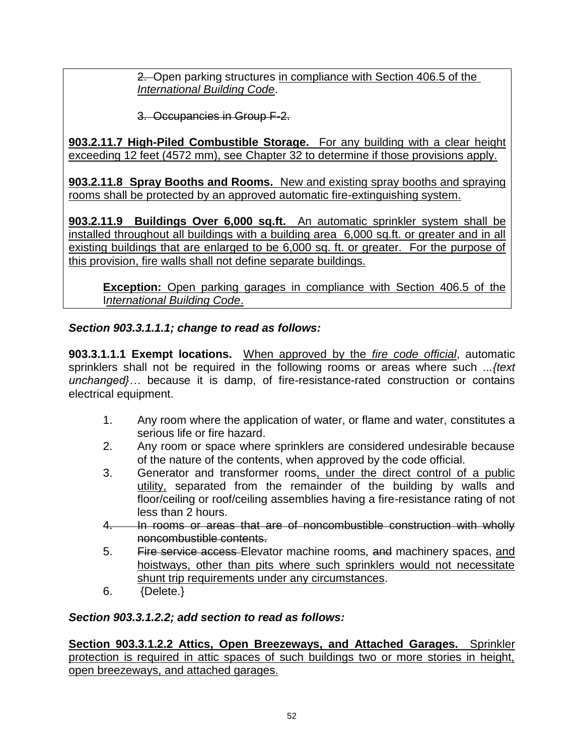2. Open parking structures in compliance with Section 406.5 of the *International Building Code*.

3. Occupancies in Group F-2.

**903.2.11.7 High-Piled Combustible Storage.** For any building with a clear height exceeding 12 feet (4572 mm), see Chapter 32 to determine if those provisions apply.

**903.2.11.8 Spray Booths and Rooms.** New and existing spray booths and spraying rooms shall be protected by an approved automatic fire-extinguishing system.

**903.2.11.9 Buildings Over 6,000 sq.ft.** An automatic sprinkler system shall be installed throughout all buildings with a building area 6,000 sq.ft. or greater and in all existing buildings that are enlarged to be 6,000 sq. ft. or greater. For the purpose of this provision, fire walls shall not define separate buildings.

> **Exception:** Open parking garages in compliance with Section 406.5 of the *International Building Code*.

***Section 903.3.1.1.1; change to read as follows:***

**903.3.1.1.1 Exempt locations.** When approved by the *fire code official*, automatic sprinklers shall not be required in the following rooms or areas where such *...{text unchanged}…* because it is damp, of fire-resistance-rated construction or contains electrical equipment.

1. Any room where the application of water, or flame and water, constitutes a serious life or fire hazard.
2. Any room or space where sprinklers are considered undesirable because of the nature of the contents, when approved by the code official.
3. Generator and transformer rooms, under the direct control of a public utility, separated from the remainder of the building by walls and floor/ceiling or roof/ceiling assemblies having a fire-resistance rating of not less than 2 hours.
4. ~~In rooms or areas that are of noncombustible construction with wholly noncombustible contents.~~
5. ~~Fire service access~~ Elevator machine rooms, ~~and~~ machinery spaces, and hoistways, other than pits where such sprinklers would not necessitate shunt trip requirements under any circumstances.
6. {Delete.}

***Section 903.3.1.2.2; add section to read as follows:***

**Section 903.3.1.2.2 Attics, Open Breezeways, and Attached Garages.** Sprinkler protection is required in attic spaces of such buildings two or more stories in height, open breezeways, and attached garages.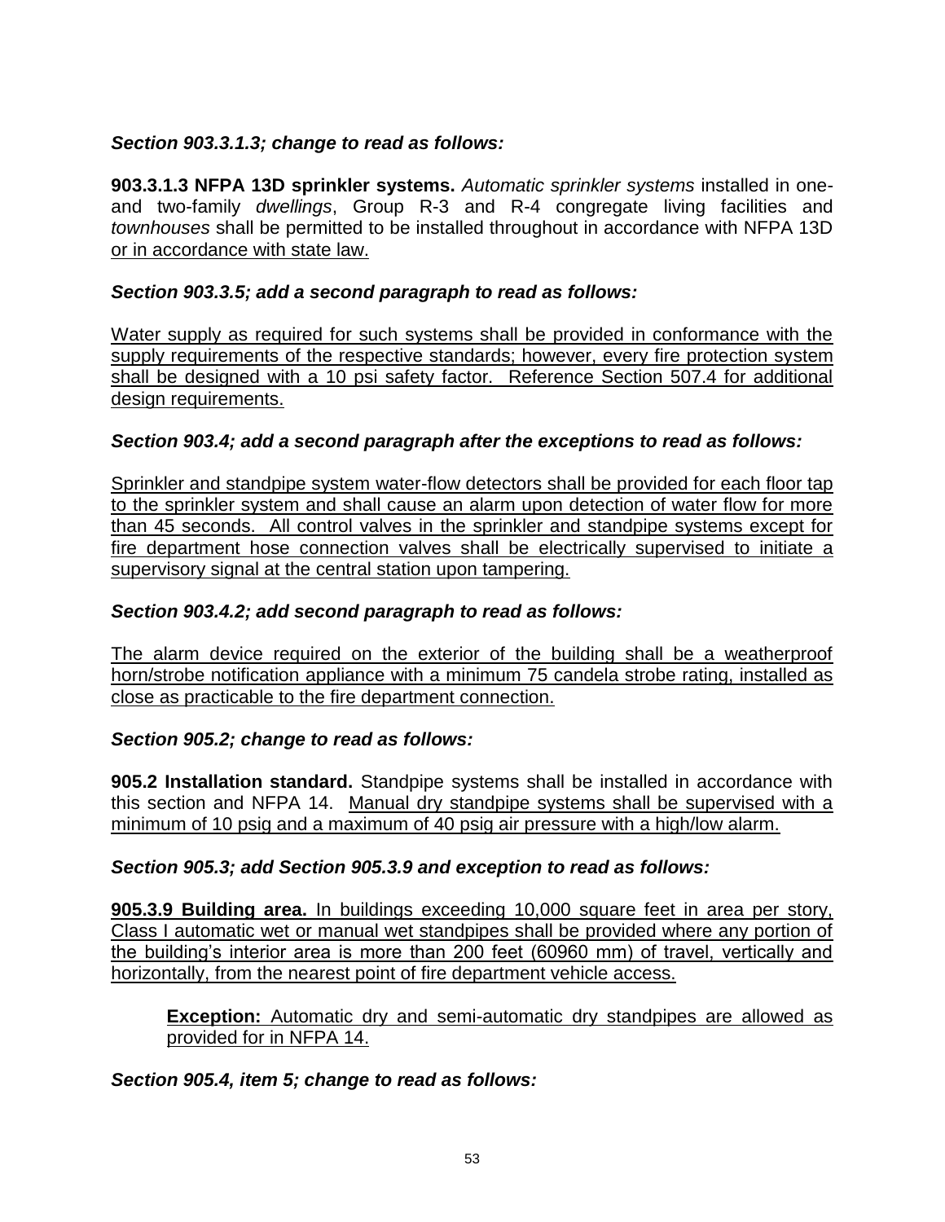***Section 903.3.1.3; change to read as follows:***

**903.3.1.3 NFPA 13D sprinkler systems.** *Automatic sprinkler systems* installed in one- and two-family *dwellings*, Group R-3 and R-4 congregate living facilities and *townhouses* shall be permitted to be installed throughout in accordance with NFPA 13D or in accordance with state law.

***Section 903.3.5; add a second paragraph to read as follows:***

Water supply as required for such systems shall be provided in conformance with the supply requirements of the respective standards; however, every fire protection system shall be designed with a 10 psi safety factor. Reference Section 507.4 for additional design requirements.

***Section 903.4; add a second paragraph after the exceptions to read as follows:***

Sprinkler and standpipe system water-flow detectors shall be provided for each floor tap to the sprinkler system and shall cause an alarm upon detection of water flow for more than 45 seconds. All control valves in the sprinkler and standpipe systems except for fire department hose connection valves shall be electrically supervised to initiate a supervisory signal at the central station upon tampering.

***Section 903.4.2; add second paragraph to read as follows:***

The alarm device required on the exterior of the building shall be a weatherproof horn/strobe notification appliance with a minimum 75 candela strobe rating, installed as close as practicable to the fire department connection.

***Section 905.2; change to read as follows:***

**905.2 Installation standard.** Standpipe systems shall be installed in accordance with this section and NFPA 14. Manual dry standpipe systems shall be supervised with a minimum of 10 psig and a maximum of 40 psig air pressure with a high/low alarm.

***Section 905.3; add Section 905.3.9 and exception to read as follows:***

**905.3.9 Building area.** In buildings exceeding 10,000 square feet in area per story, Class I automatic wet or manual wet standpipes shall be provided where any portion of the building's interior area is more than 200 feet (60960 mm) of travel, vertically and horizontally, from the nearest point of fire department vehicle access.

> **Exception:** Automatic dry and semi-automatic dry standpipes are allowed as provided for in NFPA 14.

***Section 905.4, item 5; change to read as follows:***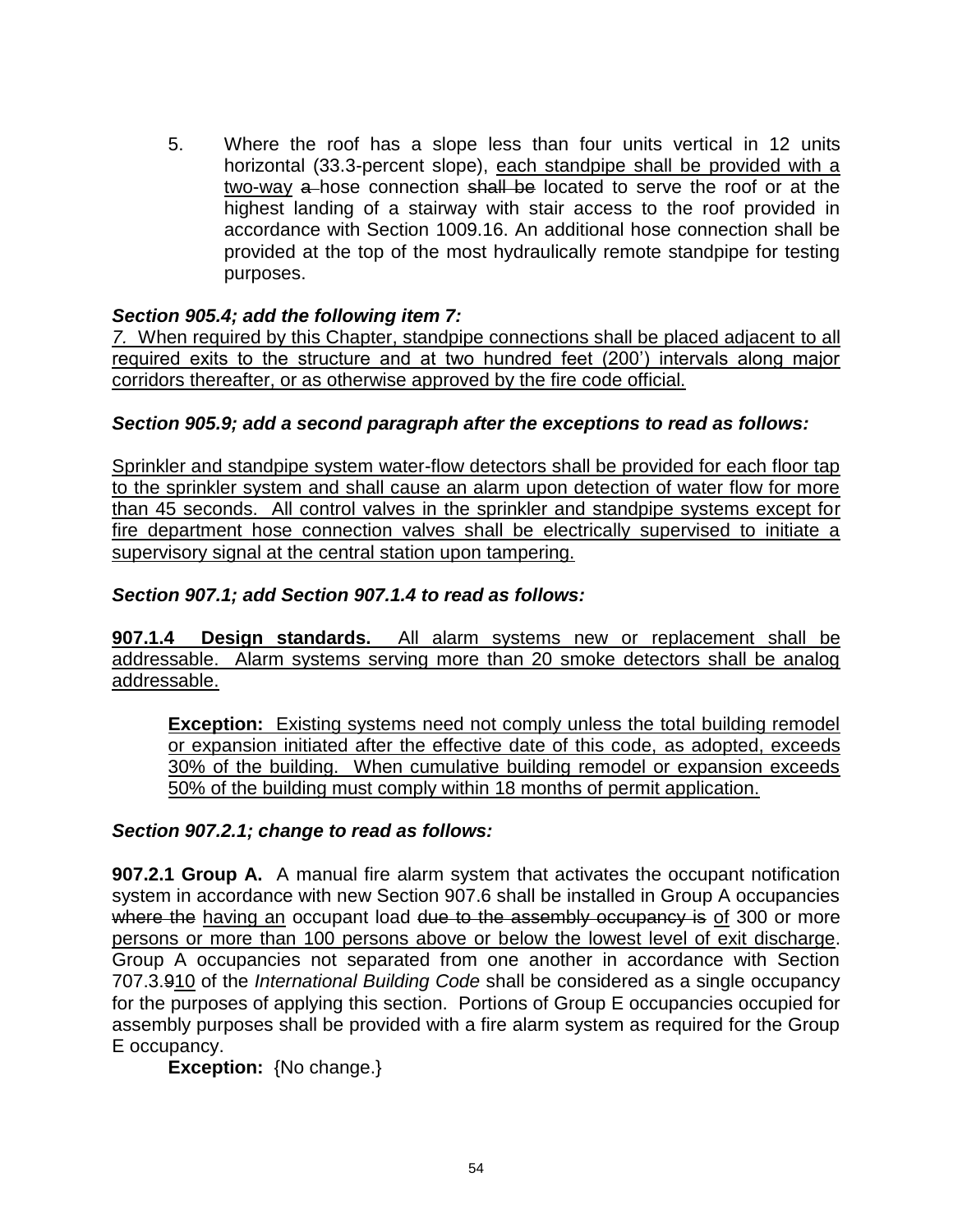5. Where the roof has a slope less than four units vertical in 12 units horizontal (33.3-percent slope), <u>each standpipe shall be provided with a two-way</u> ~~a~~ hose connection ~~shall be~~ located to serve the roof or at the highest landing of a stairway with stair access to the roof provided in accordance with Section 1009.16. An additional hose connection shall be provided at the top of the most hydraulically remote standpipe for testing purposes.

***Section 905.4; add the following item 7:***

<u>*7.* When required by this Chapter, standpipe connections shall be placed adjacent to all required exits to the structure and at two hundred feet (200') intervals along major corridors thereafter, or as otherwise approved by the fire code official.</u>

***Section 905.9; add a second paragraph after the exceptions to read as follows:***

<u>Sprinkler and standpipe system water-flow detectors shall be provided for each floor tap to the sprinkler system and shall cause an alarm upon detection of water flow for more than 45 seconds. All control valves in the sprinkler and standpipe systems except for fire department hose connection valves shall be electrically supervised to initiate a supervisory signal at the central station upon tampering.</u>

***Section 907.1; add Section 907.1.4 to read as follows:***

<u>**907.1.4 Design standards.** All alarm systems new or replacement shall be addressable. Alarm systems serving more than 20 smoke detectors shall be analog addressable.</u>

> <u>**Exception:** Existing systems need not comply unless the total building remodel or expansion initiated after the effective date of this code, as adopted, exceeds 30% of the building. When cumulative building remodel or expansion exceeds 50% of the building must comply within 18 months of permit application.</u>

***Section 907.2.1; change to read as follows:***

**907.2.1 Group A.** A manual fire alarm system that activates the occupant notification system in accordance with new Section 907.6 shall be installed in Group A occupancies ~~where the~~ <u>having an</u> occupant load ~~due to the assembly occupancy is~~ <u>of</u> 300 or more <u>persons or more than 100 persons above or below the lowest level of exit discharge</u>. Group A occupancies not separated from one another in accordance with Section 707.3.~~9~~<u>10</u> of the *International Building Code* shall be considered as a single occupancy for the purposes of applying this section. Portions of Group E occupancies occupied for assembly purposes shall be provided with a fire alarm system as required for the Group E occupancy.

**Exception:** {No change.}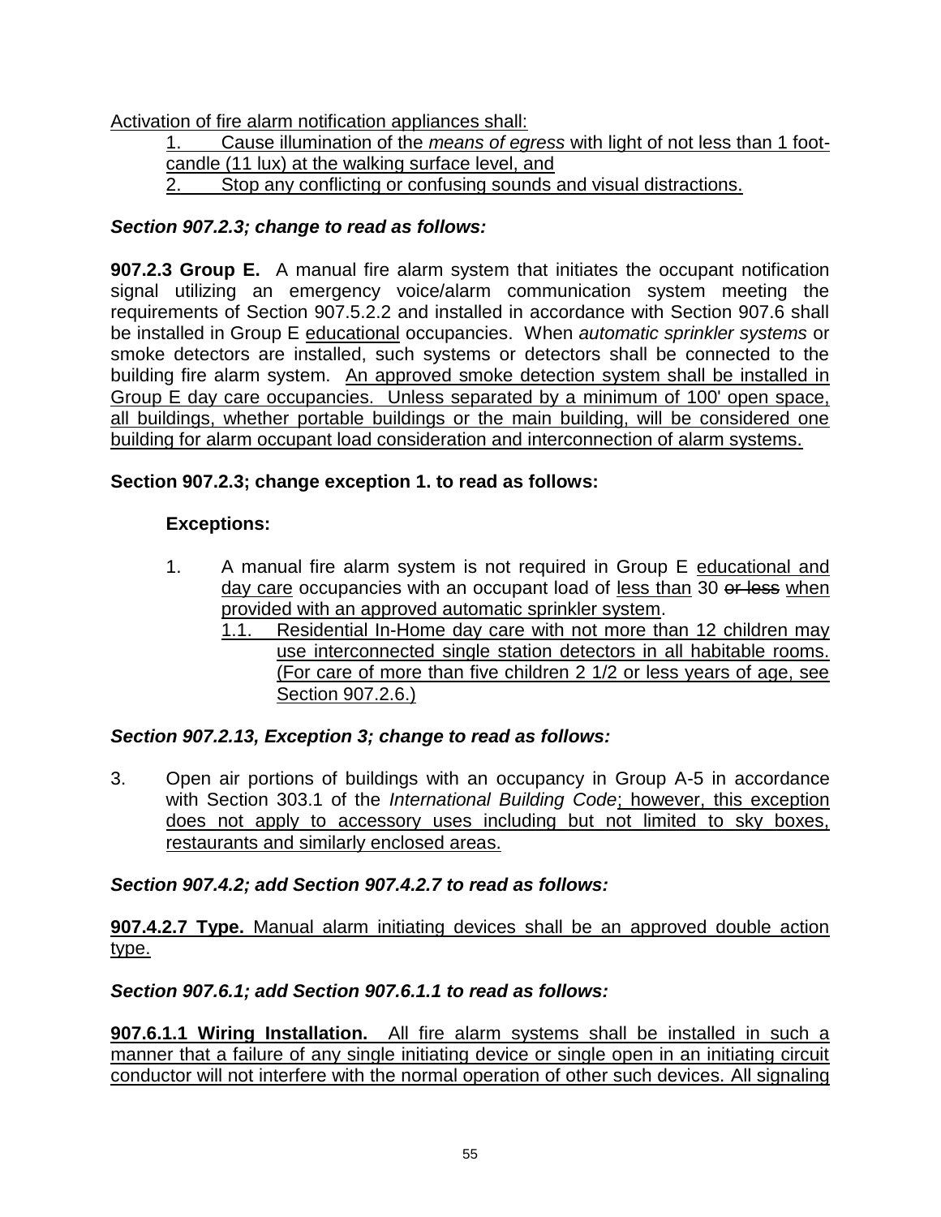<u>Activation of fire alarm notification appliances shall:</u>

<u>1. Cause illumination of the *means of egress* with light of not less than 1 foot-candle (11 lux) at the walking surface level, and</u>

<u>2. Stop any conflicting or confusing sounds and visual distractions.</u>

***Section 907.2.3; change to read as follows:***

**907.2.3 Group E.** A manual fire alarm system that initiates the occupant notification signal utilizing an emergency voice/alarm communication system meeting the requirements of Section 907.5.2.2 and installed in accordance with Section 907.6 shall be installed in Group E <u>educational</u> occupancies. When *automatic sprinkler systems* or smoke detectors are installed, such systems or detectors shall be connected to the building fire alarm system. <u>An approved smoke detection system shall be installed in Group E day care occupancies. Unless separated by a minimum of 100' open space, all buildings, whether portable buildings or the main building, will be considered one building for alarm occupant load consideration and interconnection of alarm systems.</u>

**Section 907.2.3; change exception 1. to read as follows:**

**Exceptions:**

1. A manual fire alarm system is not required in Group E <u>educational and day care</u> occupancies with an occupant load of <u>less than</u> 30 ~~or less~~ <u>when provided with an approved automatic sprinkler system</u>.
   <u>1.1. Residential In-Home day care with not more than 12 children may use interconnected single station detectors in all habitable rooms. (For care of more than five children 2 1/2 or less years of age, see Section 907.2.6.)</u>

***Section 907.2.13, Exception 3; change to read as follows:***

3. Open air portions of buildings with an occupancy in Group A-5 in accordance with Section 303.1 of the *International Building Code*<u>; however, this exception does not apply to accessory uses including but not limited to sky boxes, restaurants and similarly enclosed areas.</u>

***Section 907.4.2; add Section 907.4.2.7 to read as follows:***

<u>**907.4.2.7 Type.** Manual alarm initiating devices shall be an approved double action type.</u>

***Section 907.6.1; add Section 907.6.1.1 to read as follows:***

<u>**907.6.1.1 Wiring Installation.** All fire alarm systems shall be installed in such a manner that a failure of any single initiating device or single open in an initiating circuit conductor will not interfere with the normal operation of other such devices. All signaling</u>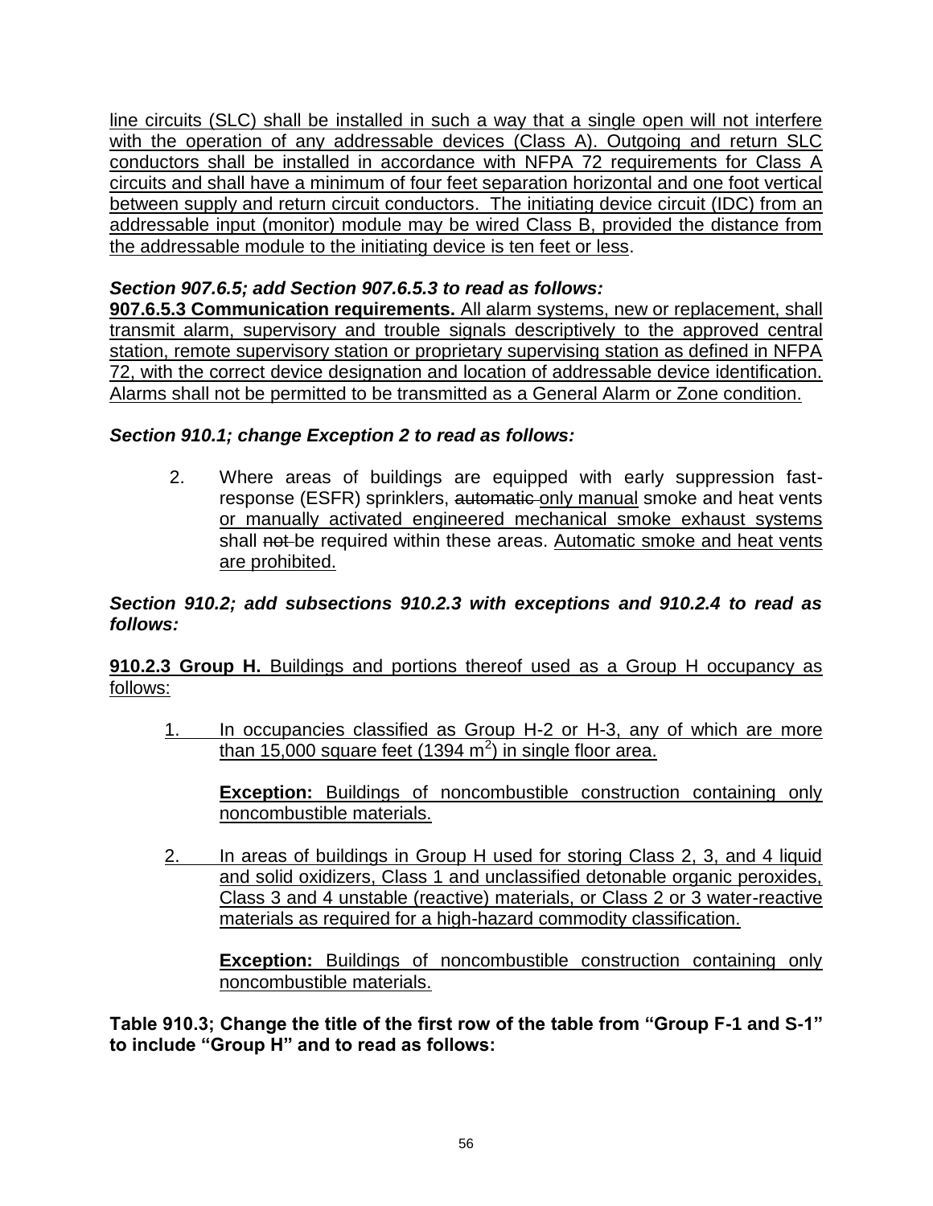line circuits (SLC) shall be installed in such a way that a single open will not interfere with the operation of any addressable devices (Class A). Outgoing and return SLC conductors shall be installed in accordance with NFPA 72 requirements for Class A circuits and shall have a minimum of four feet separation horizontal and one foot vertical between supply and return circuit conductors. The initiating device circuit (IDC) from an addressable input (monitor) module may be wired Class B, provided the distance from the addressable module to the initiating device is ten feet or less.

***Section 907.6.5; add Section 907.6.5.3 to read as follows:***

**907.6.5.3 Communication requirements.** All alarm systems, new or replacement, shall transmit alarm, supervisory and trouble signals descriptively to the approved central station, remote supervisory station or proprietary supervising station as defined in NFPA 72, with the correct device designation and location of addressable device identification. Alarms shall not be permitted to be transmitted as a General Alarm or Zone condition.

***Section 910.1; change Exception 2 to read as follows:***

2. Where areas of buildings are equipped with early suppression fast-response (ESFR) sprinklers, ~~automatic~~ only manual smoke and heat vents or manually activated engineered mechanical smoke exhaust systems shall ~~not~~ be required within these areas. Automatic smoke and heat vents are prohibited.

***Section 910.2; add subsections 910.2.3 with exceptions and 910.2.4 to read as follows:***

**910.2.3 Group H.** Buildings and portions thereof used as a Group H occupancy as follows:

1. In occupancies classified as Group H-2 or H-3, any of which are more than 15,000 square feet (1394 $m^2$) in single floor area.

   **Exception:** Buildings of noncombustible construction containing only noncombustible materials.

2. In areas of buildings in Group H used for storing Class 2, 3, and 4 liquid and solid oxidizers, Class 1 and unclassified detonable organic peroxides, Class 3 and 4 unstable (reactive) materials, or Class 2 or 3 water-reactive materials as required for a high-hazard commodity classification.

   **Exception:** Buildings of noncombustible construction containing only noncombustible materials.

**Table 910.3; Change the title of the first row of the table from "Group F-1 and S-1" to include "Group H" and to read as follows:**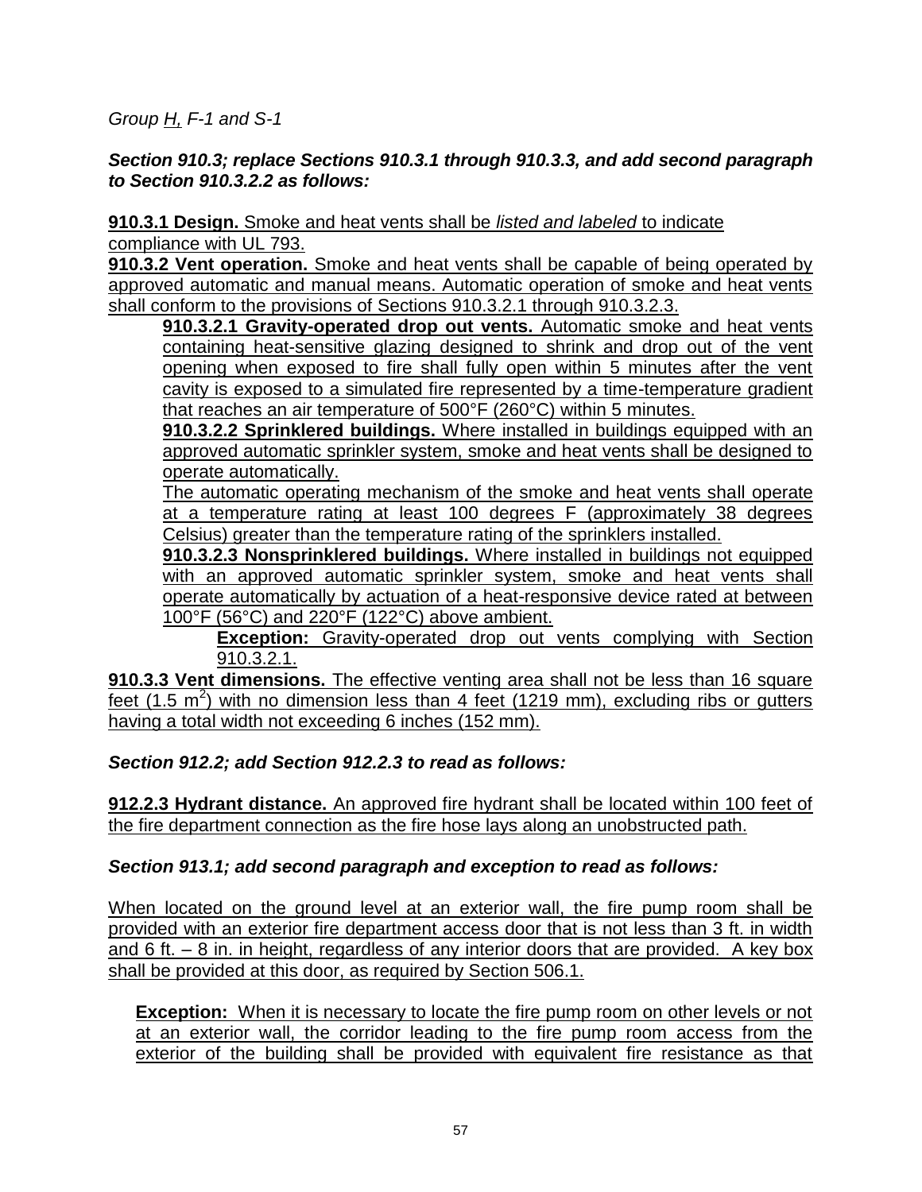*Group H, F-1 and S-1*

***Section 910.3; replace Sections 910.3.1 through 910.3.3, and add second paragraph to Section 910.3.2.2 as follows:***

**910.3.1 Design.** Smoke and heat vents shall be *listed and labeled* to indicate compliance with UL 793.

**910.3.2 Vent operation.** Smoke and heat vents shall be capable of being operated by approved automatic and manual means. Automatic operation of smoke and heat vents shall conform to the provisions of Sections 910.3.2.1 through 910.3.2.3.

**910.3.2.1 Gravity-operated drop out vents.** Automatic smoke and heat vents containing heat-sensitive glazing designed to shrink and drop out of the vent opening when exposed to fire shall fully open within 5 minutes after the vent cavity is exposed to a simulated fire represented by a time-temperature gradient that reaches an air temperature of 500°F (260°C) within 5 minutes.

**910.3.2.2 Sprinklered buildings.** Where installed in buildings equipped with an approved automatic sprinkler system, smoke and heat vents shall be designed to operate automatically.

The automatic operating mechanism of the smoke and heat vents shall operate at a temperature rating at least 100 degrees F (approximately 38 degrees Celsius) greater than the temperature rating of the sprinklers installed.

**910.3.2.3 Nonsprinklered buildings.** Where installed in buildings not equipped with an approved automatic sprinkler system, smoke and heat vents shall operate automatically by actuation of a heat-responsive device rated at between 100°F (56°C) and 220°F (122°C) above ambient.

> **Exception:** Gravity-operated drop out vents complying with Section 910.3.2.1.

**910.3.3 Vent dimensions.** The effective venting area shall not be less than 16 square feet (1.5 $m^2$) with no dimension less than 4 feet (1219 mm), excluding ribs or gutters having a total width not exceeding 6 inches (152 mm).

***Section 912.2; add Section 912.2.3 to read as follows:***

**912.2.3 Hydrant distance.** An approved fire hydrant shall be located within 100 feet of the fire department connection as the fire hose lays along an unobstructed path.

***Section 913.1; add second paragraph and exception to read as follows:***

When located on the ground level at an exterior wall, the fire pump room shall be provided with an exterior fire department access door that is not less than 3 ft. in width and 6 ft. – 8 in. in height, regardless of any interior doors that are provided. A key box shall be provided at this door, as required by Section 506.1.

> **Exception:** When it is necessary to locate the fire pump room on other levels or not at an exterior wall, the corridor leading to the fire pump room access from the exterior of the building shall be provided with equivalent fire resistance as that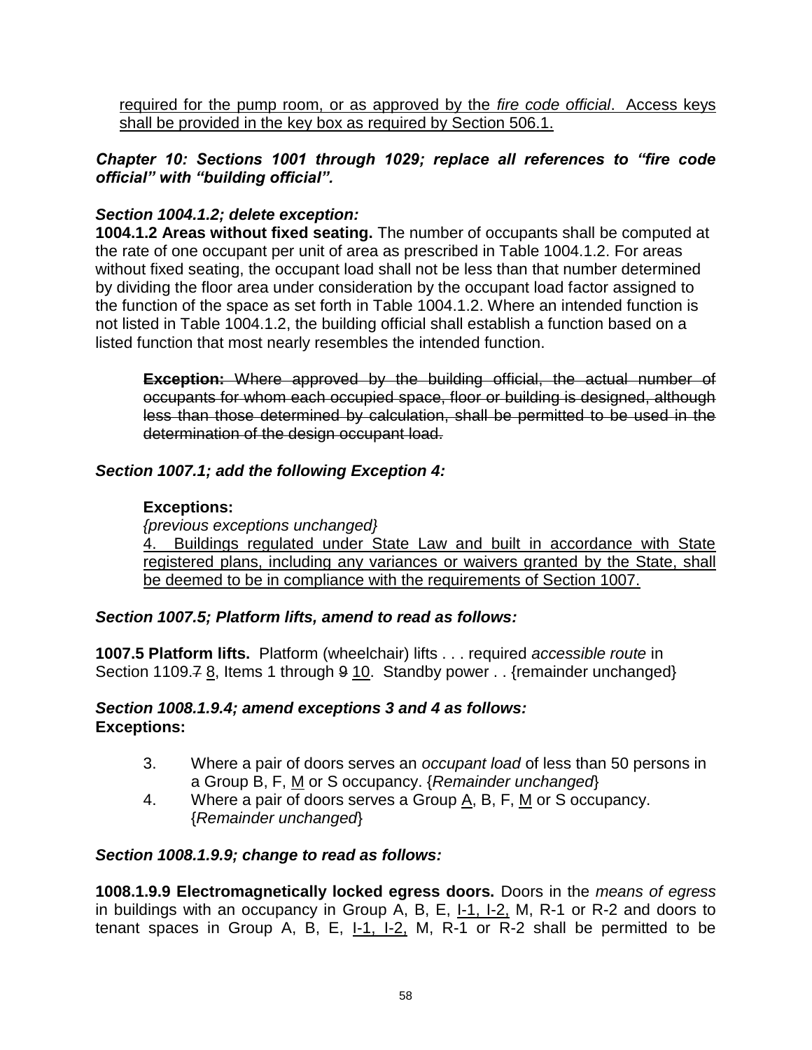required for the pump room, or as approved by the *fire code official*. Access keys shall be provided in the key box as required by Section 506.1.

***Chapter 10: Sections 1001 through 1029; replace all references to "fire code official" with "building official".***

***Section 1004.1.2; delete exception:***

**1004.1.2 Areas without fixed seating.** The number of occupants shall be computed at the rate of one occupant per unit of area as prescribed in Table 1004.1.2. For areas without fixed seating, the occupant load shall not be less than that number determined by dividing the floor area under consideration by the occupant load factor assigned to the function of the space as set forth in Table 1004.1.2. Where an intended function is not listed in Table 1004.1.2, the building official shall establish a function based on a listed function that most nearly resembles the intended function.

> ~~**Exception:** Where approved by the building official, the actual number of occupants for whom each occupied space, floor or building is designed, although less than those determined by calculation, shall be permitted to be used in the determination of the design occupant load.~~

***Section 1007.1; add the following Exception 4:***

> **Exceptions:**
>
> *{previous exceptions unchanged}*
>
> 4. Buildings regulated under State Law and built in accordance with State registered plans, including any variances or waivers granted by the State, shall be deemed to be in compliance with the requirements of Section 1007.

***Section 1007.5; Platform lifts, amend to read as follows:***

**1007.5 Platform lifts.** Platform (wheelchair) lifts . . . required *accessible route* in Section 1109.~~7~~ 8, Items 1 through ~~9~~ 10. Standby power . . {remainder unchanged}

***Section 1008.1.9.4; amend exceptions 3 and 4 as follows:***

**Exceptions:**

3. Where a pair of doors serves an *occupant load* of less than 50 persons in a Group B, F, M or S occupancy. {*Remainder unchanged*}
4. Where a pair of doors serves a Group A, B, F, M or S occupancy. {*Remainder unchanged*}

***Section 1008.1.9.9; change to read as follows:***

**1008.1.9.9 Electromagnetically locked egress doors.** Doors in the *means of egress* in buildings with an occupancy in Group A, B, E, I-1, I-2, M, R-1 or R-2 and doors to tenant spaces in Group A, B, E, I-1, I-2, M, R-1 or R-2 shall be permitted to be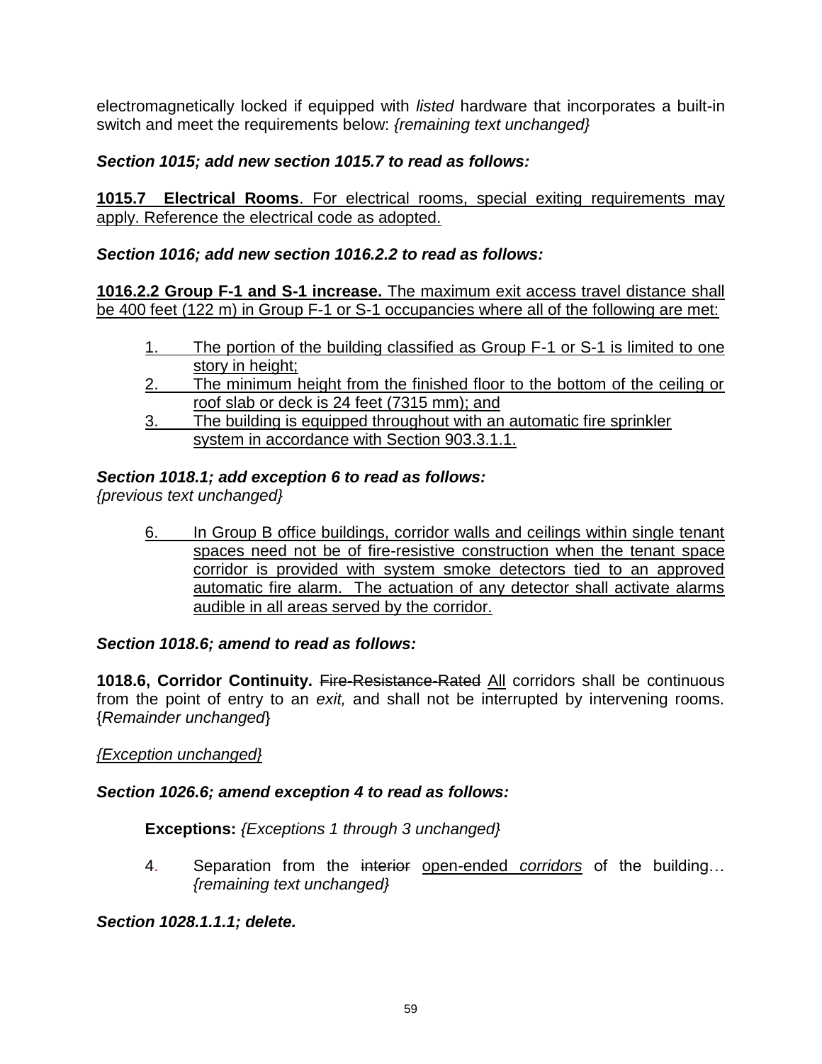electromagnetically locked if equipped with *listed* hardware that incorporates a built-in switch and meet the requirements below: *{remaining text unchanged}*

***Section 1015; add new section 1015.7 to read as follows:***

<u>**1015.7 Electrical Rooms**. For electrical rooms, special exiting requirements may apply. Reference the electrical code as adopted.</u>

***Section 1016; add new section 1016.2.2 to read as follows:***

<u>**1016.2.2 Group F-1 and S-1 increase.** The maximum exit access travel distance shall be 400 feet (122 m) in Group F-1 or S-1 occupancies where all of the following are met:</u>

1. <u>The portion of the building classified as Group F-1 or S-1 is limited to one story in height;</u>
2. <u>The minimum height from the finished floor to the bottom of the ceiling or roof slab or deck is 24 feet (7315 mm); and</u>
3. <u>The building is equipped throughout with an automatic fire sprinkler system in accordance with Section 903.3.1.1.</u>

***Section 1018.1; add exception 6 to read as follows:***
*{previous text unchanged}*

6. <u>In Group B office buildings, corridor walls and ceilings within single tenant spaces need not be of fire-resistive construction when the tenant space corridor is provided with system smoke detectors tied to an approved automatic fire alarm. The actuation of any detector shall activate alarms audible in all areas served by the corridor.</u>

***Section 1018.6; amend to read as follows:***

**1018.6, Corridor Continuity.** ~~Fire-Resistance-Rated~~ <u>All</u> corridors shall be continuous from the point of entry to an *exit,* and shall not be interrupted by intervening rooms. {*Remainder unchanged*}

<u>*{Exception unchanged}*</u>

***Section 1026.6; amend exception 4 to read as follows:***

**Exceptions:** *{Exceptions 1 through 3 unchanged}*

4. Separation from the ~~interior~~ <u>open-ended *corridors*</u> of the building… *{remaining text unchanged}*

***Section 1028.1.1.1; delete.***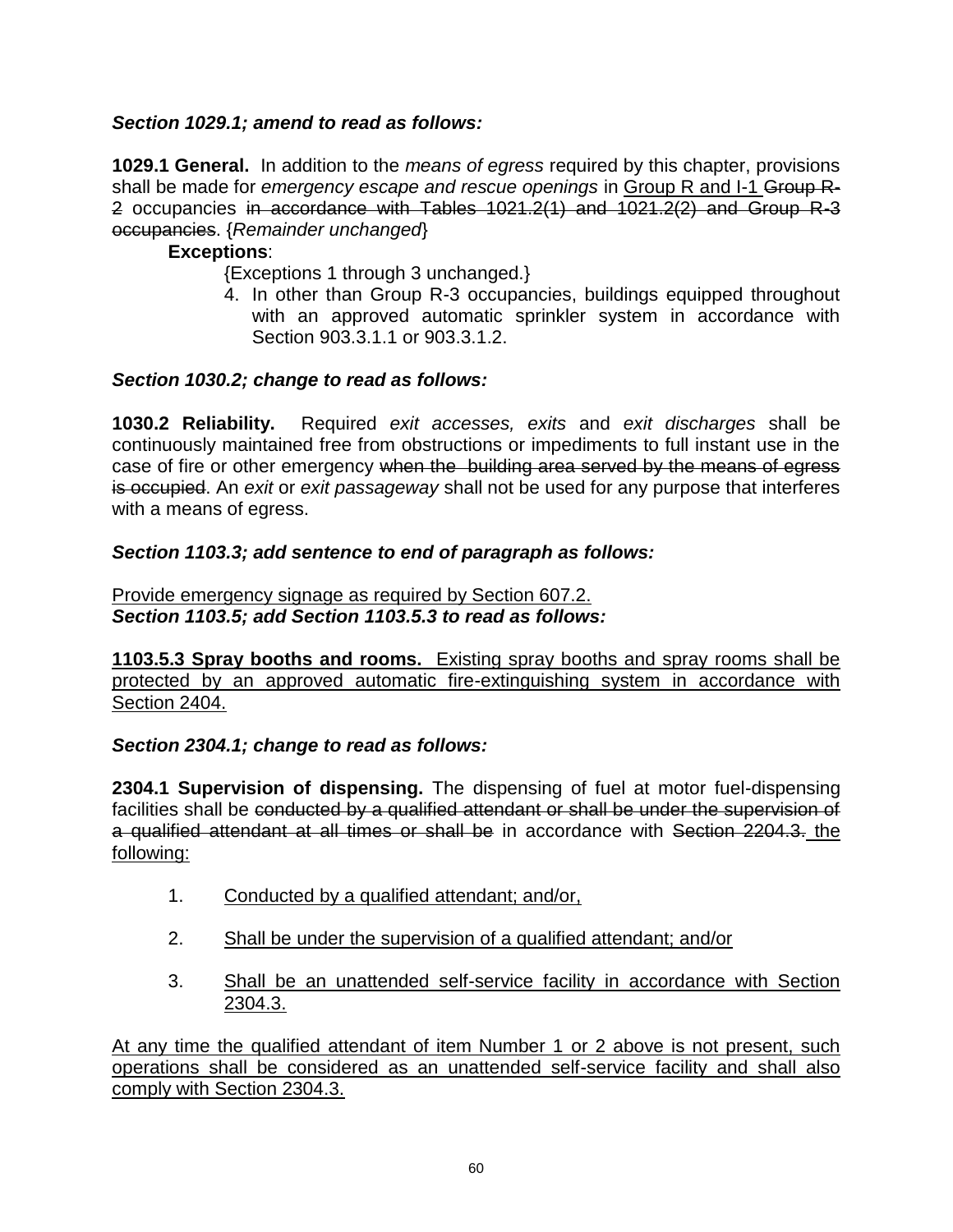***Section 1029.1; amend to read as follows:***

**1029.1 General.** In addition to the *means of egress* required by this chapter, provisions shall be made for *emergency escape and rescue openings* in <u>Group R and I-1</u> ~~Group R-2~~ occupancies ~~in accordance with Tables 1021.2(1) and 1021.2(2) and Group R-3 occupancies~~. {*Remainder unchanged*}

**Exceptions**:

{Exceptions 1 through 3 unchanged.}

4. In other than Group R-3 occupancies, buildings equipped throughout with an approved automatic sprinkler system in accordance with Section 903.3.1.1 or 903.3.1.2.

***Section 1030.2; change to read as follows:***

**1030.2 Reliability.** Required *exit accesses, exits* and *exit discharges* shall be continuously maintained free from obstructions or impediments to full instant use in the case of fire or other emergency ~~when the building area served by the means of egress is occupied~~. An *exit* or *exit passageway* shall not be used for any purpose that interferes with a means of egress.

***Section 1103.3; add sentence to end of paragraph as follows:***

<u>Provide emergency signage as required by Section 607.2.</u>

***Section 1103.5; add Section 1103.5.3 to read as follows:***

<u>**1103.5.3 Spray booths and rooms.** Existing spray booths and spray rooms shall be protected by an approved automatic fire-extinguishing system in accordance with Section 2404.</u>

***Section 2304.1; change to read as follows:***

**2304.1 Supervision of dispensing.** The dispensing of fuel at motor fuel-dispensing facilities shall be ~~conducted by a qualified attendant or shall be under the supervision of a qualified attendant at all times or shall be~~ in accordance with ~~Section 2204.3.~~ <u>the following:</u>

1. <u>Conducted by a qualified attendant; and/or,</u>
2. <u>Shall be under the supervision of a qualified attendant; and/or</u>
3. <u>Shall be an unattended self-service facility in accordance with Section 2304.3.</u>

<u>At any time the qualified attendant of item Number 1 or 2 above is not present, such operations shall be considered as an unattended self-service facility and shall also comply with Section 2304.3.</u>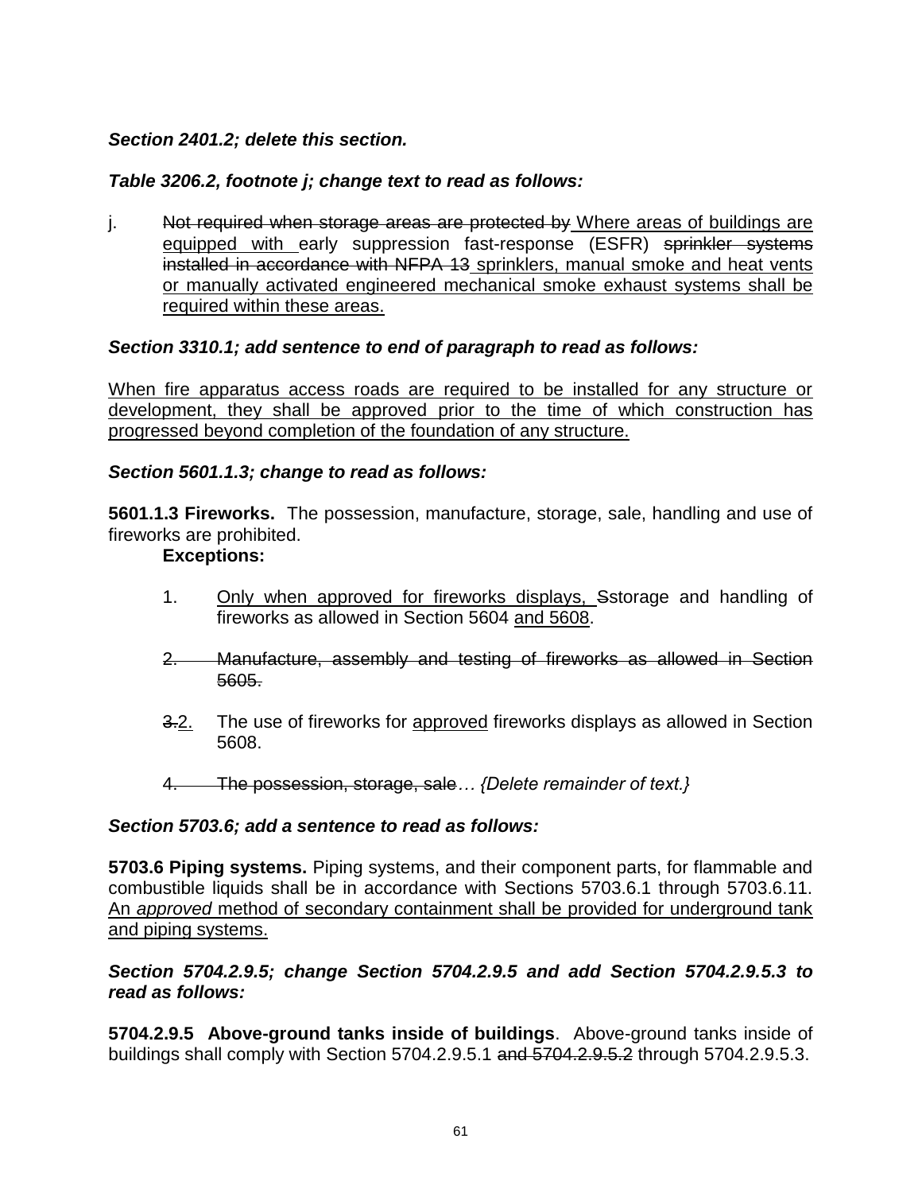***Section 2401.2; delete this section.***

***Table 3206.2, footnote j; change text to read as follows:***

j. ~~Not required when storage areas are protected by~~ <u>Where areas of buildings are equipped with</u> early suppression fast-response (ESFR) ~~sprinkler systems installed in accordance with NFPA 13~~ <u>sprinklers, manual smoke and heat vents or manually activated engineered mechanical smoke exhaust systems shall be required within these areas.</u>

***Section 3310.1; add sentence to end of paragraph to read as follows:***

<u>When fire apparatus access roads are required to be installed for any structure or development, they shall be approved prior to the time of which construction has progressed beyond completion of the foundation of any structure.</u>

***Section 5601.1.3; change to read as follows:***

**5601.1.3 Fireworks.** The possession, manufacture, storage, sale, handling and use of fireworks are prohibited.

**Exceptions:**

1. <u>Only when approved for fireworks displays, s</u>~~S~~torage and handling of fireworks as allowed in Section 5604 <u>and 5608</u>.

2. ~~Manufacture, assembly and testing of fireworks as allowed in Section 5605.~~

~~3.~~<u>2.</u> The use of fireworks for <u>approved</u> fireworks displays as allowed in Section 5608.

4. ~~The possession, storage, sale~~*… {Delete remainder of text.}*

***Section 5703.6; add a sentence to read as follows:***

**5703.6 Piping systems.** Piping systems, and their component parts, for flammable and combustible liquids shall be in accordance with Sections 5703.6.1 through 5703.6.11. <u>An *approved* method of secondary containment shall be provided for underground tank and piping systems.</u>

***Section 5704.2.9.5; change Section 5704.2.9.5 and add Section 5704.2.9.5.3 to read as follows:***

**5704.2.9.5 Above-ground tanks inside of buildings**. Above-ground tanks inside of buildings shall comply with Section 5704.2.9.5.1 ~~and 5704.2.9.5.2~~ through 5704.2.9.5.3.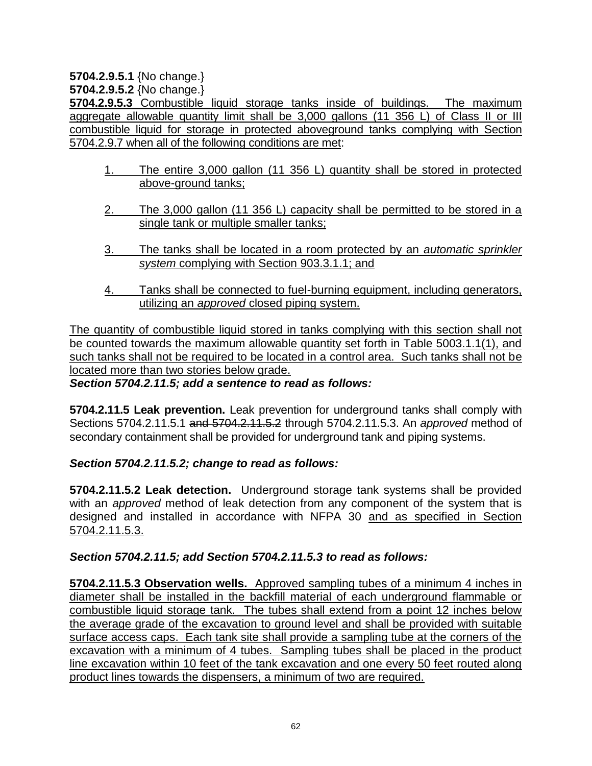**5704.2.9.5.1** {No change.}
**5704.2.9.5.2** {No change.}
**5704.2.9.5.3** <u>Combustible liquid storage tanks inside of buildings. The maximum aggregate allowable quantity limit shall be 3,000 gallons (11 356 L) of Class II or III combustible liquid for storage in protected aboveground tanks complying with Section 5704.2.9.7 when all of the following conditions are met</u>:

1. <u>The entire 3,000 gallon (11 356 L) quantity shall be stored in protected above-ground tanks;</u>

2. <u>The 3,000 gallon (11 356 L) capacity shall be permitted to be stored in a single tank or multiple smaller tanks;</u>

3. <u>The tanks shall be located in a room protected by an *automatic sprinkler system* complying with Section 903.3.1.1; and</u>

4. <u>Tanks shall be connected to fuel-burning equipment, including generators, utilizing an *approved* closed piping system.</u>

<u>The quantity of combustible liquid stored in tanks complying with this section shall not be counted towards the maximum allowable quantity set forth in Table 5003.1.1(1), and such tanks shall not be required to be located in a control area. Such tanks shall not be located more than two stories below grade.</u>

***Section 5704.2.11.5; add a sentence to read as follows:***

**5704.2.11.5 Leak prevention.** Leak prevention for underground tanks shall comply with Sections 5704.2.11.5.1 ~~and 5704.2.11.5.2~~ through 5704.2.11.5.3. An *approved* method of secondary containment shall be provided for underground tank and piping systems.

***Section 5704.2.11.5.2; change to read as follows:***

**5704.2.11.5.2 Leak detection.** Underground storage tank systems shall be provided with an *approved* method of leak detection from any component of the system that is designed and installed in accordance with NFPA 30 <u>and as specified in Section 5704.2.11.5.3.</u>

***Section 5704.2.11.5; add Section 5704.2.11.5.3 to read as follows:***

<u>**5704.2.11.5.3 Observation wells.** Approved sampling tubes of a minimum 4 inches in diameter shall be installed in the backfill material of each underground flammable or combustible liquid storage tank. The tubes shall extend from a point 12 inches below the average grade of the excavation to ground level and shall be provided with suitable surface access caps. Each tank site shall provide a sampling tube at the corners of the excavation with a minimum of 4 tubes. Sampling tubes shall be placed in the product line excavation within 10 feet of the tank excavation and one every 50 feet routed along product lines towards the dispensers, a minimum of two are required.</u>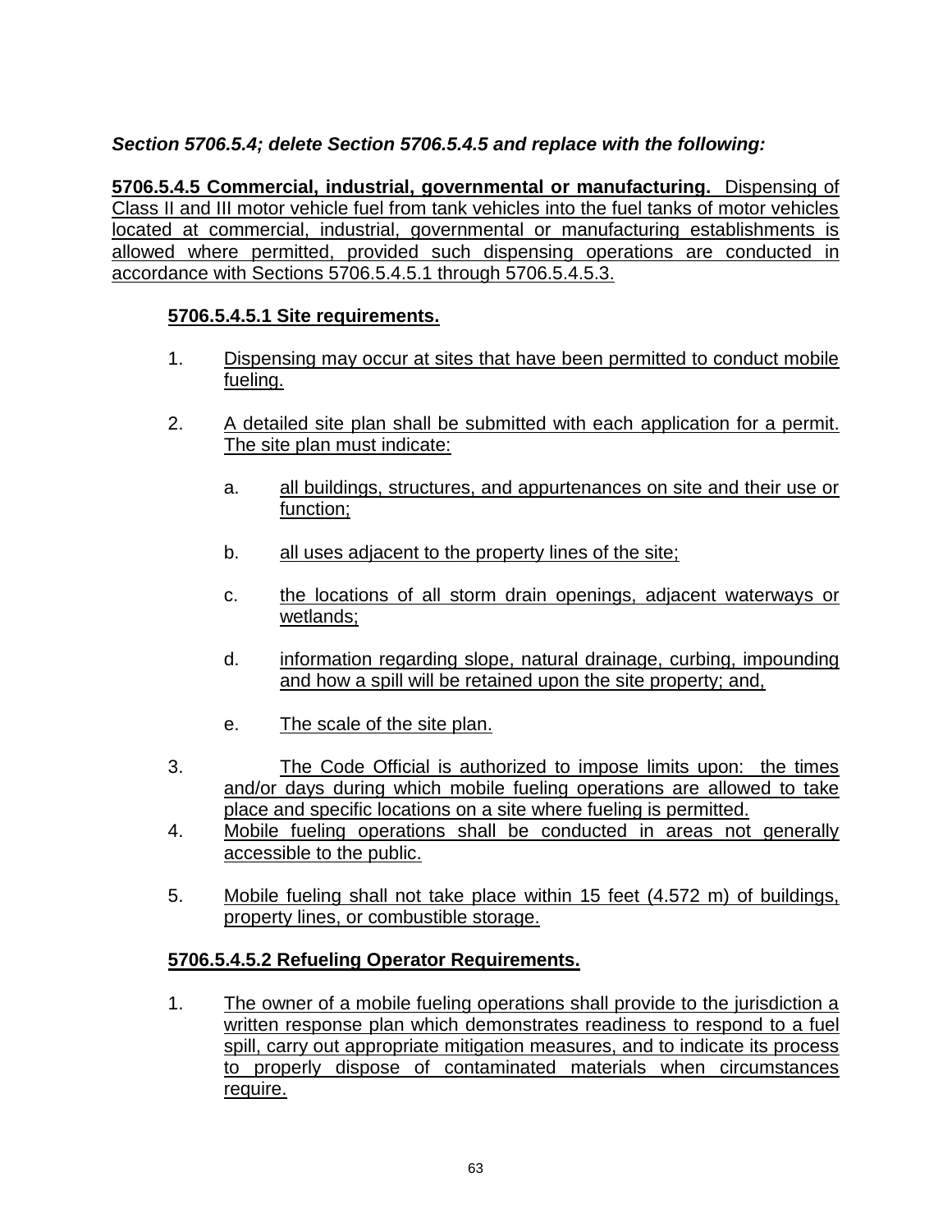***Section 5706.5.4; delete Section 5706.5.4.5 and replace with the following:***

**5706.5.4.5 Commercial, industrial, governmental or manufacturing.** Dispensing of Class II and III motor vehicle fuel from tank vehicles into the fuel tanks of motor vehicles located at commercial, industrial, governmental or manufacturing establishments is allowed where permitted, provided such dispensing operations are conducted in accordance with Sections 5706.5.4.5.1 through 5706.5.4.5.3.

**5706.5.4.5.1 Site requirements.**

1. Dispensing may occur at sites that have been permitted to conduct mobile fueling.

2. A detailed site plan shall be submitted with each application for a permit. The site plan must indicate:

   a. all buildings, structures, and appurtenances on site and their use or function;

   b. all uses adjacent to the property lines of the site;

   c. the locations of all storm drain openings, adjacent waterways or wetlands;

   d. information regarding slope, natural drainage, curbing, impounding and how a spill will be retained upon the site property; and,

   e. The scale of the site plan.

3. The Code Official is authorized to impose limits upon: the times and/or days during which mobile fueling operations are allowed to take place and specific locations on a site where fueling is permitted.
4. Mobile fueling operations shall be conducted in areas not generally accessible to the public.

5. Mobile fueling shall not take place within 15 feet (4.572 m) of buildings, property lines, or combustible storage.

**5706.5.4.5.2 Refueling Operator Requirements.**

1. The owner of a mobile fueling operations shall provide to the jurisdiction a written response plan which demonstrates readiness to respond to a fuel spill, carry out appropriate mitigation measures, and to indicate its process to properly dispose of contaminated materials when circumstances require.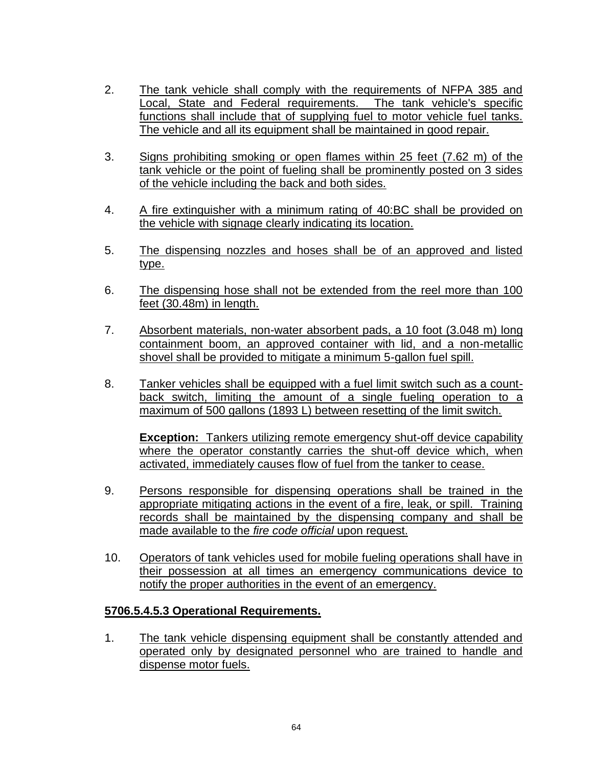2. The tank vehicle shall comply with the requirements of NFPA 385 and Local, State and Federal requirements. The tank vehicle's specific functions shall include that of supplying fuel to motor vehicle fuel tanks. The vehicle and all its equipment shall be maintained in good repair.

3. Signs prohibiting smoking or open flames within 25 feet (7.62 m) of the tank vehicle or the point of fueling shall be prominently posted on 3 sides of the vehicle including the back and both sides.

4. A fire extinguisher with a minimum rating of 40:BC shall be provided on the vehicle with signage clearly indicating its location.

5. The dispensing nozzles and hoses shall be of an approved and listed type.

6. The dispensing hose shall not be extended from the reel more than 100 feet (30.48m) in length.

7. Absorbent materials, non-water absorbent pads, a 10 foot (3.048 m) long containment boom, an approved container with lid, and a non-metallic shovel shall be provided to mitigate a minimum 5-gallon fuel spill.

8. Tanker vehicles shall be equipped with a fuel limit switch such as a count-back switch, limiting the amount of a single fueling operation to a maximum of 500 gallons (1893 L) between resetting of the limit switch.

   **Exception:** Tankers utilizing remote emergency shut-off device capability where the operator constantly carries the shut-off device which, when activated, immediately causes flow of fuel from the tanker to cease.

9. Persons responsible for dispensing operations shall be trained in the appropriate mitigating actions in the event of a fire, leak, or spill. Training records shall be maintained by the dispensing company and shall be made available to the *fire code official* upon request.

10. Operators of tank vehicles used for mobile fueling operations shall have in their possession at all times an emergency communications device to notify the proper authorities in the event of an emergency.

**5706.5.4.5.3 Operational Requirements.**

1. The tank vehicle dispensing equipment shall be constantly attended and operated only by designated personnel who are trained to handle and dispense motor fuels.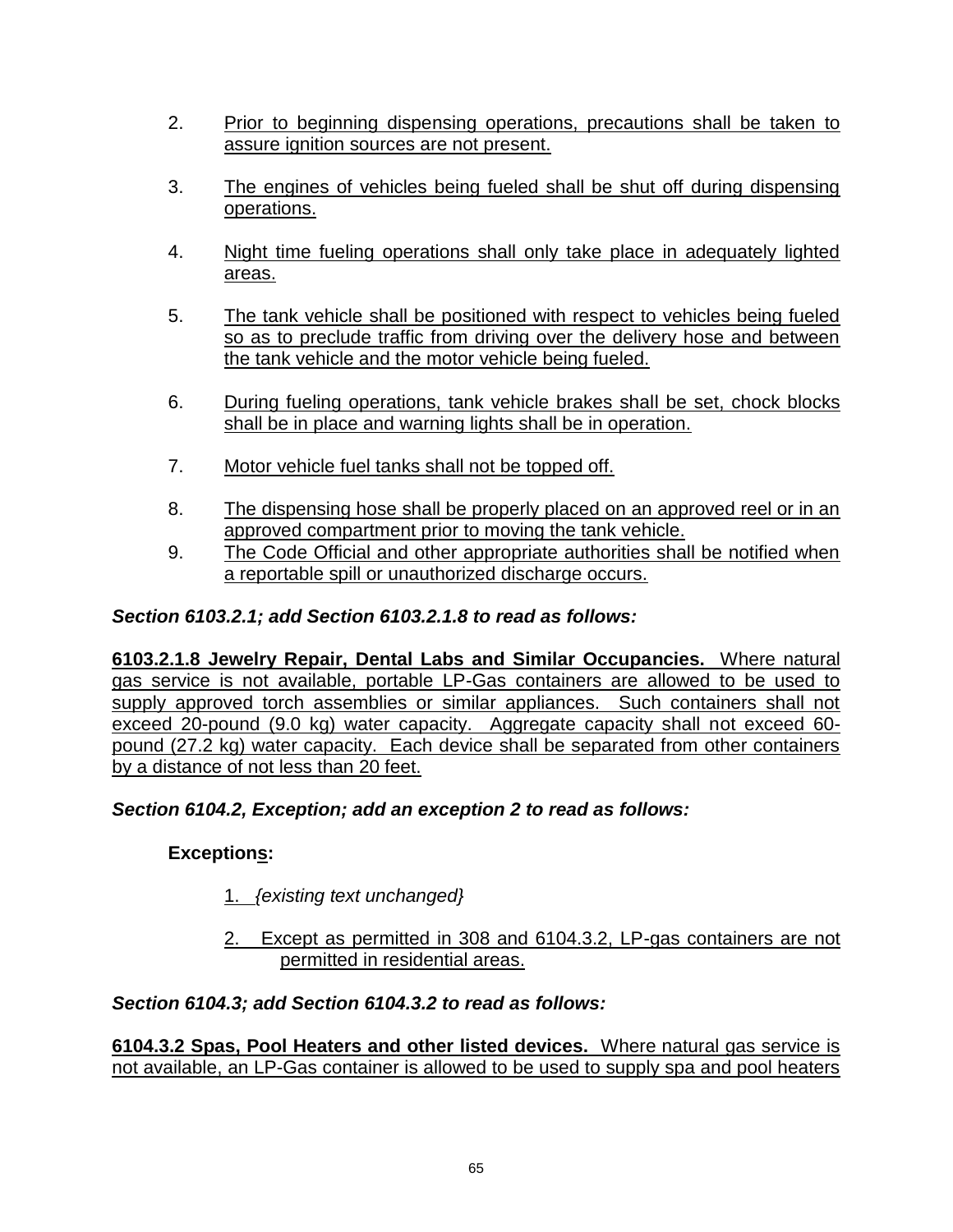2. Prior to beginning dispensing operations, precautions shall be taken to assure ignition sources are not present.

3. The engines of vehicles being fueled shall be shut off during dispensing operations.

4. Night time fueling operations shall only take place in adequately lighted areas.

5. The tank vehicle shall be positioned with respect to vehicles being fueled so as to preclude traffic from driving over the delivery hose and between the tank vehicle and the motor vehicle being fueled.

6. During fueling operations, tank vehicle brakes shall be set, chock blocks shall be in place and warning lights shall be in operation.

7. Motor vehicle fuel tanks shall not be topped off.

8. The dispensing hose shall be properly placed on an approved reel or in an approved compartment prior to moving the tank vehicle.

9. The Code Official and other appropriate authorities shall be notified when a reportable spill or unauthorized discharge occurs.

***Section 6103.2.1; add Section 6103.2.1.8 to read as follows:***

**6103.2.1.8 Jewelry Repair, Dental Labs and Similar Occupancies.** Where natural gas service is not available, portable LP-Gas containers are allowed to be used to supply approved torch assemblies or similar appliances. Such containers shall not exceed 20-pound (9.0 kg) water capacity. Aggregate capacity shall not exceed 60-pound (27.2 kg) water capacity. Each device shall be separated from other containers by a distance of not less than 20 feet.

***Section 6104.2, Exception; add an exception 2 to read as follows:***

**Exceptions:**

1. *{existing text unchanged}*

2. Except as permitted in 308 and 6104.3.2, LP-gas containers are not permitted in residential areas.

***Section 6104.3; add Section 6104.3.2 to read as follows:***

**6104.3.2 Spas, Pool Heaters and other listed devices.** Where natural gas service is not available, an LP-Gas container is allowed to be used to supply spa and pool heaters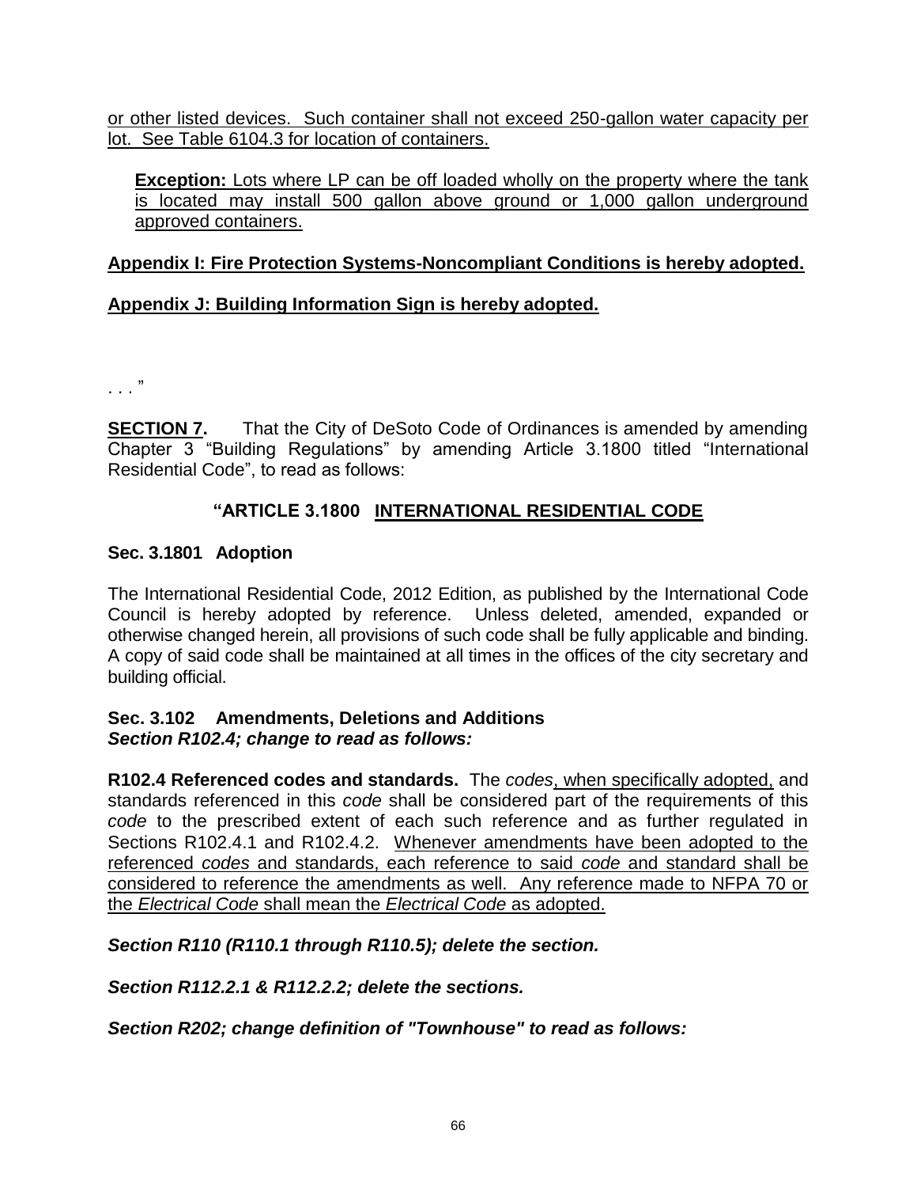or other listed devices. Such container shall not exceed 250-gallon water capacity per lot. See Table 6104.3 for location of containers.

> **Exception:** Lots where LP can be off loaded wholly on the property where the tank is located may install 500 gallon above ground or 1,000 gallon underground approved containers.

**Appendix I: Fire Protection Systems-Noncompliant Conditions is hereby adopted.**

**Appendix J: Building Information Sign is hereby adopted.**

. . . "

**SECTION 7.** That the City of DeSoto Code of Ordinances is amended by amending Chapter 3 "Building Regulations" by amending Article 3.1800 titled "International Residential Code", to read as follows:

## "ARTICLE 3.1800 INTERNATIONAL RESIDENTIAL CODE

### Sec. 3.1801 Adoption

The International Residential Code, 2012 Edition, as published by the International Code Council is hereby adopted by reference. Unless deleted, amended, expanded or otherwise changed herein, all provisions of such code shall be fully applicable and binding. A copy of said code shall be maintained at all times in the offices of the city secretary and building official.

### Sec. 3.102 Amendments, Deletions and Additions

***Section R102.4; change to read as follows:***

**R102.4 Referenced codes and standards.** The *codes*, when specifically adopted, and standards referenced in this *code* shall be considered part of the requirements of this *code* to the prescribed extent of each such reference and as further regulated in Sections R102.4.1 and R102.4.2. Whenever amendments have been adopted to the referenced *codes* and standards, each reference to said *code* and standard shall be considered to reference the amendments as well. Any reference made to NFPA 70 or the *Electrical Code* shall mean the *Electrical Code* as adopted.

***Section R110 (R110.1 through R110.5); delete the section.***

***Section R112.2.1 & R112.2.2; delete the sections.***

***Section R202; change definition of "Townhouse" to read as follows:***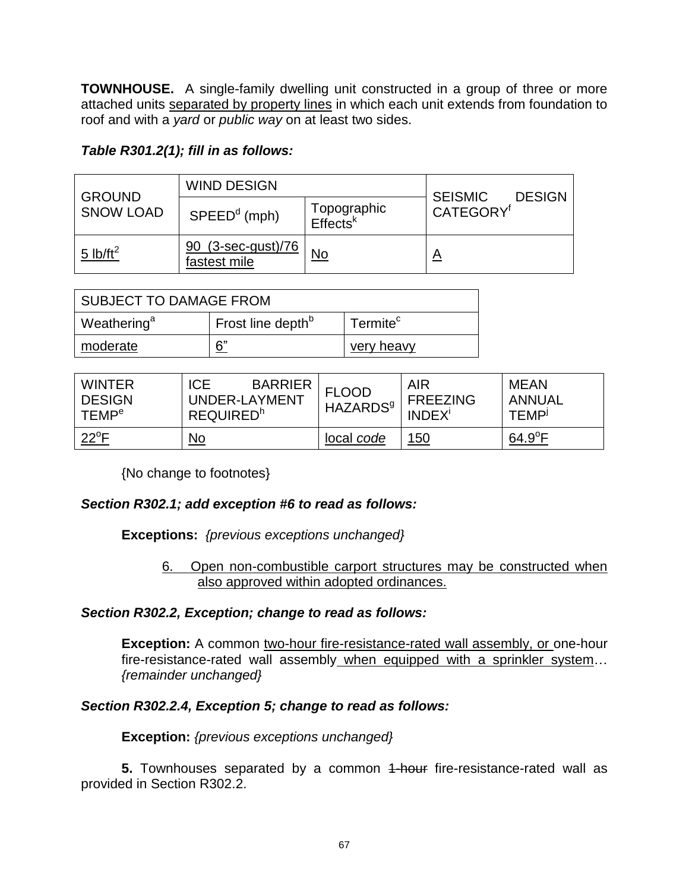**TOWNHOUSE.** A single-family dwelling unit constructed in a group of three or more attached units separated by property lines in which each unit extends from foundation to roof and with a *yard* or *public way* on at least two sides.

***Table R301.2(1); fill in as follows:***

| GROUND SNOW LOAD | WIND DESIGN | | SEISMIC DESIGN CATEGORY[f] |
|---|---|---|---|
| | SPEED[d] (mph) | Topographic Effects[k] | |
| 5 lb/ft$^2$ | 90 (3-sec-gust)/76 fastest mile | No | A |

| SUBJECT TO DAMAGE FROM | | |
|---|---|---|
| Weathering[a] | Frost line depth[b] | Termite[c] |
| moderate | 6" | very heavy |

| WINTER DESIGN TEMP[e] | ICE BARRIER UNDER-LAYMENT REQUIRED[h] | FLOOD HAZARDS[g] | AIR FREEZING INDEX[i] | MEAN ANNUAL TEMP[j] |
|---|---|---|---|---|
| 22°F | No | local *code* | 150 | 64.9°F |

{No change to footnotes}

***Section R302.1; add exception #6 to read as follows:***

**Exceptions:** *{previous exceptions unchanged}*

6. Open non-combustible carport structures may be constructed when also approved within adopted ordinances.

***Section R302.2, Exception; change to read as follows:***

**Exception:** A common two-hour fire-resistance-rated wall assembly, or one-hour fire-resistance-rated wall assembly when equipped with a sprinkler system… *{remainder unchanged}*

***Section R302.2.4, Exception 5; change to read as follows:***

**Exception:** *{previous exceptions unchanged}*

**5.** Townhouses separated by a common ~~1-hour~~ fire-resistance-rated wall as provided in Section R302.2.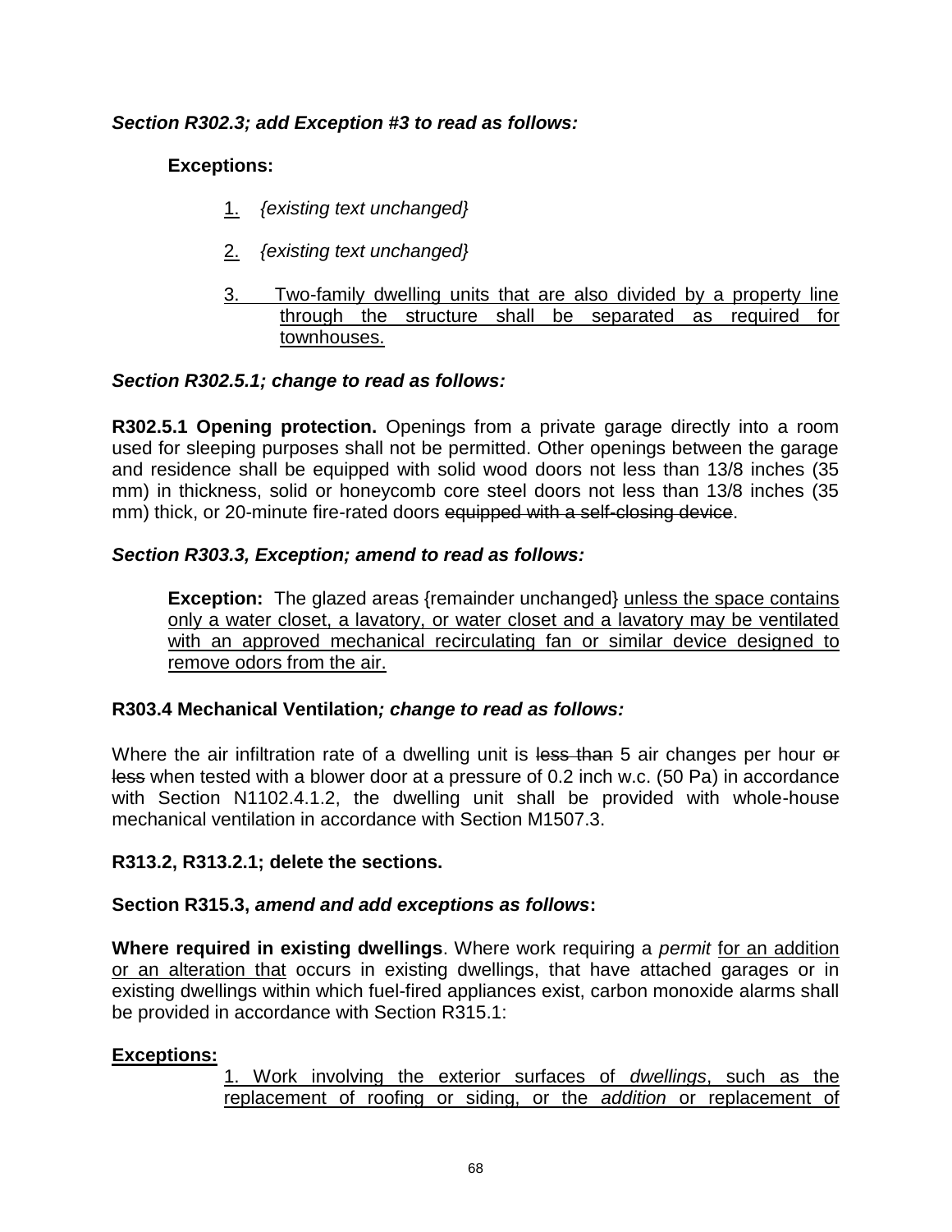***Section R302.3; add Exception #3 to read as follows:***

**Exceptions:**

1. *{existing text unchanged}*

2. *{existing text unchanged}*

3. Two-family dwelling units that are also divided by a property line through the structure shall be separated as required for townhouses.

***Section R302.5.1; change to read as follows:***

**R302.5.1 Opening protection.** Openings from a private garage directly into a room used for sleeping purposes shall not be permitted. Other openings between the garage and residence shall be equipped with solid wood doors not less than 13/8 inches (35 mm) in thickness, solid or honeycomb core steel doors not less than 13/8 inches (35 mm) thick, or 20-minute fire-rated doors ~~equipped with a self-closing device~~.

***Section R303.3, Exception; amend to read as follows:***

**Exception:** The glazed areas {remainder unchanged} unless the space contains only a water closet, a lavatory, or water closet and a lavatory may be ventilated with an approved mechanical recirculating fan or similar device designed to remove odors from the air.

**R303.4 Mechanical Ventilation*; change to read as follows:***

Where the air infiltration rate of a dwelling unit is ~~less than~~ 5 air changes per hour ~~or less~~ when tested with a blower door at a pressure of 0.2 inch w.c. (50 Pa) in accordance with Section N1102.4.1.2, the dwelling unit shall be provided with whole-house mechanical ventilation in accordance with Section M1507.3.

**R313.2, R313.2.1; delete the sections.**

**Section R315.3, *amend and add exceptions as follows*:**

**Where required in existing dwellings**. Where work requiring a *permit* for an addition or an alteration that occurs in existing dwellings, that have attached garages or in existing dwellings within which fuel-fired appliances exist, carbon monoxide alarms shall be provided in accordance with Section R315.1:

**Exceptions:**

1. Work involving the exterior surfaces of *dwellings*, such as the replacement of roofing or siding, or the *addition* or replacement of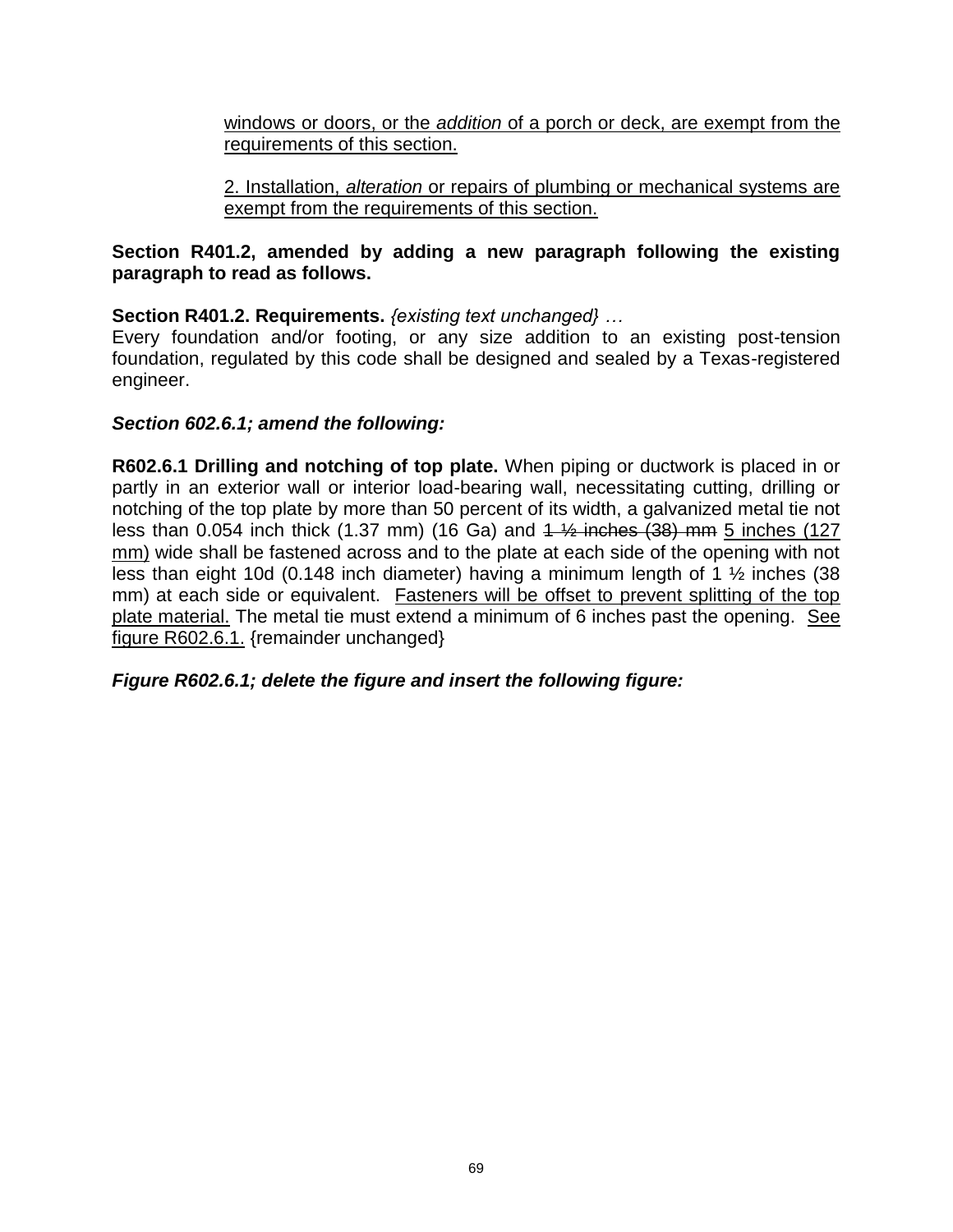<u>windows or doors, or the *addition* of a porch or deck, are exempt from the requirements of this section.</u>

<u>2. Installation, *alteration* or repairs of plumbing or mechanical systems are exempt from the requirements of this section.</u>

**Section R401.2, amended by adding a new paragraph following the existing paragraph to read as follows.**

**Section R401.2. Requirements.** *{existing text unchanged} …*
Every foundation and/or footing, or any size addition to an existing post-tension foundation, regulated by this code shall be designed and sealed by a Texas-registered engineer.

***Section 602.6.1; amend the following:***

**R602.6.1 Drilling and notching of top plate.** When piping or ductwork is placed in or partly in an exterior wall or interior load-bearing wall, necessitating cutting, drilling or notching of the top plate by more than 50 percent of its width, a galvanized metal tie not less than 0.054 inch thick (1.37 mm) (16 Ga) and ~~1 ½ inches (38) mm~~ <u>5 inches (127 mm)</u> wide shall be fastened across and to the plate at each side of the opening with not less than eight 10d (0.148 inch diameter) having a minimum length of 1 ½ inches (38 mm) at each side or equivalent. <u>Fasteners will be offset to prevent splitting of the top plate material.</u> The metal tie must extend a minimum of 6 inches past the opening. <u>See figure R602.6.1.</u> {remainder unchanged}

***Figure R602.6.1; delete the figure and insert the following figure:***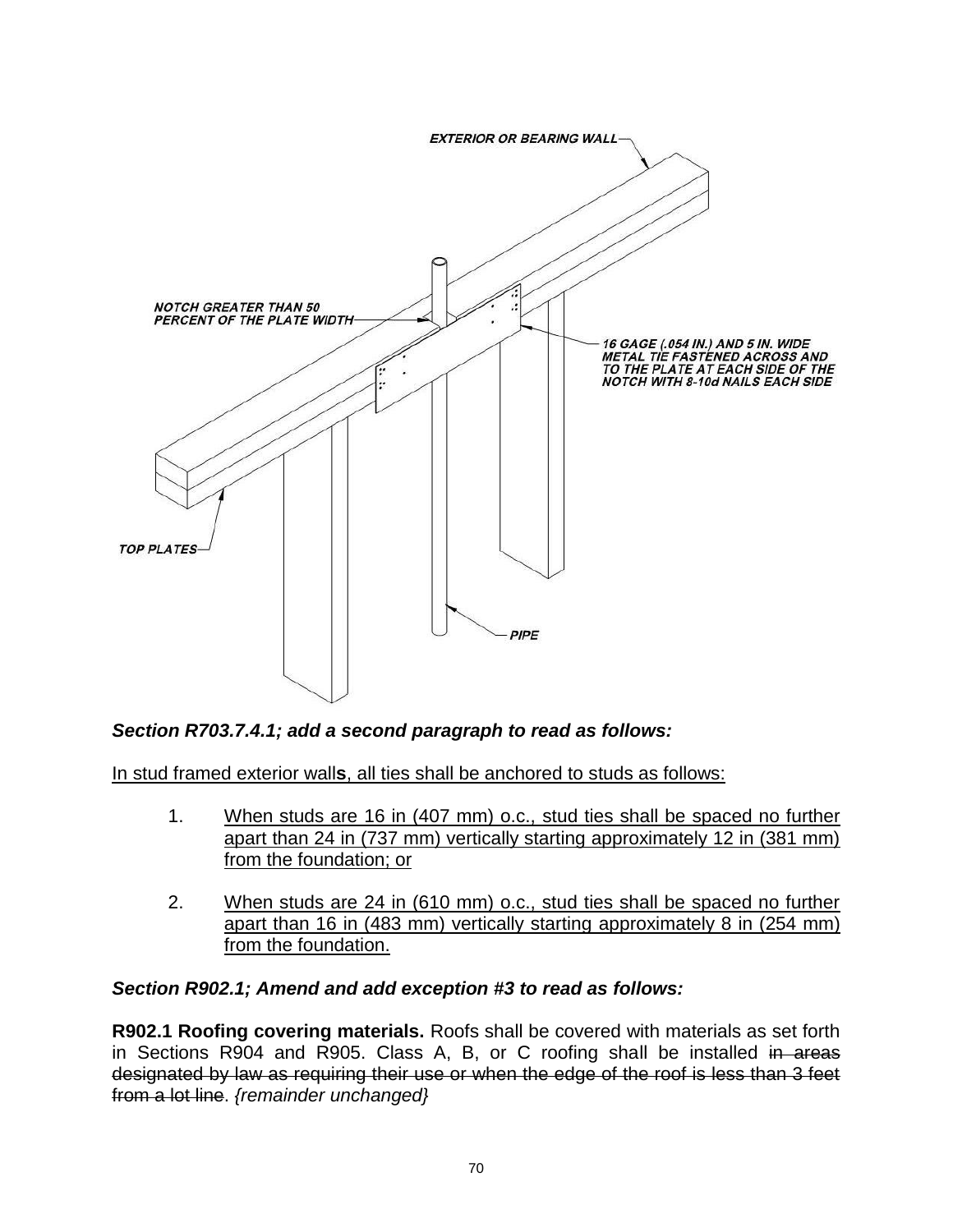EXTERIOR OR BEARING WALL

NOTCH GREATER THAN 50 PERCENT OF THE PLATE WIDTH

16 GAGE (.054 IN.) AND 5 IN. WIDE METAL TIE FASTENED ACROSS AND TO THE PLATE AT EACH SIDE OF THE NOTCH WITH 8-10d NAILS EACH SIDE

TOP PLATES

PIPE

***Section R703.7.4.1; add a second paragraph to read as follows:***

<u>In stud framed exterior wall**s**, all ties shall be anchored to studs as follows:</u>

1. <u>When studs are 16 in (407 mm) o.c., stud ties shall be spaced no further apart than 24 in (737 mm) vertically starting approximately 12 in (381 mm) from the foundation; or</u>

2. <u>When studs are 24 in (610 mm) o.c., stud ties shall be spaced no further apart than 16 in (483 mm) vertically starting approximately 8 in (254 mm) from the foundation.</u>

***Section R902.1; Amend and add exception #3 to read as follows:***

**R902.1 Roofing covering materials.** Roofs shall be covered with materials as set forth in Sections R904 and R905. Class A, B, or C roofing shall be installed ~~in areas designated by law as requiring their use or when the edge of the roof is less than 3 feet from a lot line~~. *{remainder unchanged}*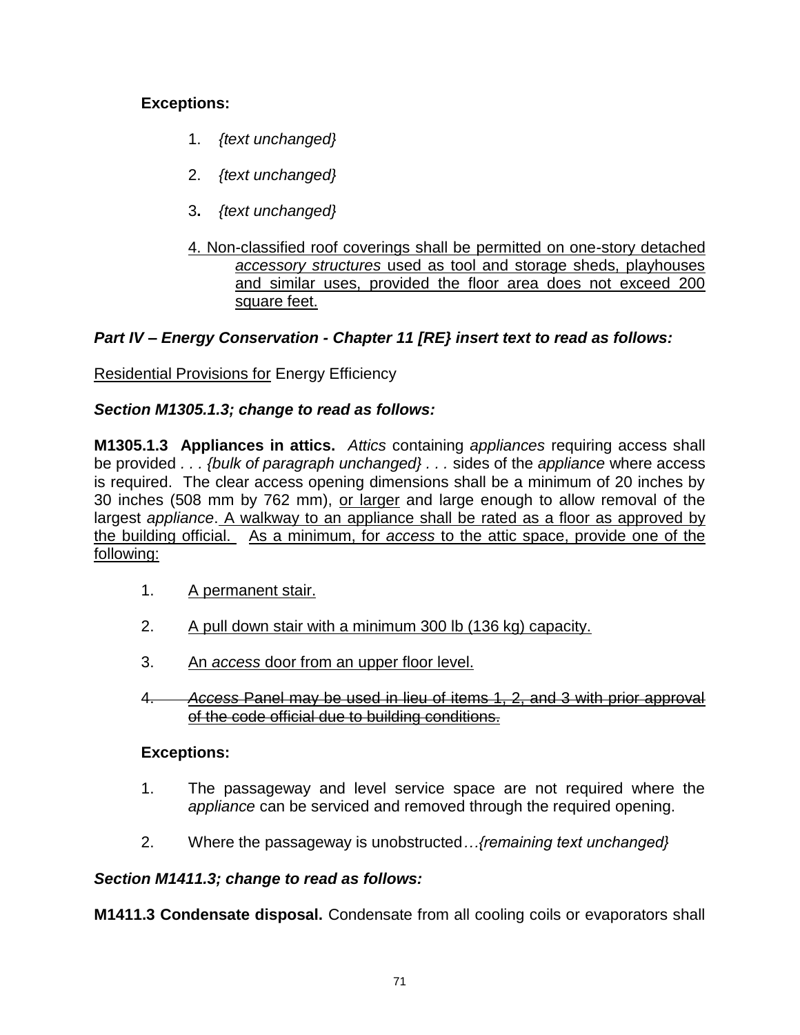**Exceptions:**

1. *{text unchanged}*

2. *{text unchanged}*

3. *{text unchanged}*

4. <u>Non-classified roof coverings shall be permitted on one-story detached *accessory structures* used as tool and storage sheds, playhouses and similar uses, provided the floor area does not exceed 200 square feet.</u>

***Part IV – Energy Conservation - Chapter 11 [RE} insert text to read as follows:***

<u>Residential Provisions for</u> Energy Efficiency

***Section M1305.1.3; change to read as follows:***

**M1305.1.3 Appliances in attics.** *Attics* containing *appliances* requiring access shall be provided *. . . {bulk of paragraph unchanged} . . .* sides of the *appliance* where access is required. The clear access opening dimensions shall be a minimum of 20 inches by 30 inches (508 mm by 762 mm), <u>or larger</u> and large enough to allow removal of the largest *appliance*. <u>A walkway to an appliance shall be rated as a floor as approved by the building official.</u> <u>As a minimum, for *access* to the attic space, provide one of the following:</u>

1. <u>A permanent stair.</u>

2. <u>A pull down stair with a minimum 300 lb (136 kg) capacity.</u>

3. <u>An *access* door from an upper floor level.</u>

4. ~~*Access* Panel may be used in lieu of items 1, 2, and 3 with prior approval of the code official due to building conditions.~~

**Exceptions:**

1. The passageway and level service space are not required where the *appliance* can be serviced and removed through the required opening.

2. Where the passageway is unobstructed*…{remaining text unchanged}*

***Section M1411.3; change to read as follows:***

**M1411.3 Condensate disposal.** Condensate from all cooling coils or evaporators shall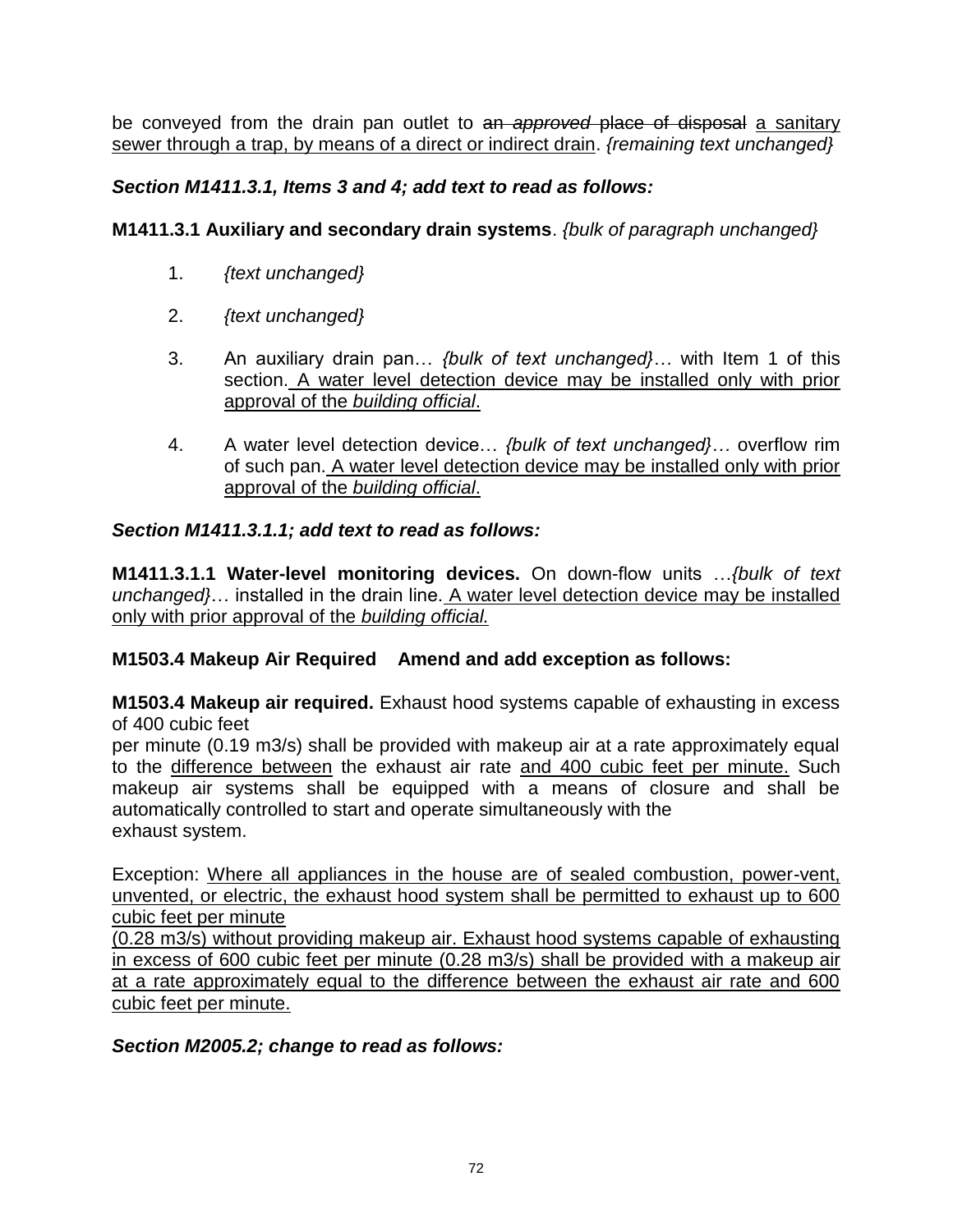be conveyed from the drain pan outlet to ~~an *approved* place of disposal~~ <u>a sanitary sewer through a trap, by means of a direct or indirect drain</u>. *{remaining text unchanged}*

***Section M1411.3.1, Items 3 and 4; add text to read as follows:***

**M1411.3.1 Auxiliary and secondary drain systems**. *{bulk of paragraph unchanged}*

1. *{text unchanged}*

2. *{text unchanged}*

3. An auxiliary drain pan… *{bulk of text unchanged}…* with Item 1 of this section. <u>A water level detection device may be installed only with prior approval of the *building official*.</u>

4. A water level detection device… *{bulk of text unchanged}…* overflow rim of such pan. <u>A water level detection device may be installed only with prior approval of the *building official*.</u>

***Section M1411.3.1.1; add text to read as follows:***

**M1411.3.1.1 Water-level monitoring devices.** On down-flow units …*{bulk of text unchanged}*… installed in the drain line. <u>A water level detection device may be installed only with prior approval of the *building official.*</u>

**M1503.4 Makeup Air Required Amend and add exception as follows:**

**M1503.4 Makeup air required.** Exhaust hood systems capable of exhausting in excess of 400 cubic feet per minute (0.19 m3/s) shall be provided with makeup air at a rate approximately equal to the <u>difference between</u> the exhaust air rate <u>and 400 cubic feet per minute.</u> Such makeup air systems shall be equipped with a means of closure and shall be automatically controlled to start and operate simultaneously with the exhaust system.

Exception: <u>Where all appliances in the house are of sealed combustion, power-vent, unvented, or electric, the exhaust hood system shall be permitted to exhaust up to 600 cubic feet per minute (0.28 m3/s) without providing makeup air. Exhaust hood systems capable of exhausting in excess of 600 cubic feet per minute (0.28 m3/s) shall be provided with a makeup air at a rate approximately equal to the difference between the exhaust air rate and 600 cubic feet per minute.</u>

***Section M2005.2; change to read as follows:***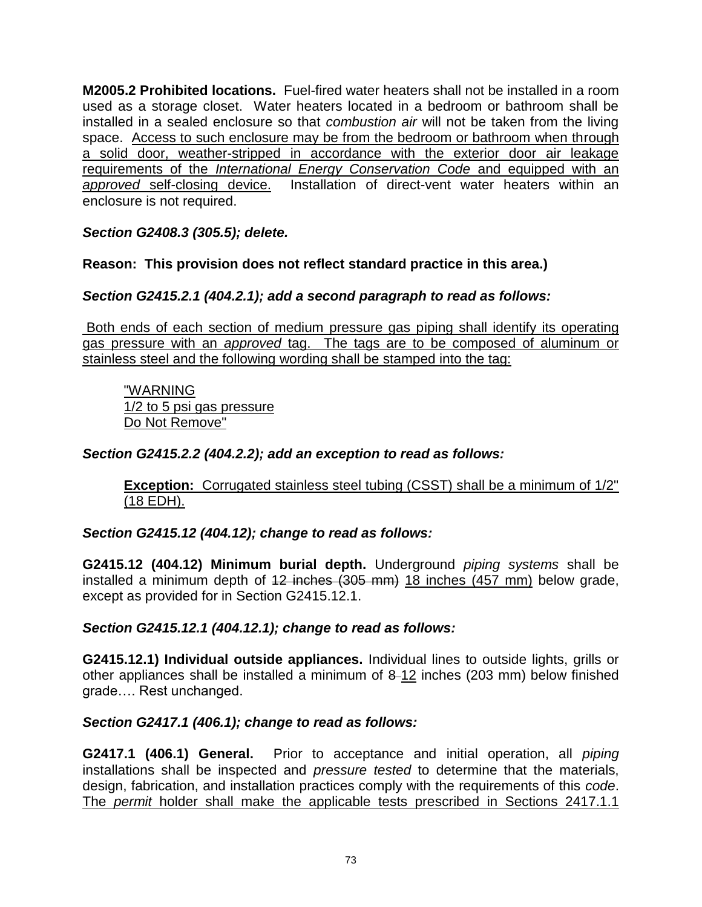**M2005.2 Prohibited locations.** Fuel-fired water heaters shall not be installed in a room used as a storage closet. Water heaters located in a bedroom or bathroom shall be installed in a sealed enclosure so that *combustion air* will not be taken from the living space. <u>Access to such enclosure may be from the bedroom or bathroom when through a solid door, weather-stripped in accordance with the exterior door air leakage requirements of the *International Energy Conservation Code* and equipped with an *approved* self-closing device.</u> Installation of direct-vent water heaters within an enclosure is not required.

***Section G2408.3 (305.5); delete.***

**Reason: This provision does not reflect standard practice in this area.)**

***Section G2415.2.1 (404.2.1); add a second paragraph to read as follows:***

<u>Both ends of each section of medium pressure gas piping shall identify its operating gas pressure with an *approved* tag. The tags are to be composed of aluminum or stainless steel and the following wording shall be stamped into the tag:</u>

> <u>"WARNING</u>
> <u>1/2 to 5 psi gas pressure</u>
> <u>Do Not Remove"</u>

***Section G2415.2.2 (404.2.2); add an exception to read as follows:***

> <u>**Exception:** Corrugated stainless steel tubing (CSST) shall be a minimum of 1/2" (18 EDH).</u>

***Section G2415.12 (404.12); change to read as follows:***

**G2415.12 (404.12) Minimum burial depth.** Underground *piping systems* shall be installed a minimum depth of ~~12 inches (305 mm)~~ <u>18 inches (457 mm)</u> below grade, except as provided for in Section G2415.12.1.

***Section G2415.12.1 (404.12.1); change to read as follows:***

**G2415.12.1) Individual outside appliances.** Individual lines to outside lights, grills or other appliances shall be installed a minimum of ~~8~~ <u>12</u> inches (203 mm) below finished grade…. Rest unchanged.

***Section G2417.1 (406.1); change to read as follows:***

**G2417.1 (406.1) General.** Prior to acceptance and initial operation, all *piping* installations shall be inspected and *pressure tested* to determine that the materials, design, fabrication, and installation practices comply with the requirements of this *code*. <u>The *permit* holder shall make the applicable tests prescribed in Sections 2417.1.1</u>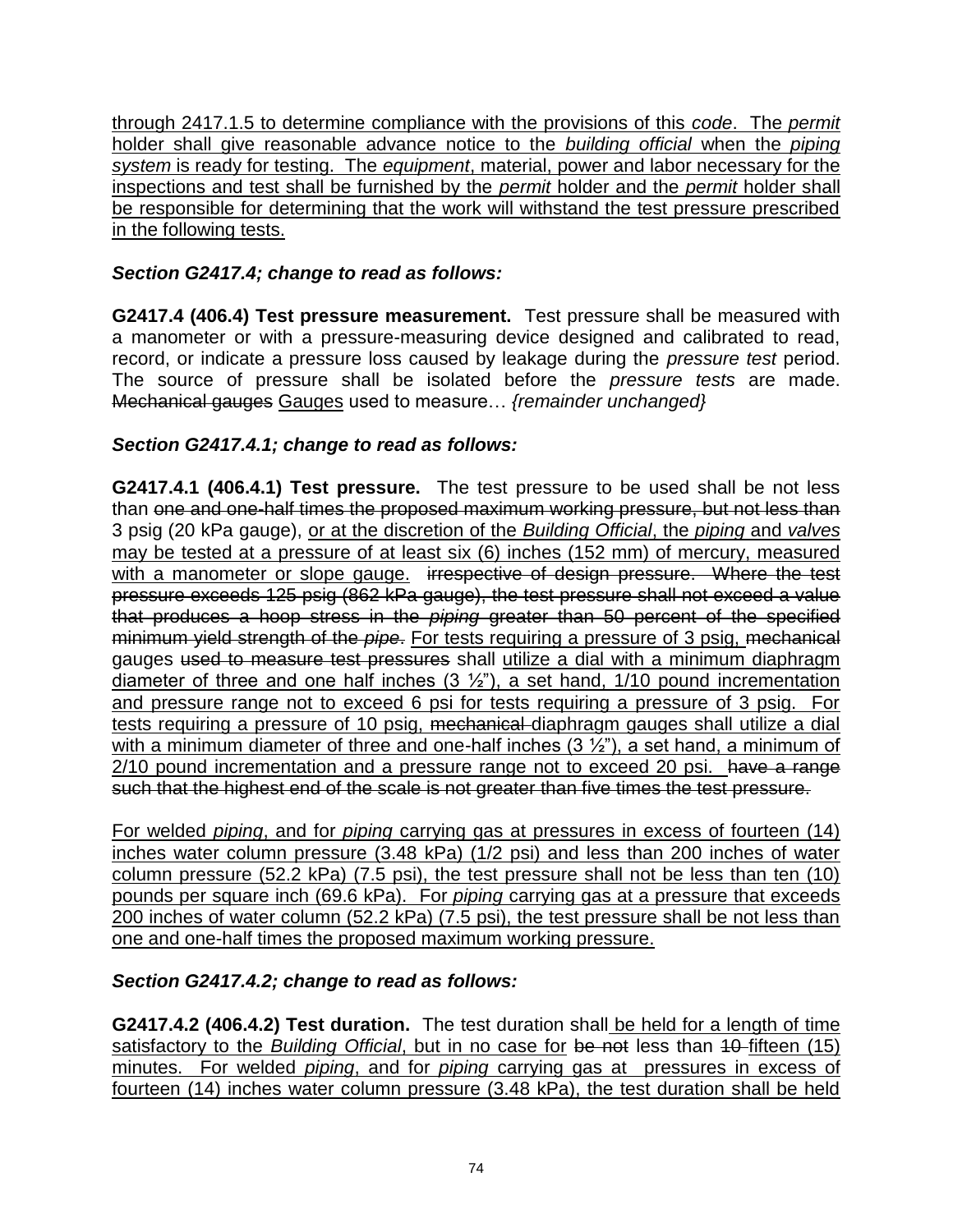through 2417.1.5 to determine compliance with the provisions of this *code*. The *permit* holder shall give reasonable advance notice to the *building official* when the *piping system* is ready for testing. The *equipment*, material, power and labor necessary for the inspections and test shall be furnished by the *permit* holder and the *permit* holder shall be responsible for determining that the work will withstand the test pressure prescribed in the following tests.

***Section G2417.4; change to read as follows:***

**G2417.4 (406.4) Test pressure measurement.** Test pressure shall be measured with a manometer or with a pressure-measuring device designed and calibrated to read, record, or indicate a pressure loss caused by leakage during the *pressure test* period. The source of pressure shall be isolated before the *pressure tests* are made. ~~Mechanical gauges~~ Gauges used to measure… *{remainder unchanged}*

***Section G2417.4.1; change to read as follows:***

**G2417.4.1 (406.4.1) Test pressure.** The test pressure to be used shall be not less than ~~one and one-half times the proposed maximum working pressure, but not less than~~ 3 psig (20 kPa gauge), or at the discretion of the *Building Official*, the *piping* and *valves* may be tested at a pressure of at least six (6) inches (152 mm) of mercury, measured with a manometer or slope gauge. ~~irrespective of design pressure. Where the test pressure exceeds 125 psig (862 kPa gauge), the test pressure shall not exceed a value that produces a hoop stress in the *piping* greater than 50 percent of the specified minimum yield strength of the *pipe*.~~ For tests requiring a pressure of 3 psig, ~~mechanical~~ gauges ~~used to measure test pressures~~ shall utilize a dial with a minimum diaphragm diameter of three and one half inches (3 ½"), a set hand, 1/10 pound incrementation and pressure range not to exceed 6 psi for tests requiring a pressure of 3 psig. For tests requiring a pressure of 10 psig, ~~mechanical~~ diaphragm gauges shall utilize a dial with a minimum diameter of three and one-half inches (3 ½"), a set hand, a minimum of 2/10 pound incrementation and a pressure range not to exceed 20 psi. ~~have a range such that the highest end of the scale is not greater than five times the test pressure.~~

For welded *piping*, and for *piping* carrying gas at pressures in excess of fourteen (14) inches water column pressure (3.48 kPa) (1/2 psi) and less than 200 inches of water column pressure (52.2 kPa) (7.5 psi), the test pressure shall not be less than ten (10) pounds per square inch (69.6 kPa). For *piping* carrying gas at a pressure that exceeds 200 inches of water column (52.2 kPa) (7.5 psi), the test pressure shall be not less than one and one-half times the proposed maximum working pressure.

***Section G2417.4.2; change to read as follows:***

**G2417.4.2 (406.4.2) Test duration.** The test duration shall be held for a length of time satisfactory to the *Building Official*, but in no case for ~~be not~~ less than ~~10~~ fifteen (15) minutes. For welded *piping*, and for *piping* carrying gas at pressures in excess of fourteen (14) inches water column pressure (3.48 kPa), the test duration shall be held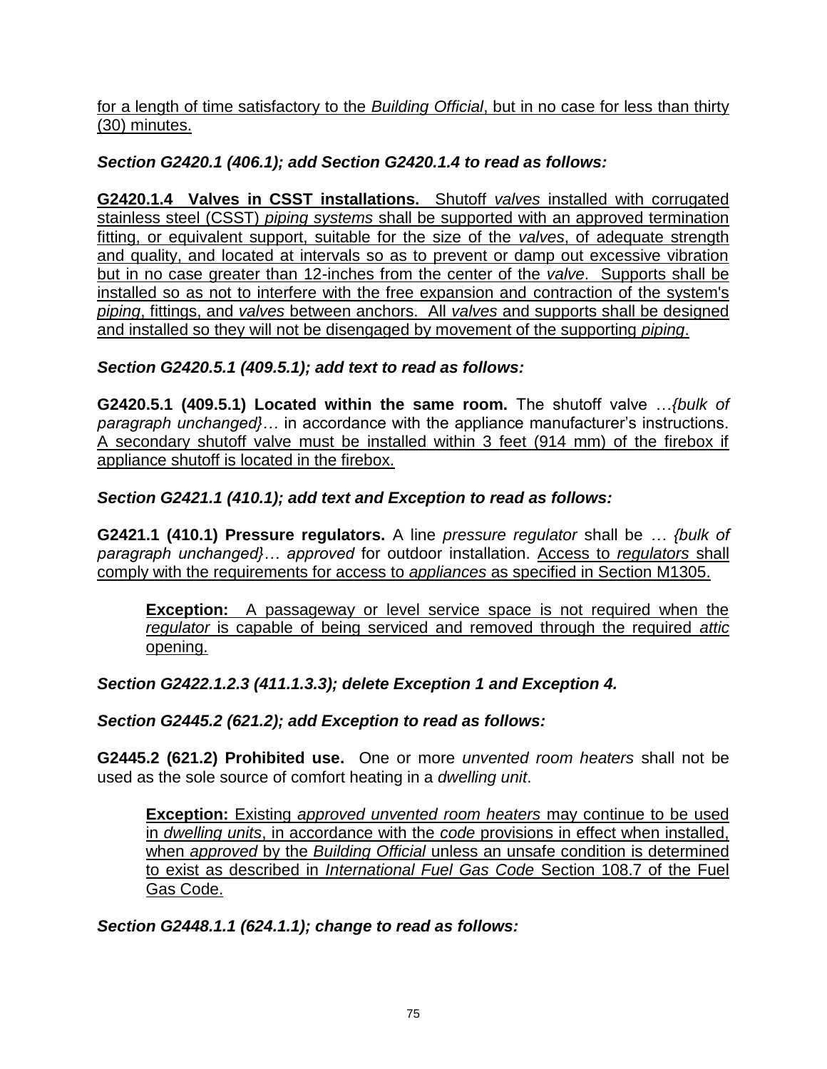for a length of time satisfactory to the *Building Official*, but in no case for less than thirty (30) minutes.

***Section G2420.1 (406.1); add Section G2420.1.4 to read as follows:***

**G2420.1.4 Valves in CSST installations.** Shutoff *valves* installed with corrugated stainless steel (CSST) *piping systems* shall be supported with an approved termination fitting, or equivalent support, suitable for the size of the *valves*, of adequate strength and quality, and located at intervals so as to prevent or damp out excessive vibration but in no case greater than 12-inches from the center of the *valve*. Supports shall be installed so as not to interfere with the free expansion and contraction of the system's *piping*, fittings, and *valves* between anchors. All *valves* and supports shall be designed and installed so they will not be disengaged by movement of the supporting *piping*.

***Section G2420.5.1 (409.5.1); add text to read as follows:***

**G2420.5.1 (409.5.1) Located within the same room.** The shutoff valve …*{bulk of paragraph unchanged}…* in accordance with the appliance manufacturer's instructions. A secondary shutoff valve must be installed within 3 feet (914 mm) of the firebox if appliance shutoff is located in the firebox.

***Section G2421.1 (410.1); add text and Exception to read as follows:***

**G2421.1 (410.1) Pressure regulators.** A line *pressure regulator* shall be *… {bulk of paragraph unchanged}… approved* for outdoor installation. Access to *regulators* shall comply with the requirements for access to *appliances* as specified in Section M1305.

> **Exception:** A passageway or level service space is not required when the *regulator* is capable of being serviced and removed through the required *attic* opening.

***Section G2422.1.2.3 (411.1.3.3); delete Exception 1 and Exception 4.***

***Section G2445.2 (621.2); add Exception to read as follows:***

**G2445.2 (621.2) Prohibited use.** One or more *unvented room heaters* shall not be used as the sole source of comfort heating in a *dwelling unit*.

> **Exception:** Existing *approved unvented room heaters* may continue to be used in *dwelling units*, in accordance with the *code* provisions in effect when installed, when *approved* by the *Building Official* unless an unsafe condition is determined to exist as described in *International Fuel Gas Code* Section 108.7 of the Fuel Gas Code.

***Section G2448.1.1 (624.1.1); change to read as follows:***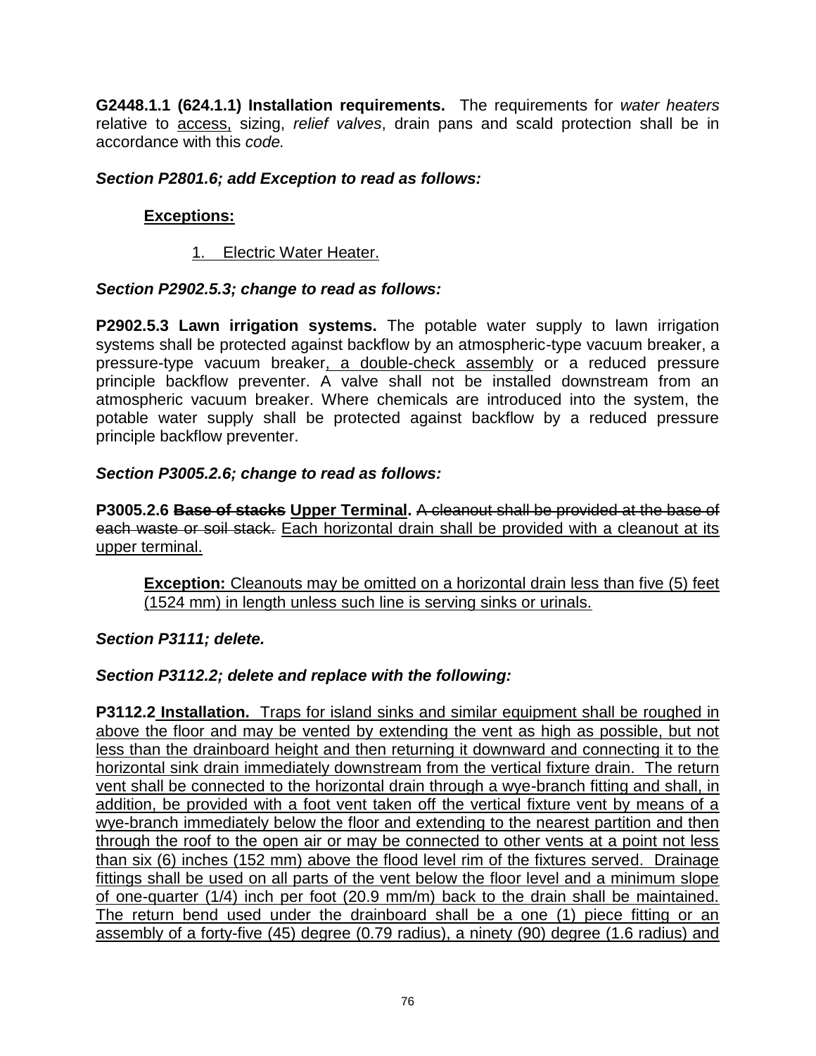**G2448.1.1 (624.1.1) Installation requirements.** The requirements for *water heaters* relative to <u>access,</u> sizing, *relief valves*, drain pans and scald protection shall be in accordance with this *code.*

***Section P2801.6; add Exception to read as follows:***

<u>**Exceptions:**</u>

<u>1. Electric Water Heater.</u>

***Section P2902.5.3; change to read as follows:***

**P2902.5.3 Lawn irrigation systems.** The potable water supply to lawn irrigation systems shall be protected against backflow by an atmospheric-type vacuum breaker, a pressure-type vacuum breaker<u>, a double-check assembly</u> or a reduced pressure principle backflow preventer. A valve shall not be installed downstream from an atmospheric vacuum breaker. Where chemicals are introduced into the system, the potable water supply shall be protected against backflow by a reduced pressure principle backflow preventer.

***Section P3005.2.6; change to read as follows:***

**P3005.2.6 ~~Base of stacks~~ <u>Upper Terminal</u>.** ~~A cleanout shall be provided at the base of each waste or soil stack.~~ <u>Each horizontal drain shall be provided with a cleanout at its upper terminal.</u>

<u>**Exception:** Cleanouts may be omitted on a horizontal drain less than five (5) feet (1524 mm) in length unless such line is serving sinks or urinals.</u>

***Section P3111; delete.***

***Section P3112.2; delete and replace with the following:***

<u>**P3112.2 Installation.** Traps for island sinks and similar equipment shall be roughed in above the floor and may be vented by extending the vent as high as possible, but not less than the drainboard height and then returning it downward and connecting it to the horizontal sink drain immediately downstream from the vertical fixture drain. The return vent shall be connected to the horizontal drain through a wye-branch fitting and shall, in addition, be provided with a foot vent taken off the vertical fixture vent by means of a wye-branch immediately below the floor and extending to the nearest partition and then through the roof to the open air or may be connected to other vents at a point not less than six (6) inches (152 mm) above the flood level rim of the fixtures served. Drainage fittings shall be used on all parts of the vent below the floor level and a minimum slope of one-quarter (1/4) inch per foot (20.9 mm/m) back to the drain shall be maintained. The return bend used under the drainboard shall be a one (1) piece fitting or an assembly of a forty-five (45) degree (0.79 radius), a ninety (90) degree (1.6 radius) and</u>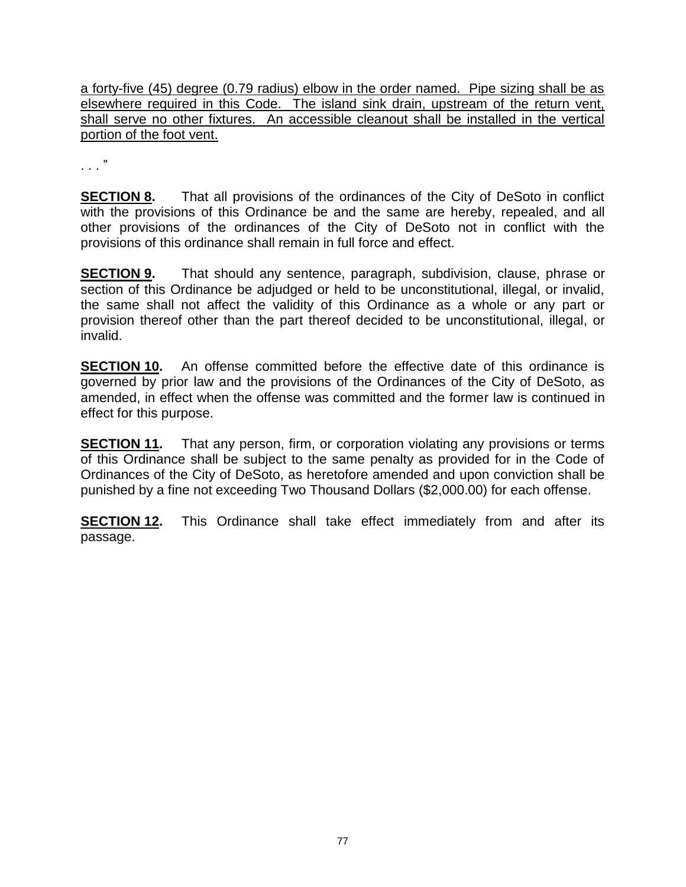<u>a forty-five (45) degree (0.79 radius) elbow in the order named. Pipe sizing shall be as elsewhere required in this Code. The island sink drain, upstream of the return vent, shall serve no other fixtures. An accessible cleanout shall be installed in the vertical portion of the foot vent.</u>

. . . "

**<u>SECTION 8</u>.** That all provisions of the ordinances of the City of DeSoto in conflict with the provisions of this Ordinance be and the same are hereby, repealed, and all other provisions of the ordinances of the City of DeSoto not in conflict with the provisions of this ordinance shall remain in full force and effect.

**<u>SECTION 9</u>.** That should any sentence, paragraph, subdivision, clause, phrase or section of this Ordinance be adjudged or held to be unconstitutional, illegal, or invalid, the same shall not affect the validity of this Ordinance as a whole or any part or provision thereof other than the part thereof decided to be unconstitutional, illegal, or invalid.

**<u>SECTION 10</u>.** An offense committed before the effective date of this ordinance is governed by prior law and the provisions of the Ordinances of the City of DeSoto, as amended, in effect when the offense was committed and the former law is continued in effect for this purpose.

**<u>SECTION 11</u>.** That any person, firm, or corporation violating any provisions or terms of this Ordinance shall be subject to the same penalty as provided for in the Code of Ordinances of the City of DeSoto, as heretofore amended and upon conviction shall be punished by a fine not exceeding Two Thousand Dollars ($2,000.00) for each offense.

**<u>SECTION 12</u>.** This Ordinance shall take effect immediately from and after its passage.